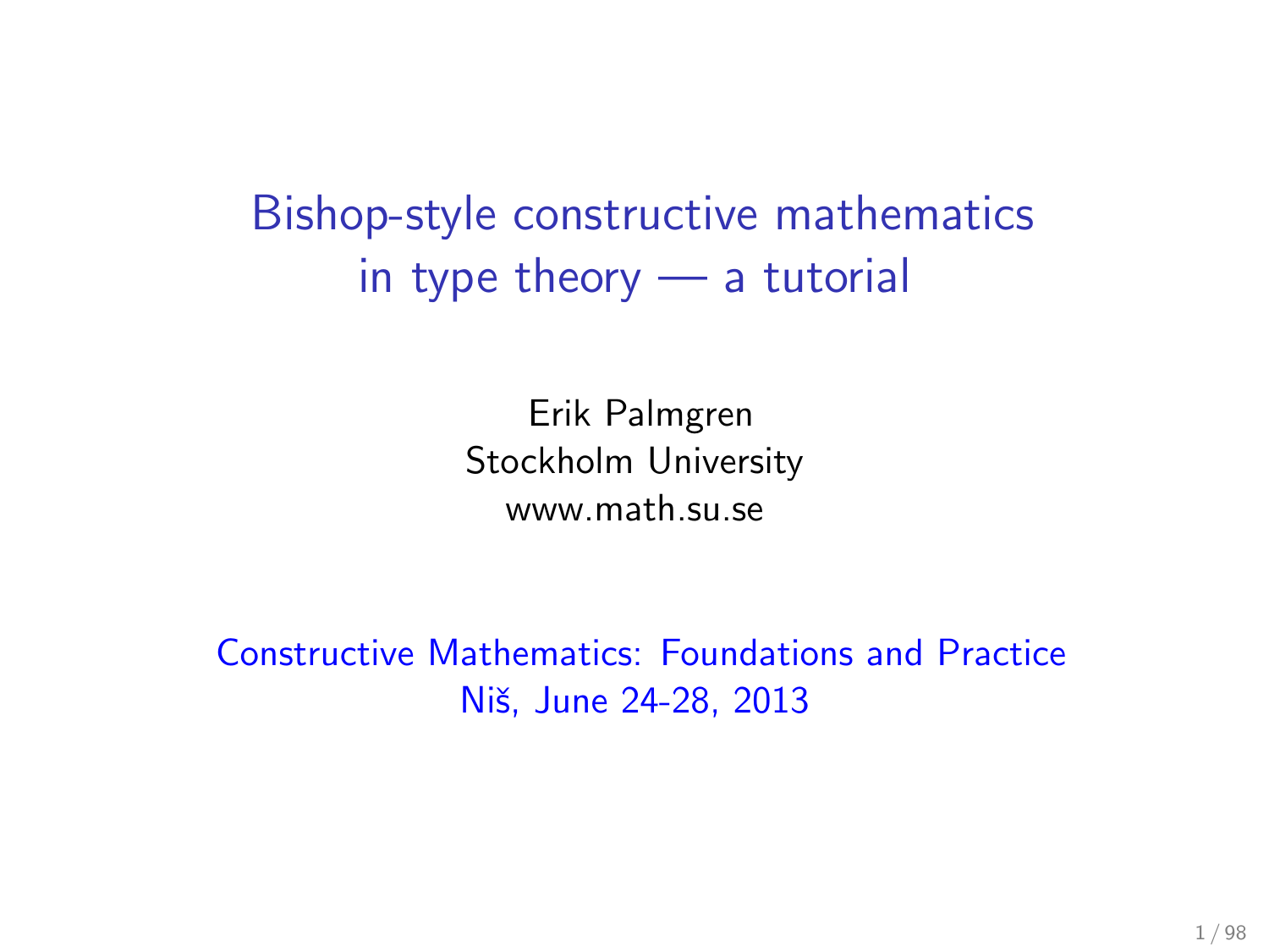# Bishop-style constructive mathematics in type theory — a tutorial

Erik Palmgren
Stockholm University
www.math.su.se

Constructive Mathematics: Foundations and Practice
Niš, June 24-28, 2013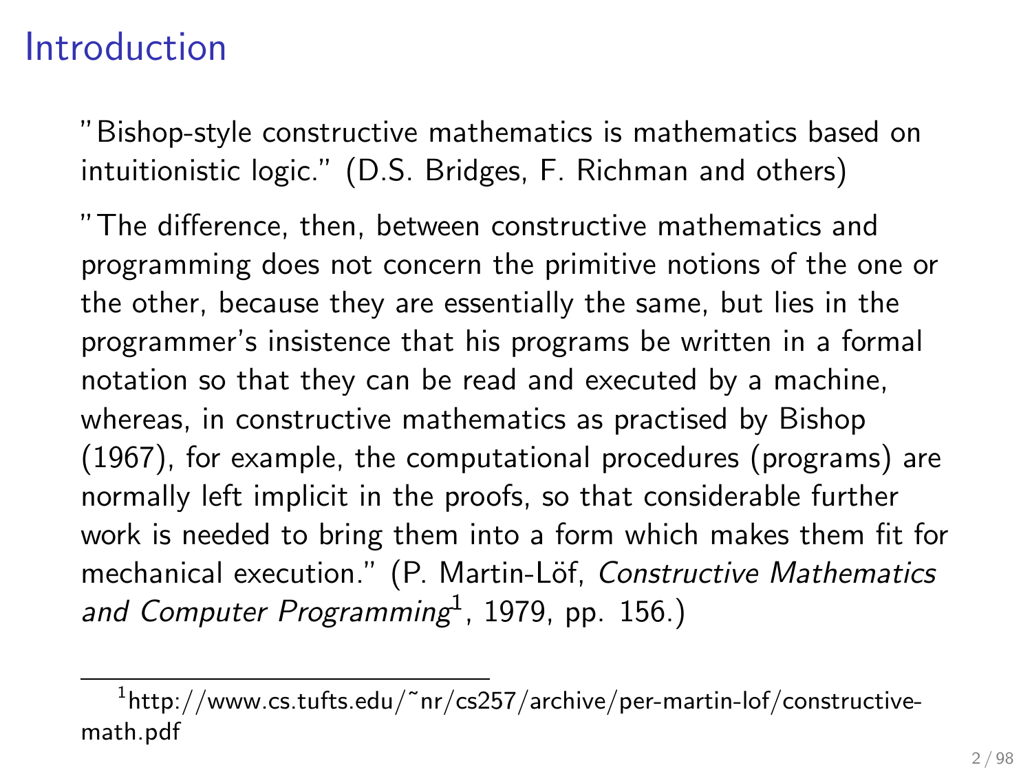# Introduction

"Bishop-style constructive mathematics is mathematics based on intuitionistic logic." (D.S. Bridges, F. Richman and others)

"The difference, then, between constructive mathematics and programming does not concern the primitive notions of the one or the other, because they are essentially the same, but lies in the programmer's insistence that his programs be written in a formal notation so that they can be read and executed by a machine, whereas, in constructive mathematics as practised by Bishop (1967), for example, the computational procedures (programs) are normally left implicit in the proofs, so that considerable further work is needed to bring them into a form which makes them fit for mechanical execution." (P. Martin-Löf, *Constructive Mathematics and Computer Programming*[1], 1979, pp. 156.)

---

[1] http://www.cs.tufts.edu/~nr/cs257/archive/per-martin-lof/constructive-math.pdf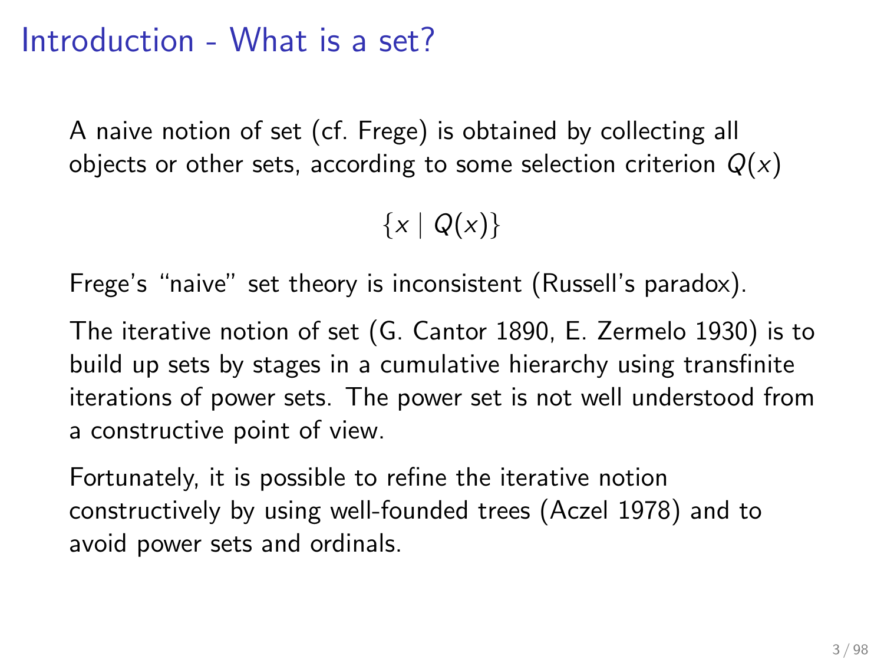# Introduction - What is a set?

A naive notion of set (cf. Frege) is obtained by collecting all objects or other sets, according to some selection criterion $Q(x)$

$$\{x \mid Q(x)\}$$

Frege's "naive" set theory is inconsistent (Russell's paradox).

The iterative notion of set (G. Cantor 1890, E. Zermelo 1930) is to build up sets by stages in a cumulative hierarchy using transfinite iterations of power sets. The power set is not well understood from a constructive point of view.

Fortunately, it is possible to refine the iterative notion constructively by using well-founded trees (Aczel 1978) and to avoid power sets and ordinals.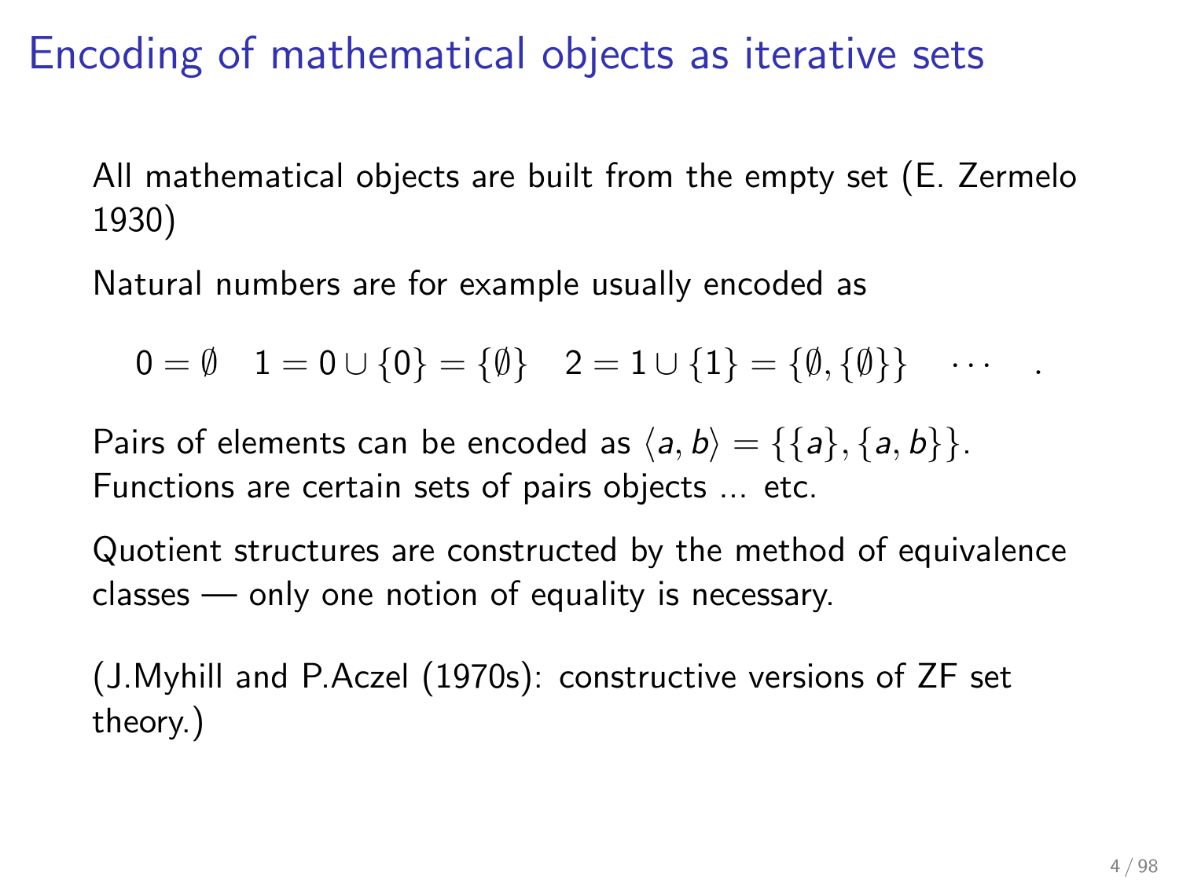# Encoding of mathematical objects as iterative sets

All mathematical objects are built from the empty set (E. Zermelo 1930)

Natural numbers are for example usually encoded as

$$0 = \emptyset \quad 1 = 0 \cup \{0\} = \{\emptyset\} \quad 2 = 1 \cup \{1\} = \{\emptyset, \{\emptyset\}\} \quad \cdots \quad .$$

Pairs of elements can be encoded as $\langle a, b \rangle = \{\{a\}, \{a, b\}\}$. Functions are certain sets of pairs objects ... etc.

Quotient structures are constructed by the method of equivalence classes — only one notion of equality is necessary.

(J.Myhill and P.Aczel (1970s): constructive versions of ZF set theory.)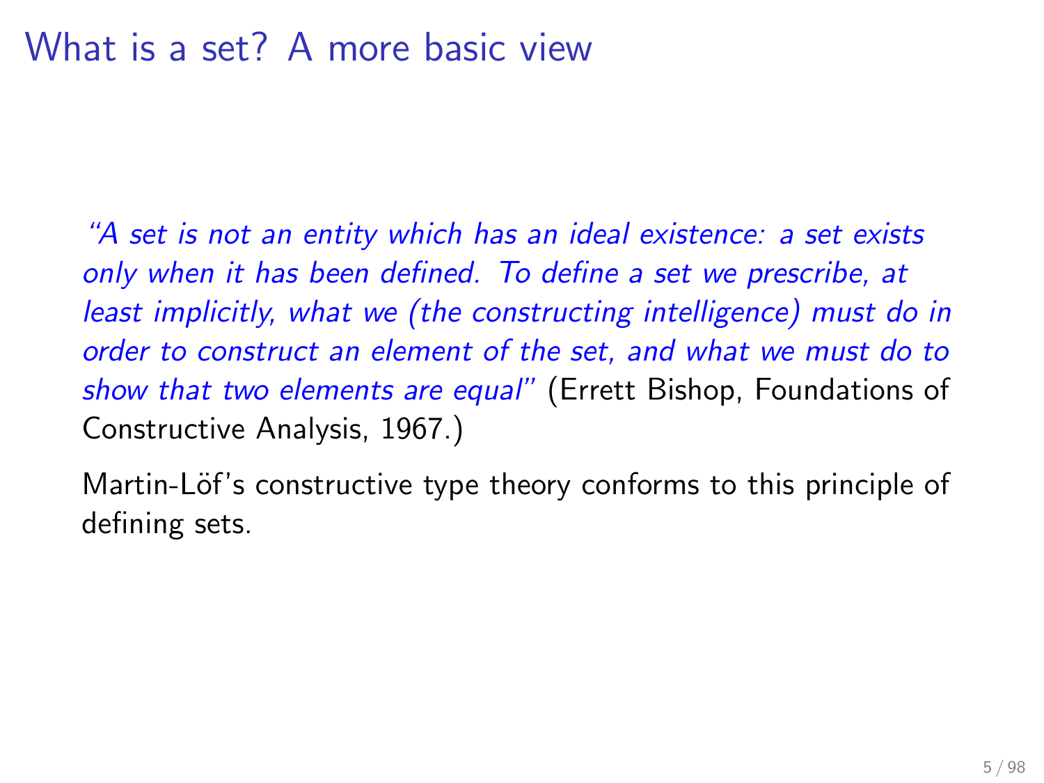# What is a set? A more basic view

*"A set is not an entity which has an ideal existence: a set exists only when it has been defined. To define a set we prescribe, at least implicitly, what we (the constructing intelligence) must do in order to construct an element of the set, and what we must do to show that two elements are equal"* (Errett Bishop, Foundations of Constructive Analysis, 1967.)

Martin-Löf's constructive type theory conforms to this principle of defining sets.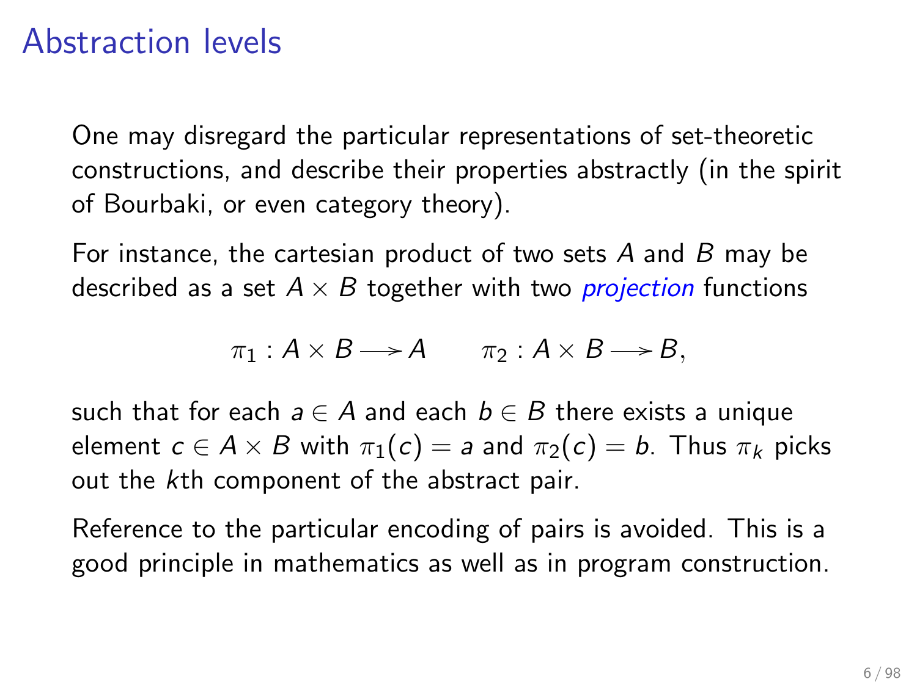# Abstraction levels

One may disregard the particular representations of set-theoretic constructions, and describe their properties abstractly (in the spirit of Bourbaki, or even category theory).

For instance, the cartesian product of two sets $A$ and $B$ may be described as a set $A \times B$ together with two *projection* functions

$$\pi_1 : A \times B \longrightarrow A \qquad \pi_2 : A \times B \longrightarrow B,$$

such that for each $a \in A$ and each $b \in B$ there exists a unique element $c \in A \times B$ with $\pi_1(c) = a$ and $\pi_2(c) = b$. Thus $\pi_k$ picks out the $k$th component of the abstract pair.

Reference to the particular encoding of pairs is avoided. This is a good principle in mathematics as well as in program construction.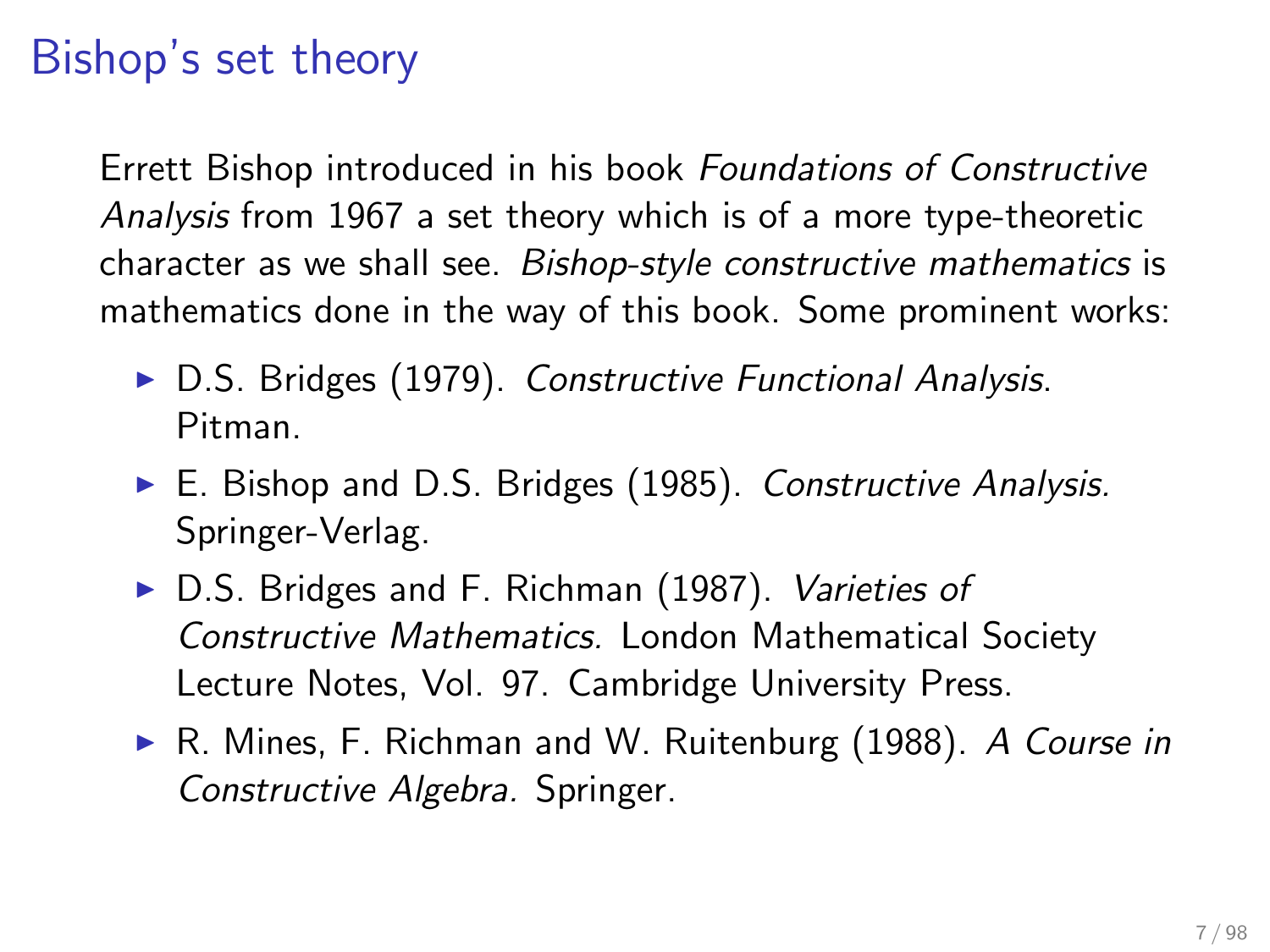# Bishop's set theory

Errett Bishop introduced in his book *Foundations of Constructive Analysis* from 1967 a set theory which is of a more type-theoretic character as we shall see. *Bishop-style constructive mathematics* is mathematics done in the way of this book. Some prominent works:

- D.S. Bridges (1979). *Constructive Functional Analysis*. Pitman.
- E. Bishop and D.S. Bridges (1985). *Constructive Analysis.* Springer-Verlag.
- D.S. Bridges and F. Richman (1987). *Varieties of Constructive Mathematics.* London Mathematical Society Lecture Notes, Vol. 97. Cambridge University Press.
- R. Mines, F. Richman and W. Ruitenburg (1988). *A Course in Constructive Algebra.* Springer.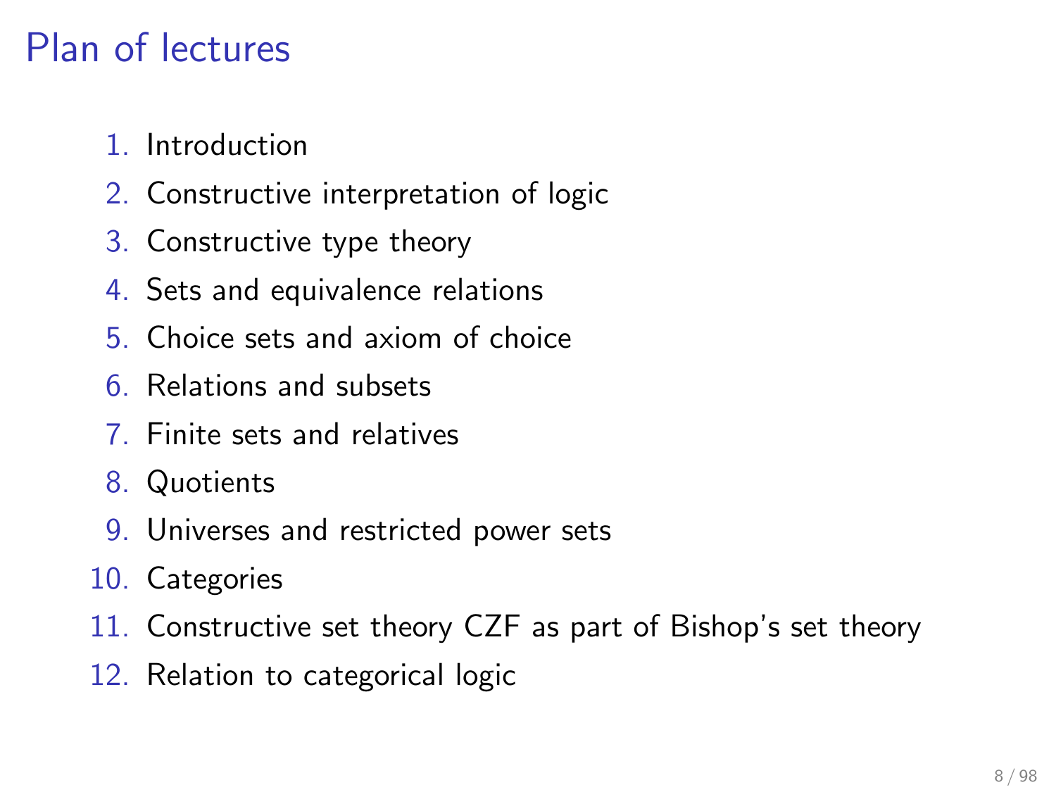# Plan of lectures

1. Introduction
2. Constructive interpretation of logic
3. Constructive type theory
4. Sets and equivalence relations
5. Choice sets and axiom of choice
6. Relations and subsets
7. Finite sets and relatives
8. Quotients
9. Universes and restricted power sets
10. Categories
11. Constructive set theory CZF as part of Bishop's set theory
12. Relation to categorical logic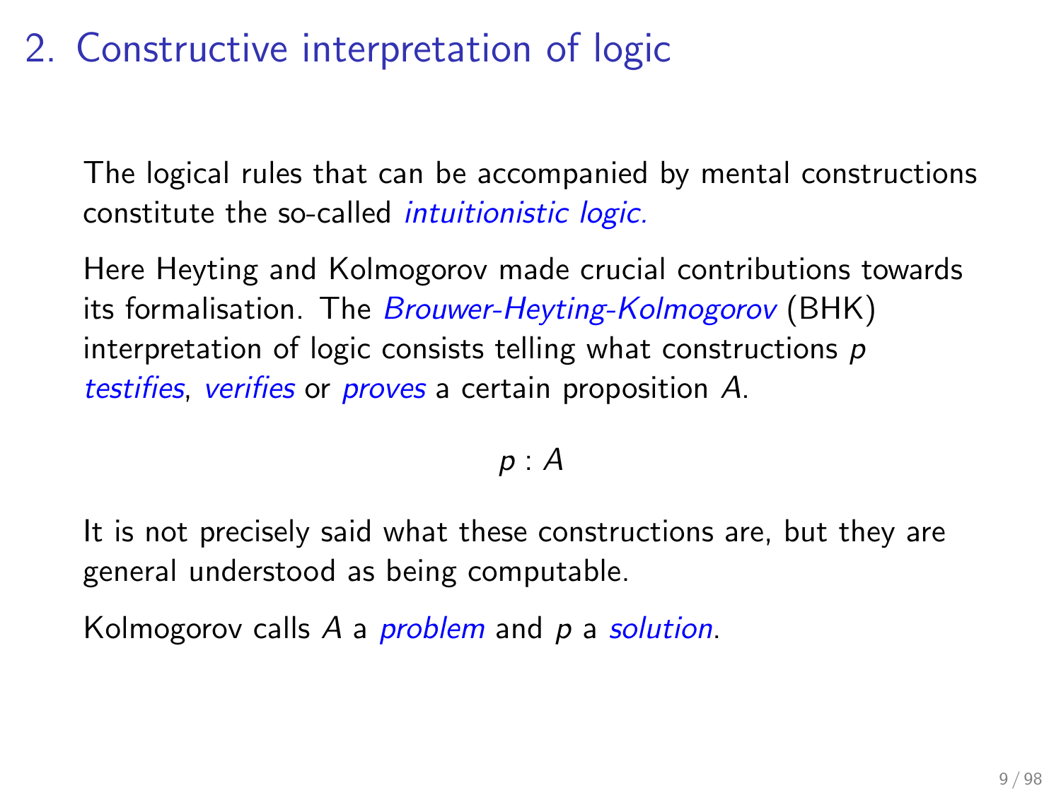# 2. Constructive interpretation of logic

The logical rules that can be accompanied by mental constructions constitute the so-called *intuitionistic logic.*

Here Heyting and Kolmogorov made crucial contributions towards its formalisation. The *Brouwer-Heyting-Kolmogorov* (BHK) interpretation of logic consists telling what constructions $p$ *testifies*, *verifies* or *proves* a certain proposition $A$.

$$p : A$$

It is not precisely said what these constructions are, but they are general understood as being computable.

Kolmogorov calls $A$ a *problem* and $p$ a *solution*.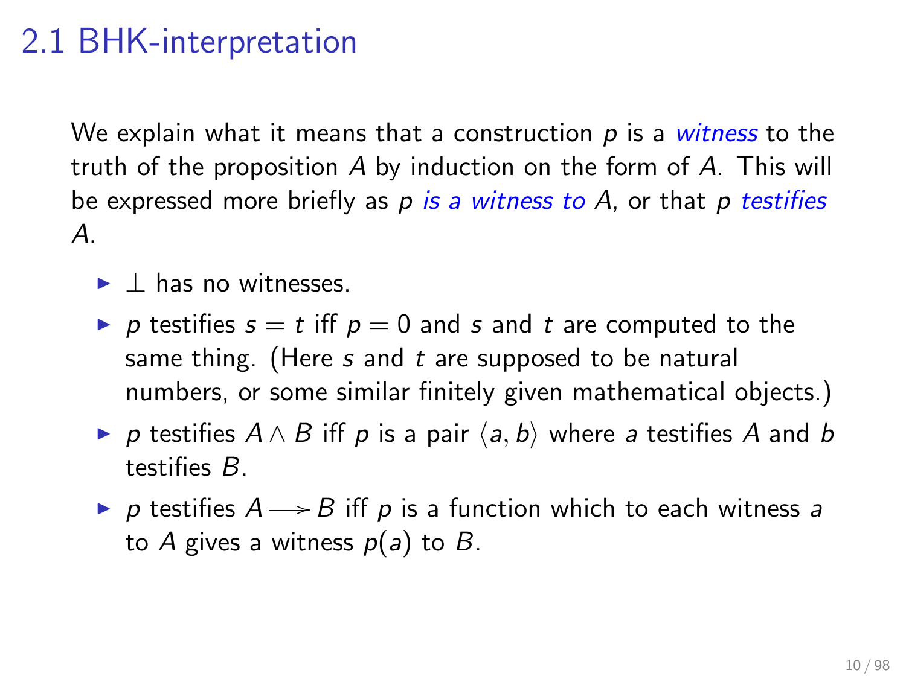## 2.1 BHK-interpretation

We explain what it means that a construction $p$ is a *witness* to the truth of the proposition $A$ by induction on the form of $A$. This will be expressed more briefly as $p$ *is a witness to* $A$, or that $p$ *testifies* $A$.

- $\bot$ has no witnesses.
- $p$ testifies $s = t$ iff $p = 0$ and $s$ and $t$ are computed to the same thing. (Here $s$ and $t$ are supposed to be natural numbers, or some similar finitely given mathematical objects.)
- $p$ testifies $A \wedge B$ iff $p$ is a pair $\langle a, b \rangle$ where $a$ testifies $A$ and $b$ testifies $B$.
- $p$ testifies $A \longrightarrow B$ iff $p$ is a function which to each witness $a$ to $A$ gives a witness $p(a)$ to $B$.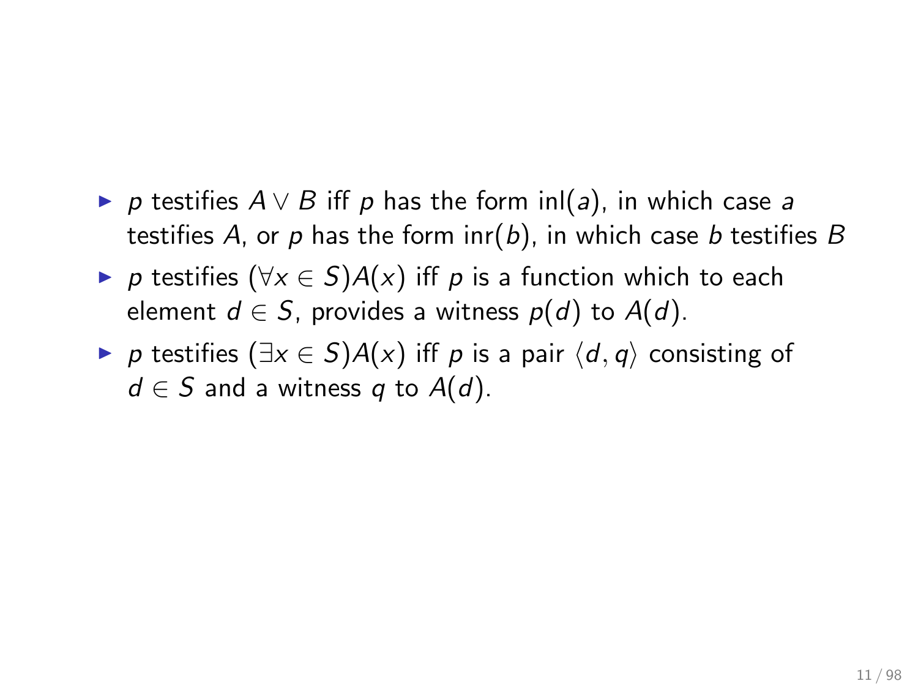- $p$ testifies $A \vee B$ iff $p$ has the form $\mathrm{inl}(a)$, in which case $a$ testifies $A$, or $p$ has the form $\mathrm{inr}(b)$, in which case $b$ testifies $B$
- $p$ testifies $(\forall x \in S)A(x)$ iff $p$ is a function which to each element $d \in S$, provides a witness $p(d)$ to $A(d)$.
- $p$ testifies $(\exists x \in S)A(x)$ iff $p$ is a pair $\langle d, q \rangle$ consisting of $d \in S$ and a witness $q$ to $A(d)$.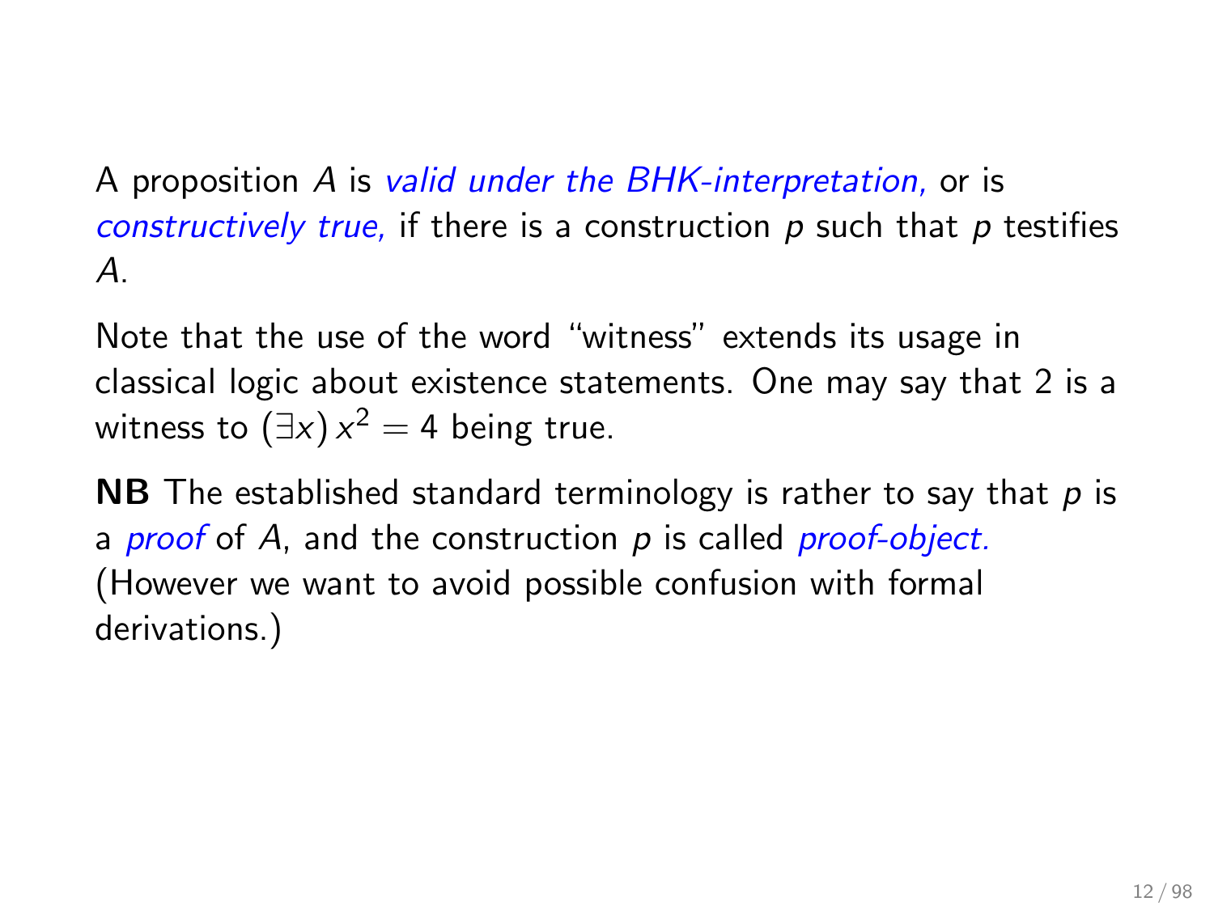A proposition $A$ is *valid under the BHK-interpretation,* or is *constructively true,* if there is a construction $p$ such that $p$ testifies $A$.

Note that the use of the word "witness" extends its usage in classical logic about existence statements. One may say that 2 is a witness to $(\exists x)\, x^2 = 4$ being true.

**NB** The established standard terminology is rather to say that $p$ is a *proof* of $A$, and the construction $p$ is called *proof-object.* (However we want to avoid possible confusion with formal derivations.)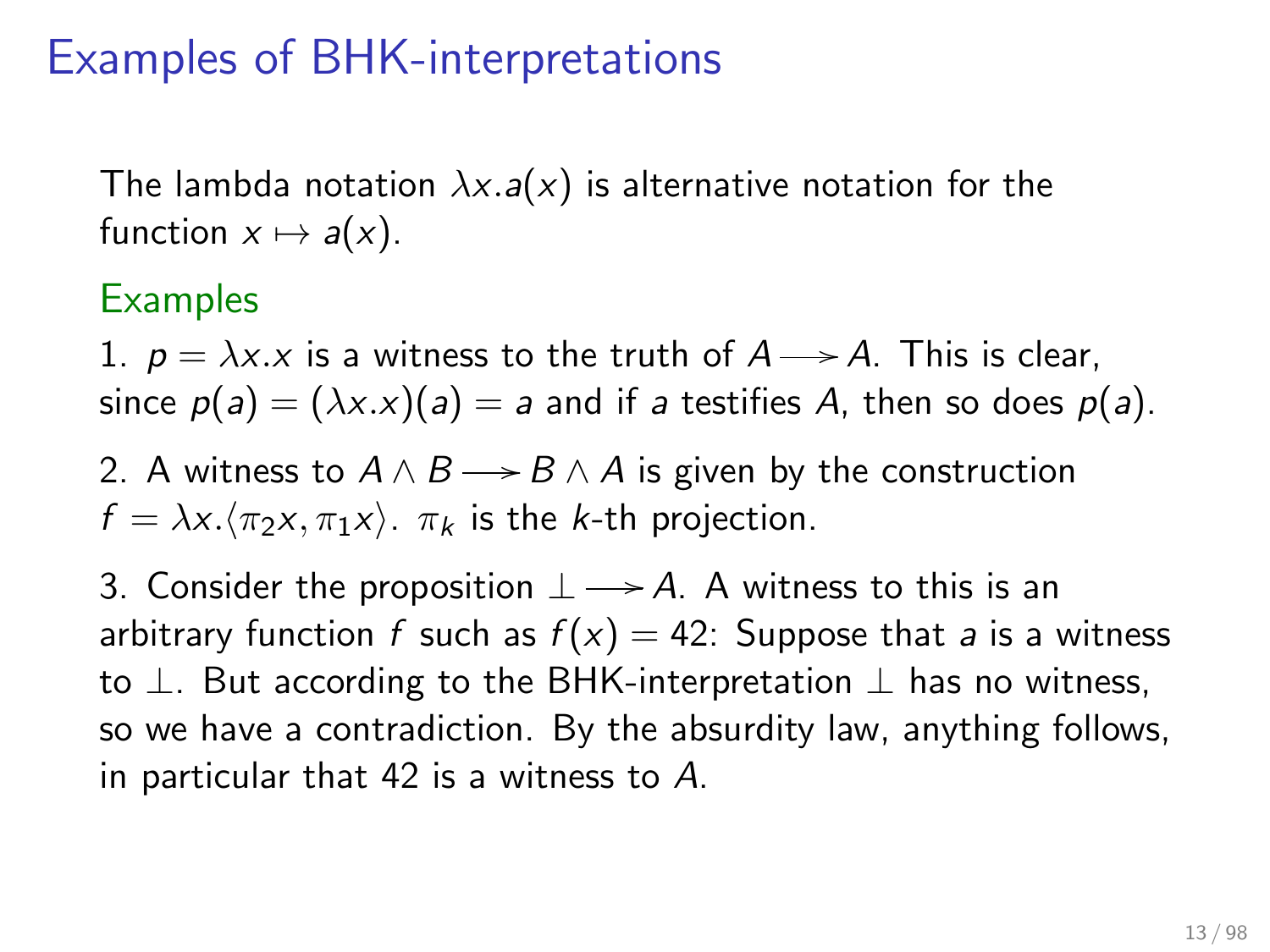# Examples of BHK-interpretations

The lambda notation $\lambda x.a(x)$ is alternative notation for the function $x \mapsto a(x)$.

**Examples**

1. $p = \lambda x.x$ is a witness to the truth of $A \longrightarrow A$. This is clear, since $p(a) = (\lambda x.x)(a) = a$ and if $a$ testifies $A$, then so does $p(a)$.

2. A witness to $A \wedge B \longrightarrow B \wedge A$ is given by the construction $f = \lambda x.\langle \pi_2 x, \pi_1 x \rangle$. $\pi_k$ is the $k$-th projection.

3. Consider the proposition $\perp \longrightarrow A$. A witness to this is an arbitrary function $f$ such as $f(x) = 42$: Suppose that $a$ is a witness to $\perp$. But according to the BHK-interpretation $\perp$ has no witness, so we have a contradiction. By the absurdity law, anything follows, in particular that 42 is a witness to $A$.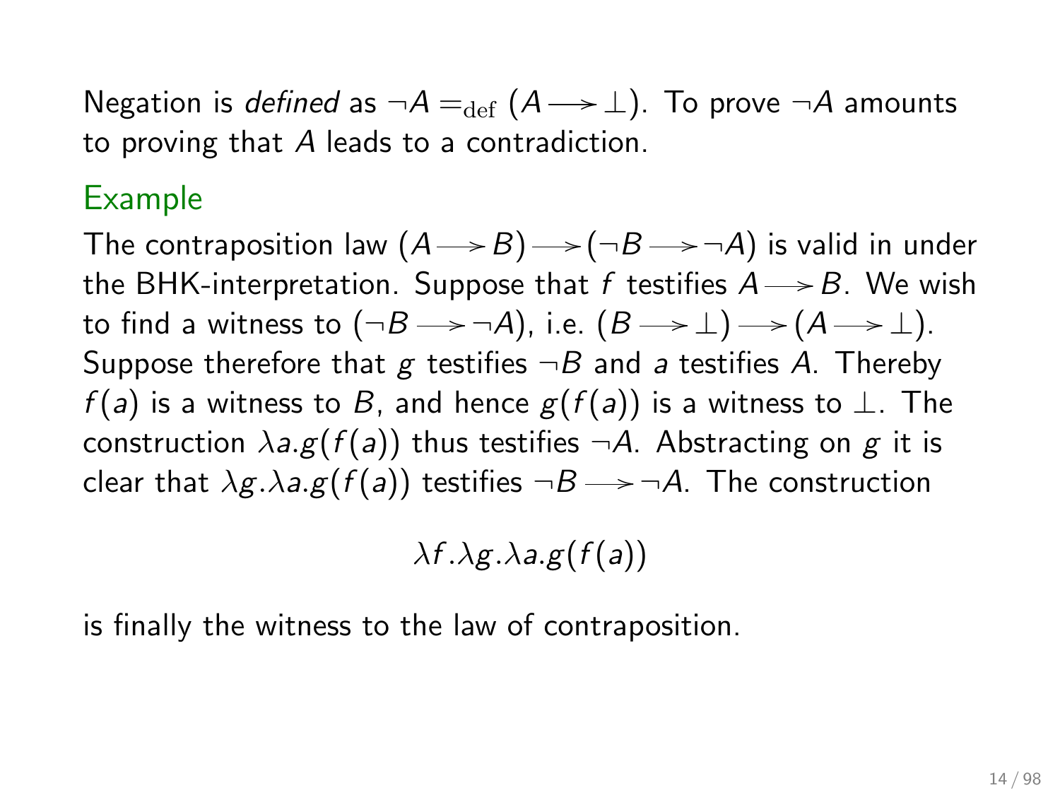Negation is *defined* as $\neg A =_{\text{def}} (A \longrightarrow \bot)$. To prove $\neg A$ amounts to proving that $A$ leads to a contradiction.

### Example

The contraposition law $(A \longrightarrow B) \longrightarrow (\neg B \longrightarrow \neg A)$ is valid in under the BHK-interpretation. Suppose that $f$ testifies $A \longrightarrow B$. We wish to find a witness to $(\neg B \longrightarrow \neg A)$, i.e. $(B \longrightarrow \bot) \longrightarrow (A \longrightarrow \bot)$. Suppose therefore that $g$ testifies $\neg B$ and $a$ testifies $A$. Thereby $f(a)$ is a witness to $B$, and hence $g(f(a))$ is a witness to $\bot$. The construction $\lambda a.g(f(a))$ thus testifies $\neg A$. Abstracting on $g$ it is clear that $\lambda g.\lambda a.g(f(a))$ testifies $\neg B \longrightarrow \neg A$. The construction

$$\lambda f.\lambda g.\lambda a.g(f(a))$$

is finally the witness to the law of contraposition.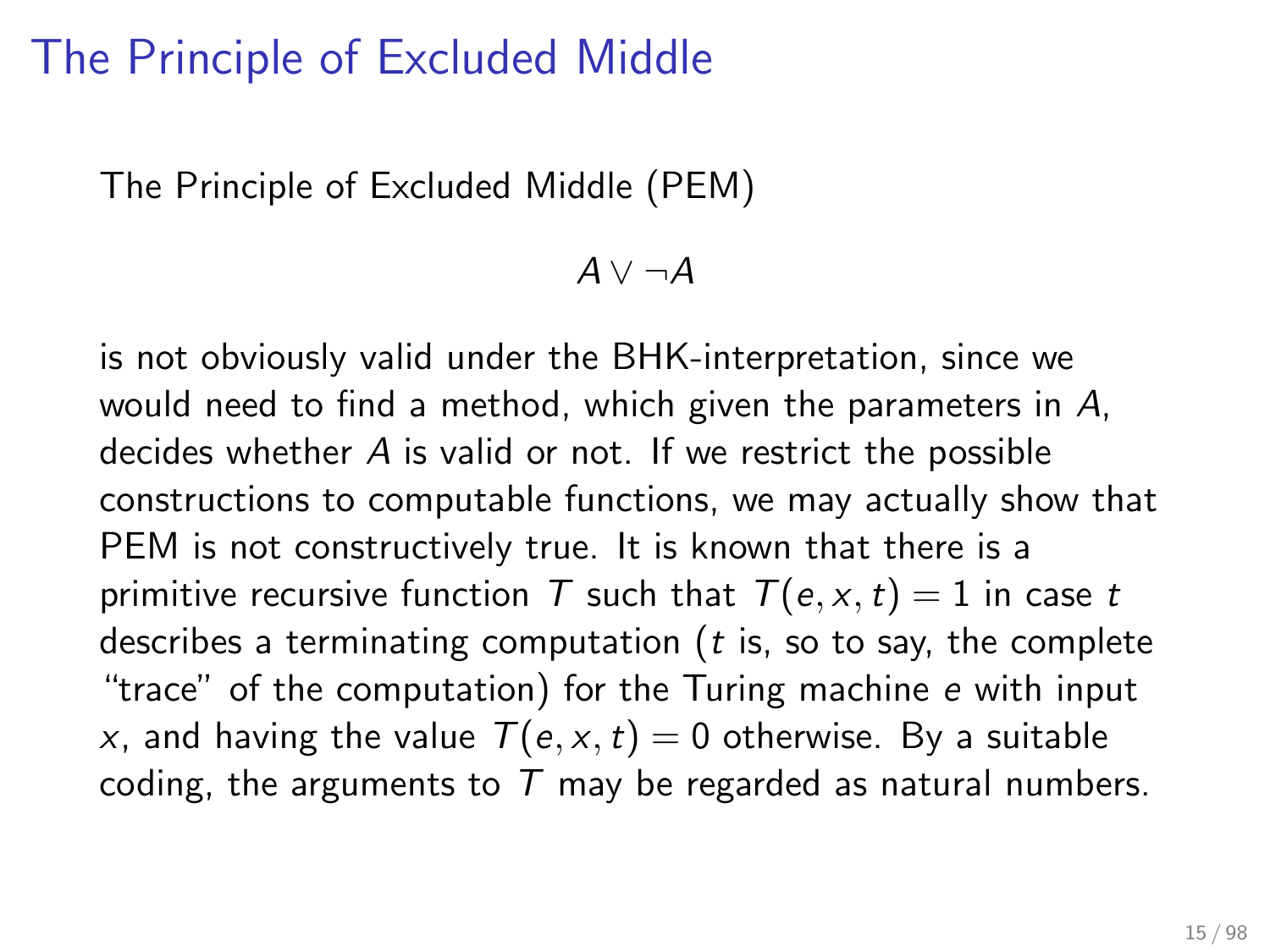# The Principle of Excluded Middle

The Principle of Excluded Middle (PEM)

$$A \vee \neg A$$

is not obviously valid under the BHK-interpretation, since we would need to find a method, which given the parameters in $A$, decides whether $A$ is valid or not. If we restrict the possible constructions to computable functions, we may actually show that PEM is not constructively true. It is known that there is a primitive recursive function $T$ such that $T(e, x, t) = 1$ in case $t$ describes a terminating computation ($t$ is, so to say, the complete "trace" of the computation) for the Turing machine $e$ with input $x$, and having the value $T(e, x, t) = 0$ otherwise. By a suitable coding, the arguments to $T$ may be regarded as natural numbers.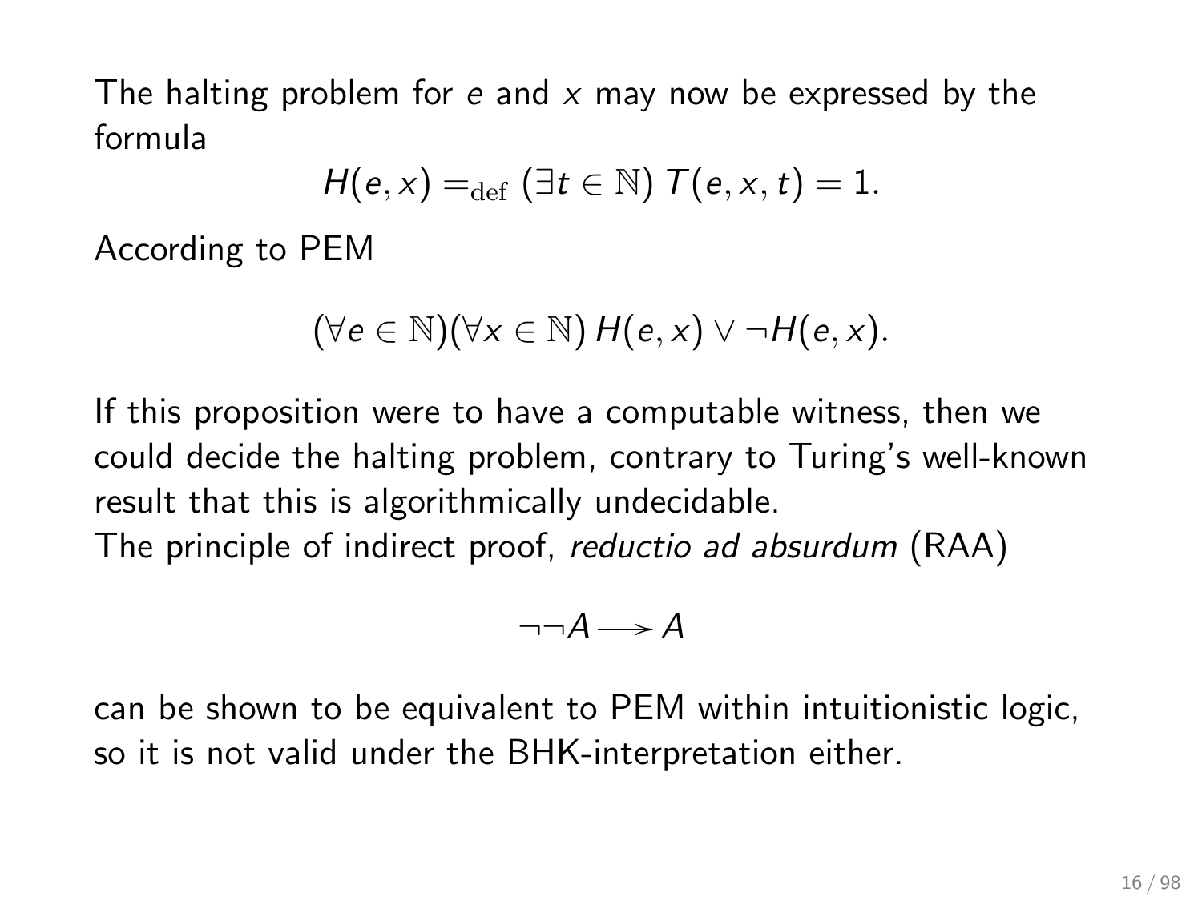The halting problem for $e$ and $x$ may now be expressed by the formula

$$H(e, x) =_{\text{def}} (\exists t \in \mathbb{N})\, T(e, x, t) = 1.$$

According to PEM

$$(\forall e \in \mathbb{N})(\forall x \in \mathbb{N})\, H(e, x) \vee \neg H(e, x).$$

If this proposition were to have a computable witness, then we could decide the halting problem, contrary to Turing's well-known result that this is algorithmically undecidable.

The principle of indirect proof, *reductio ad absurdum* (RAA)

$$\neg\neg A \longrightarrow A$$

can be shown to be equivalent to PEM within intuitionistic logic, so it is not valid under the BHK-interpretation either.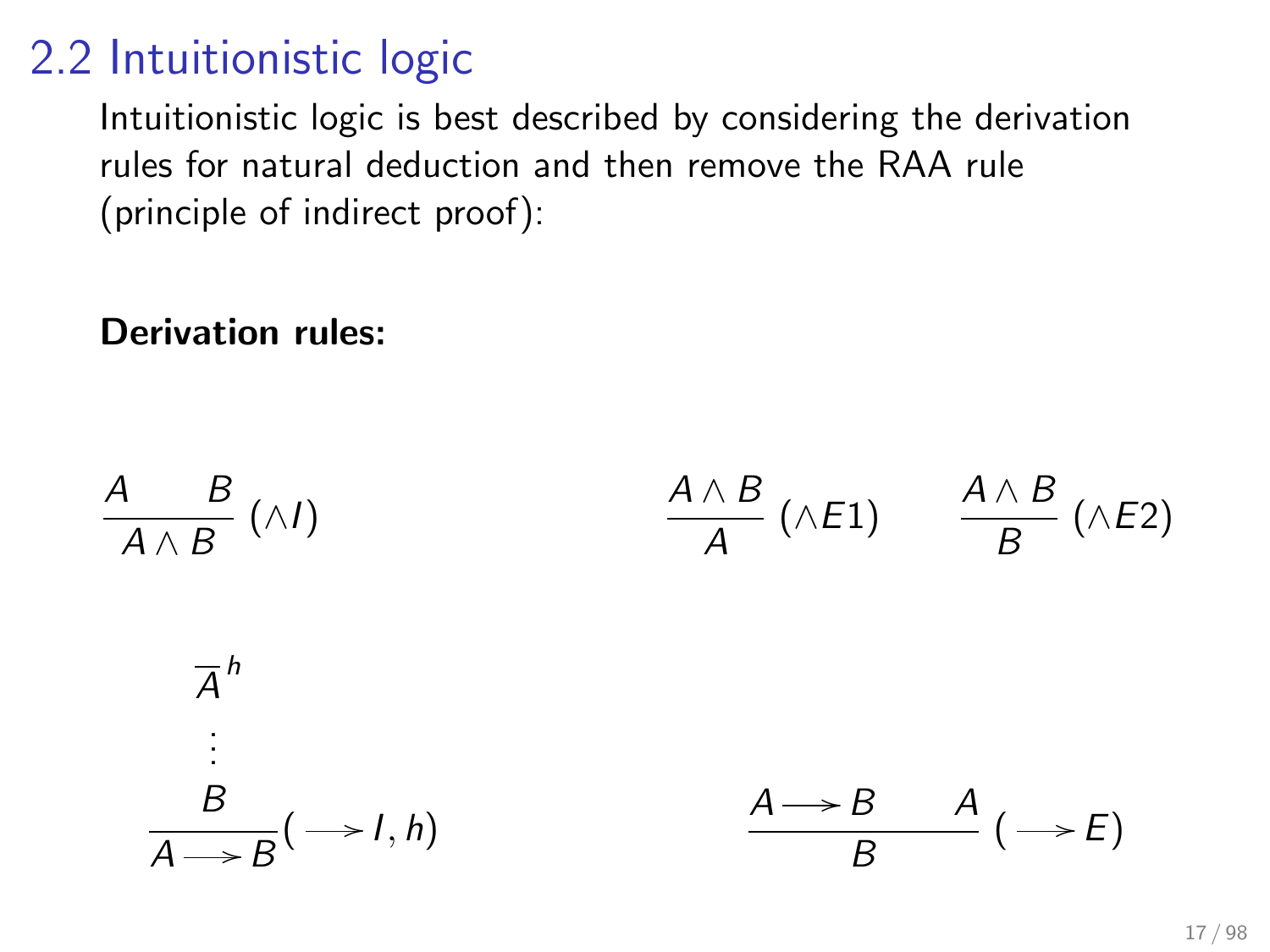## 2.2 Intuitionistic logic

Intuitionistic logic is best described by considering the derivation rules for natural deduction and then remove the RAA rule (principle of indirect proof):

**Derivation rules:**

$$\frac{A \qquad B}{A \wedge B}\ (\wedge I) \qquad\qquad \frac{A \wedge B}{A}\ (\wedge E1) \qquad \frac{A \wedge B}{B}\ (\wedge E2)$$

$$\frac{\begin{matrix}\overline{A}^{\,h} \\ \vdots \\ B\end{matrix}}{A \longrightarrow B}\ (\longrightarrow I, h) \qquad\qquad \frac{A \longrightarrow B \qquad A}{B}\ (\longrightarrow E)$$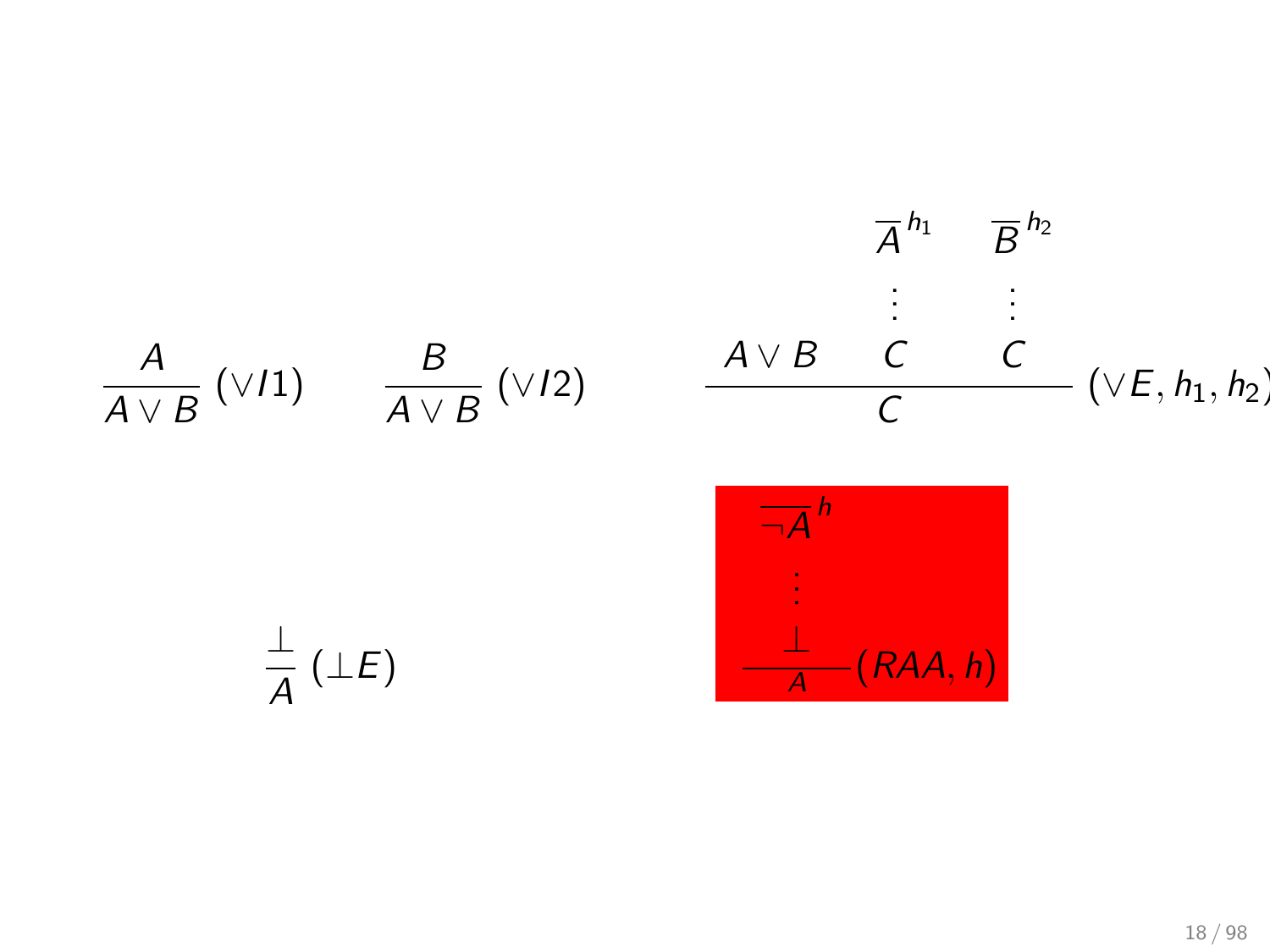$$\frac{A}{A \vee B}\ (\vee I1) \qquad \frac{B}{A \vee B}\ (\vee I2) \qquad \frac{A \vee B \quad \begin{array}{c} \overline{A}^{\,h_1} \\ \vdots \\ C \end{array} \quad \begin{array}{c} \overline{B}^{\,h_2} \\ \vdots \\ C \end{array}}{C}\ (\vee E, h_1, h_2)$$

$$\frac{\bot}{A}\ (\bot E) \qquad \frac{\begin{array}{c} \overline{\neg A}^{\,h} \\ \vdots \\ \bot \end{array}}{A}\ (RAA, h)$$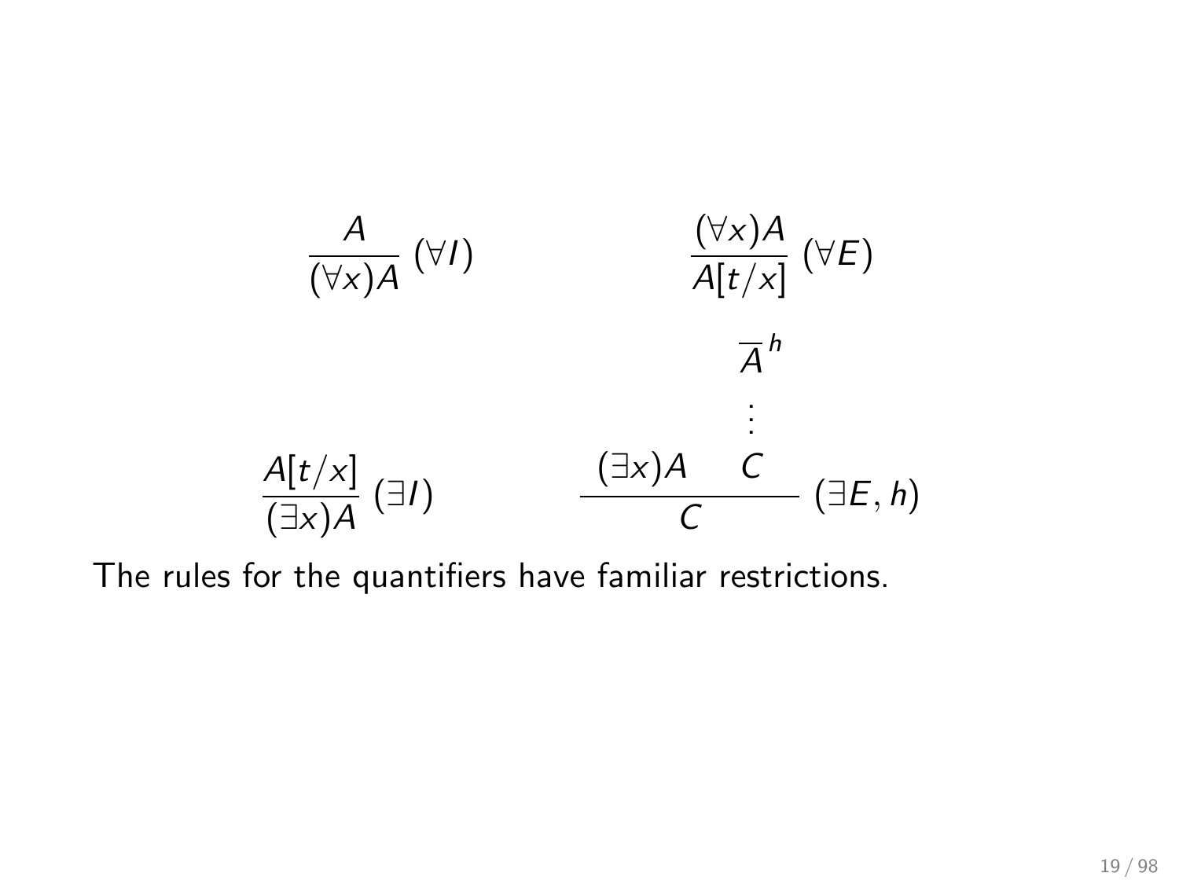$$\frac{A}{(\forall x)A}\ (\forall I) \qquad\qquad \frac{(\forall x)A}{A[t/x]}\ (\forall E)$$

$$\frac{A[t/x]}{(\exists x)A}\ (\exists I) \qquad\qquad \dfrac{(\exists x)A \qquad \begin{array}{c}\overline{A}^{\,h} \\ \vdots \\ C\end{array}}{C}\ (\exists E, h)$$

The rules for the quantifiers have familiar restrictions.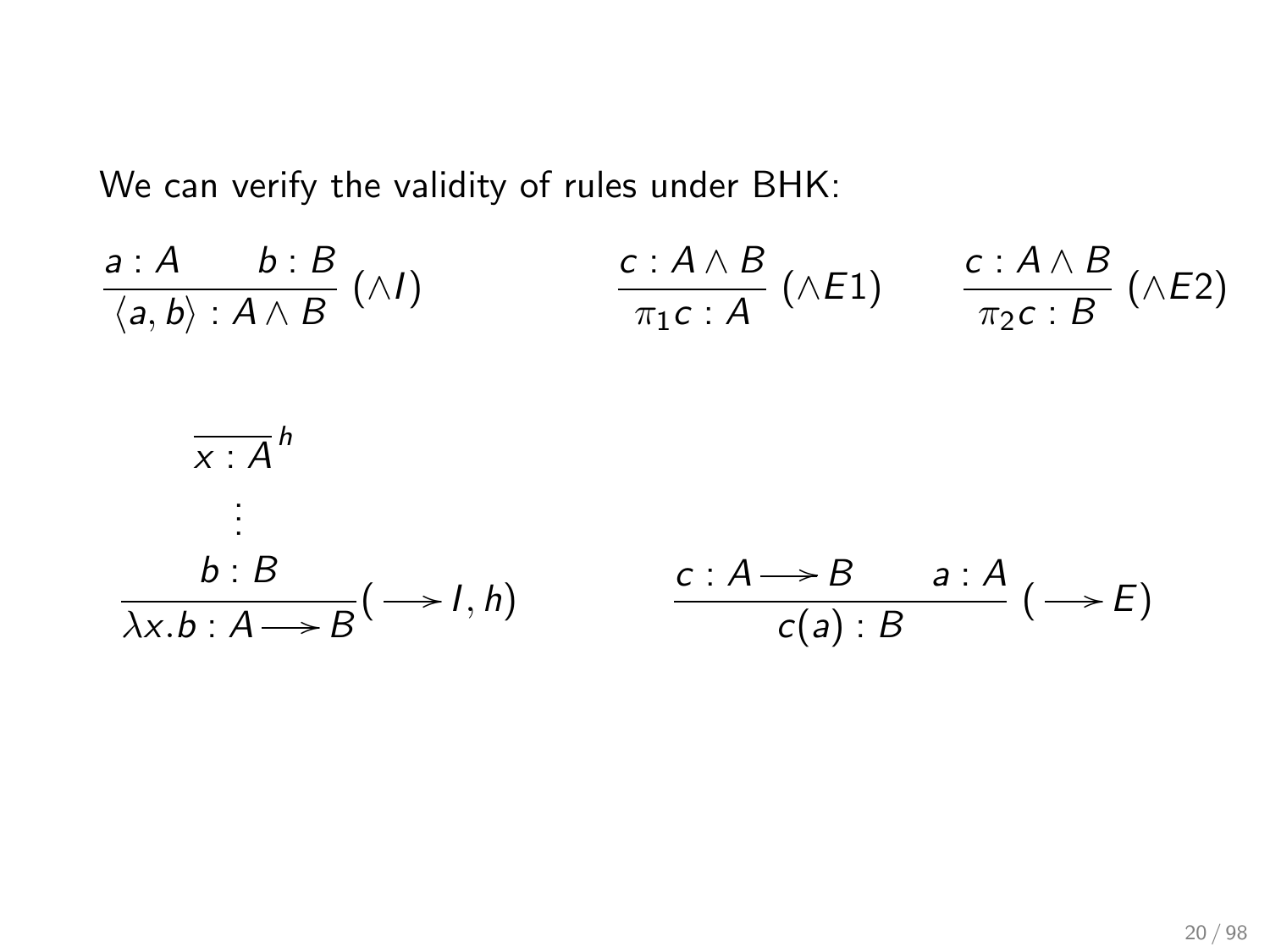We can verify the validity of rules under BHK:

$$\frac{a : A \qquad b : B}{\langle a, b \rangle : A \wedge B}\ (\wedge I) \qquad\qquad \frac{c : A \wedge B}{\pi_1 c : A}\ (\wedge E1) \qquad \frac{c : A \wedge B}{\pi_2 c : B}\ (\wedge E2)$$

$$\frac{\begin{array}{c}\overline{x : A}^{\,h} \\ \vdots \\ b : B\end{array}}{\lambda x.b : A \longrightarrow B}(\longrightarrow I, h) \qquad\qquad \frac{c : A \longrightarrow B \qquad a : A}{c(a) : B}\ (\longrightarrow E)$$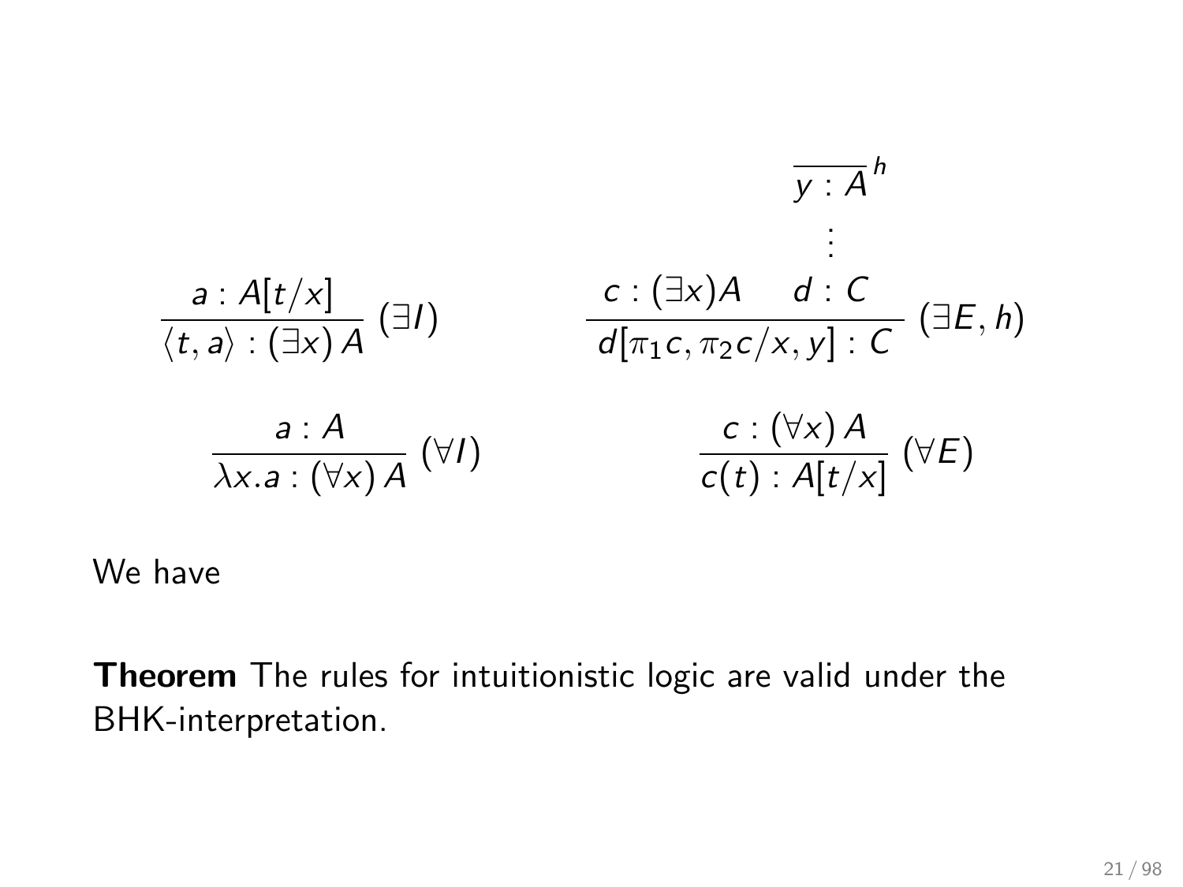$$\frac{a : A[t/x]}{\langle t, a\rangle : (\exists x)\, A}\ (\exists I) \qquad \frac{c : (\exists x) A \qquad \begin{matrix}\overline{y : A}^{\,h} \\ \vdots \\ d : C\end{matrix}}{d[\pi_1 c, \pi_2 c / x, y] : C}\ (\exists E, h)$$

$$\frac{a : A}{\lambda x . a : (\forall x)\, A}\ (\forall I) \qquad \frac{c : (\forall x)\, A}{c(t) : A[t/x]}\ (\forall E)$$

We have

**Theorem** The rules for intuitionistic logic are valid under the BHK-interpretation.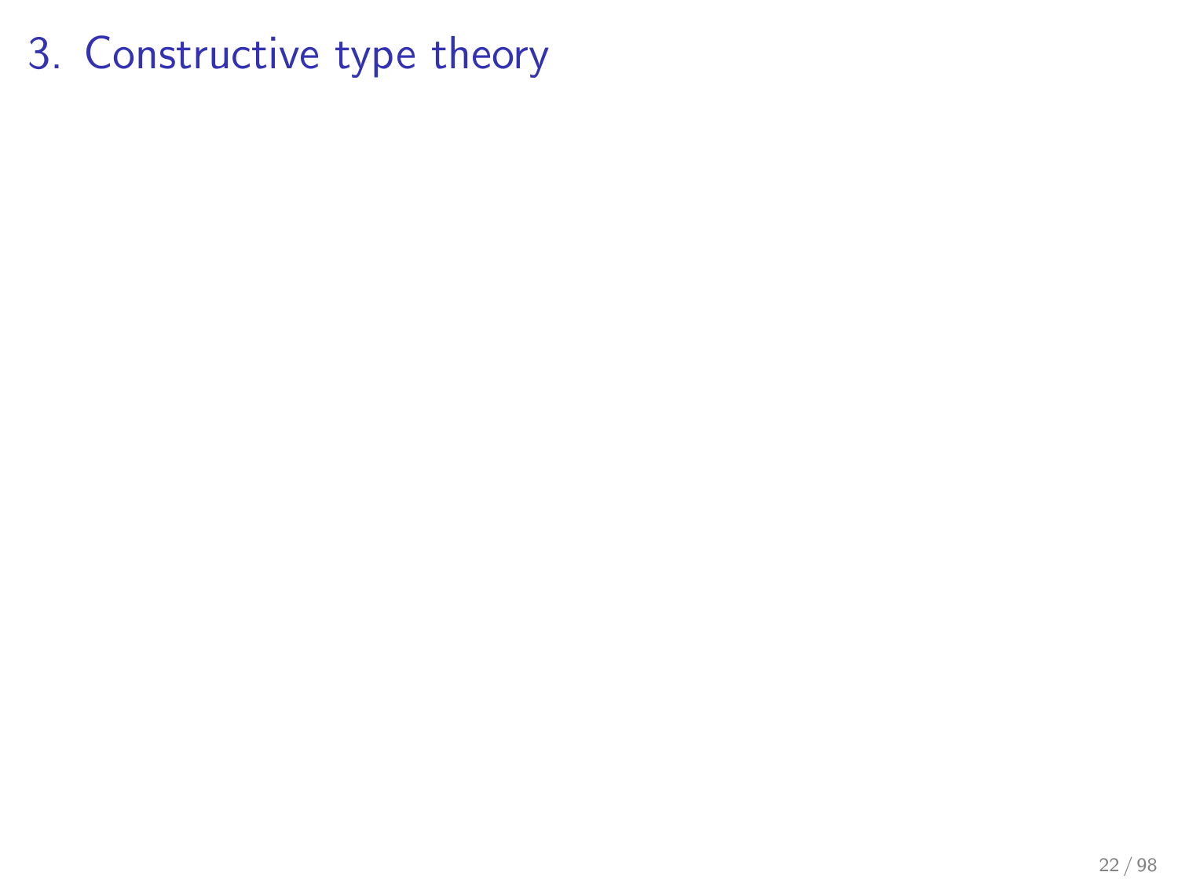# 3. Constructive type theory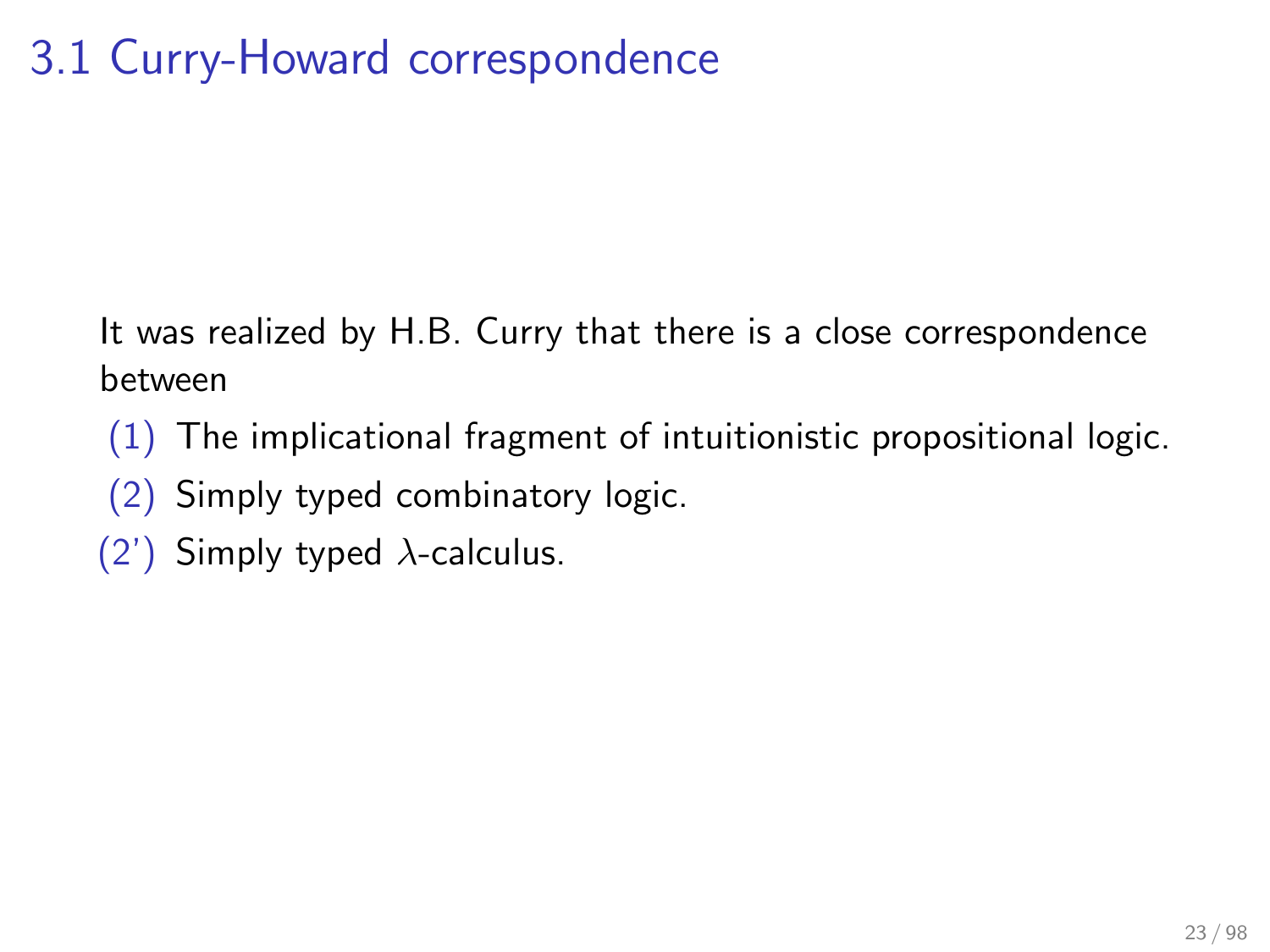# 3.1 Curry-Howard correspondence

It was realized by H.B. Curry that there is a close correspondence between

(1) The implicational fragment of intuitionistic propositional logic.

(2) Simply typed combinatory logic.

(2') Simply typed $\lambda$-calculus.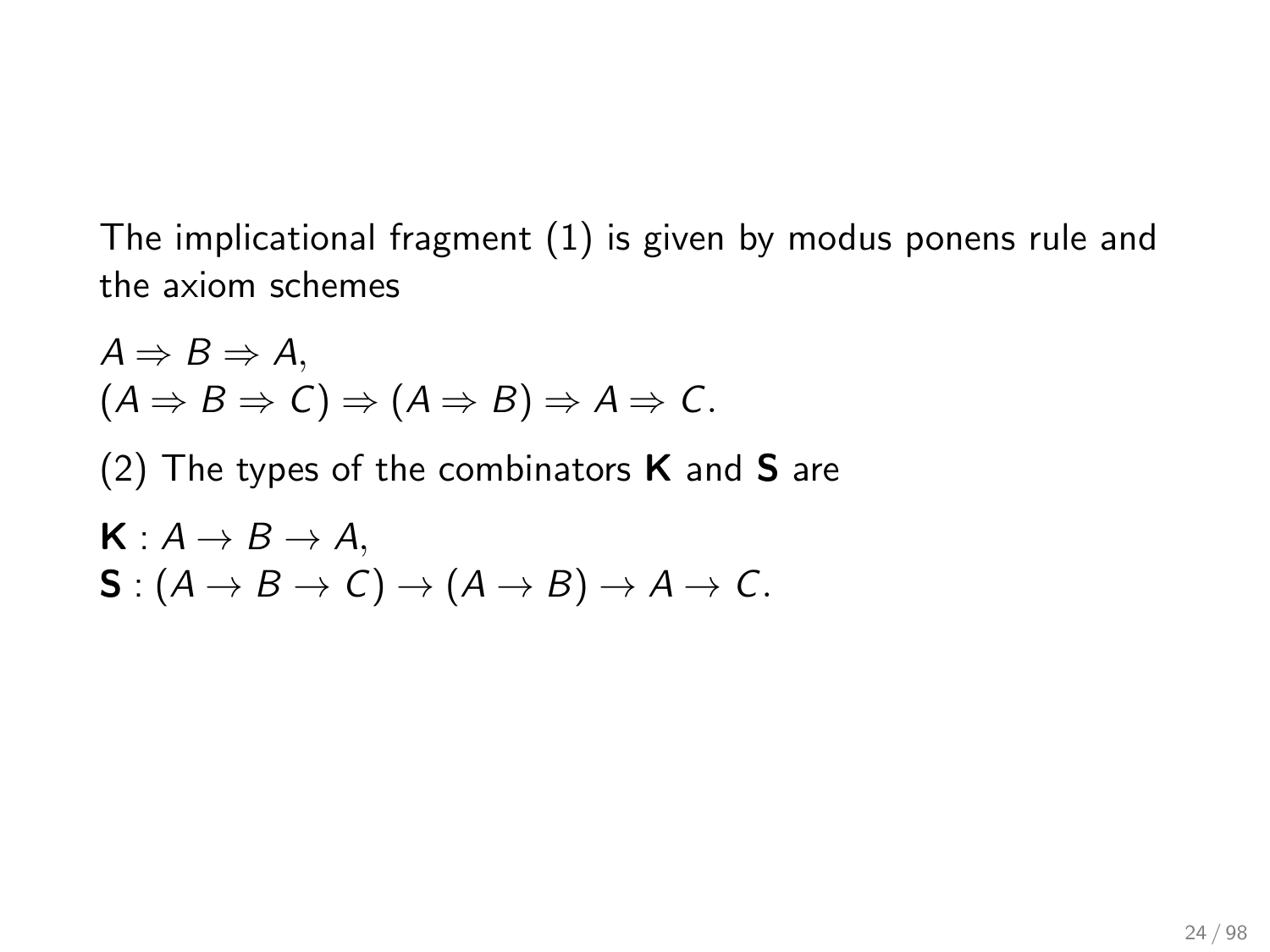The implicational fragment (1) is given by modus ponens rule and the axiom schemes

$$A \Rightarrow B \Rightarrow A,$$
$$(A \Rightarrow B \Rightarrow C) \Rightarrow (A \Rightarrow B) \Rightarrow A \Rightarrow C.$$

(2) The types of the combinators **K** and **S** are

$$\mathbf{K} : A \to B \to A,$$
$$\mathbf{S} : (A \to B \to C) \to (A \to B) \to A \to C.$$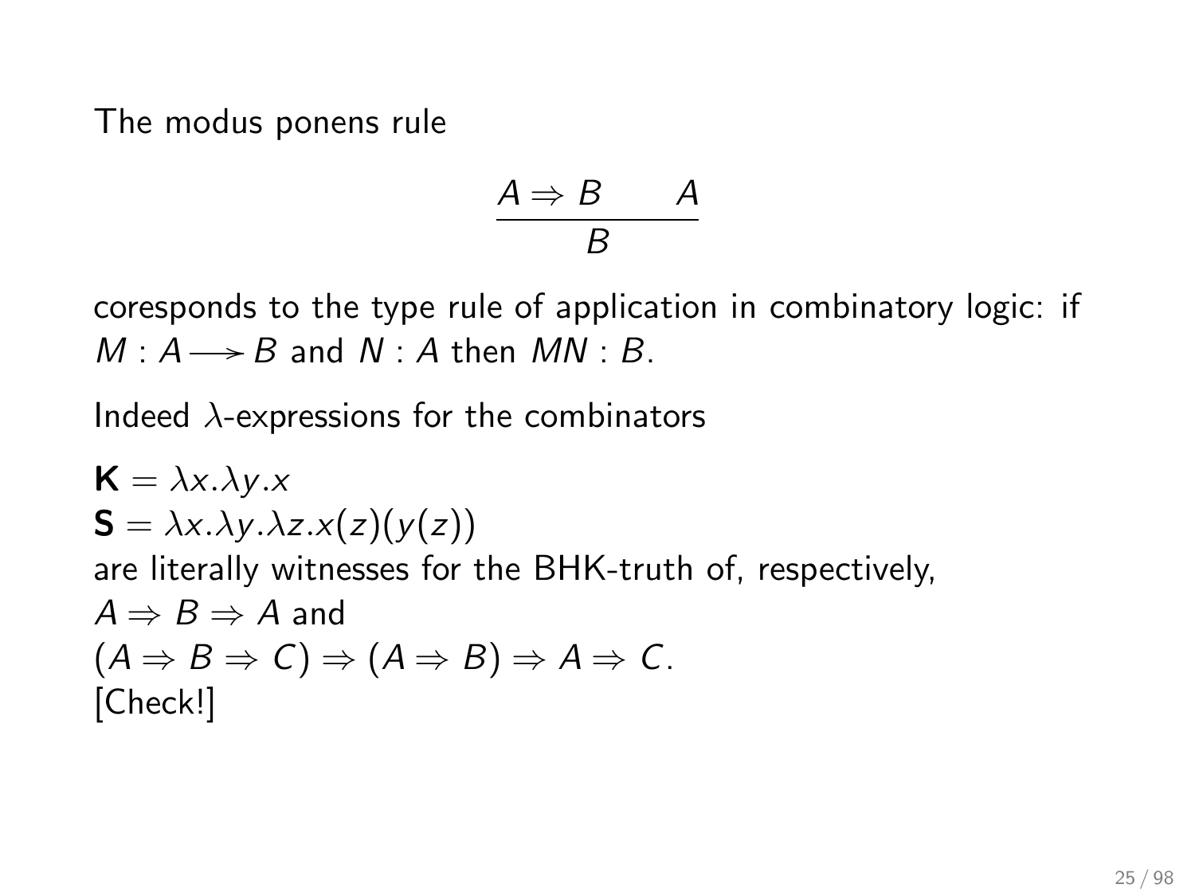The modus ponens rule

$$\frac{A \Rightarrow B \qquad A}{B}$$

coresponds to the type rule of application in combinatory logic: if $M : A \longrightarrow B$ and $N : A$ then $MN : B$.

Indeed $\lambda$-expressions for the combinators

$\mathbf{K} = \lambda x.\lambda y.x$  
$\mathbf{S} = \lambda x.\lambda y.\lambda z.x(z)(y(z))$  
are literally witnesses for the BHK-truth of, respectively,  
$A \Rightarrow B \Rightarrow A$ and  
$(A \Rightarrow B \Rightarrow C) \Rightarrow (A \Rightarrow B) \Rightarrow A \Rightarrow C$.  
[Check!]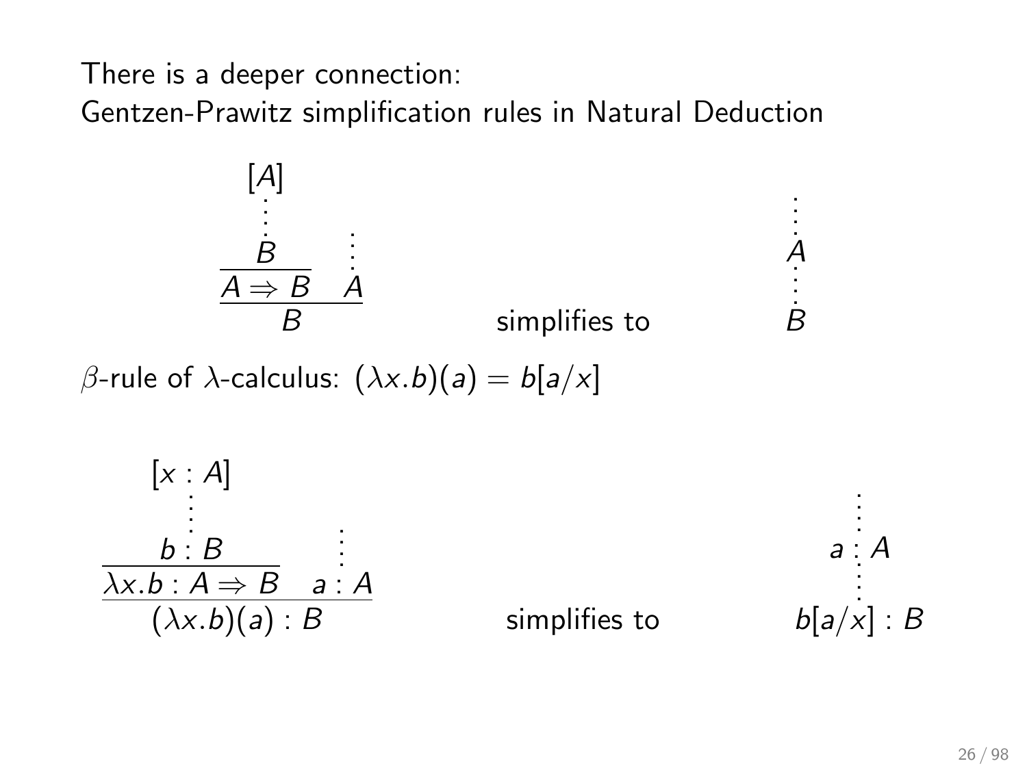There is a deeper connection:
Gentzen-Prawitz simplification rules in Natural Deduction

$$
\dfrac{\dfrac{\begin{array}{c}[A]\\ \vdots \\ B\end{array}}{A \Rightarrow B} \quad \begin{array}{c}\vdots\\ A\end{array}}{B} \qquad \text{simplifies to} \qquad \begin{array}{c}\vdots\\ A\\ \vdots\\ B\end{array}
$$

$\beta$-rule of $\lambda$-calculus: $(\lambda x.b)(a) = b[a/x]$

$$
\dfrac{\dfrac{\begin{array}{c}[x : A]\\ \vdots \\ b : B\end{array}}{\lambda x.b : A \Rightarrow B} \quad \begin{array}{c}\vdots\\ a : A\end{array}}{(\lambda x.b)(a) : B} \qquad \text{simplifies to} \qquad \begin{array}{c}\vdots\\ a : A\\ \vdots\\ b[a/x] : B\end{array}
$$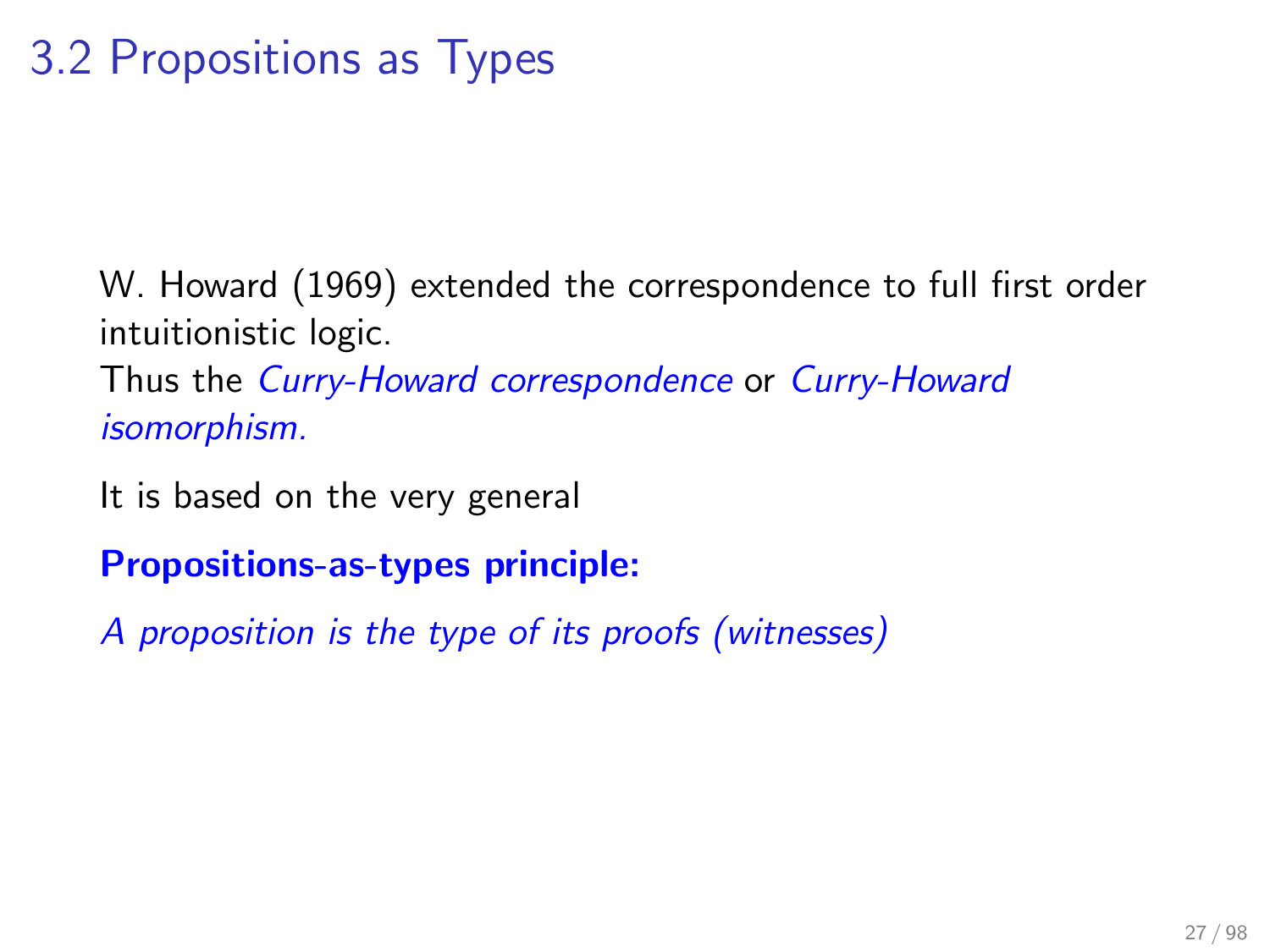# 3.2 Propositions as Types

W. Howard (1969) extended the correspondence to full first order intuitionistic logic.
Thus the *Curry-Howard correspondence* or *Curry-Howard isomorphism.*

It is based on the very general

**Propositions-as-types principle:**

*A proposition is the type of its proofs (witnesses)*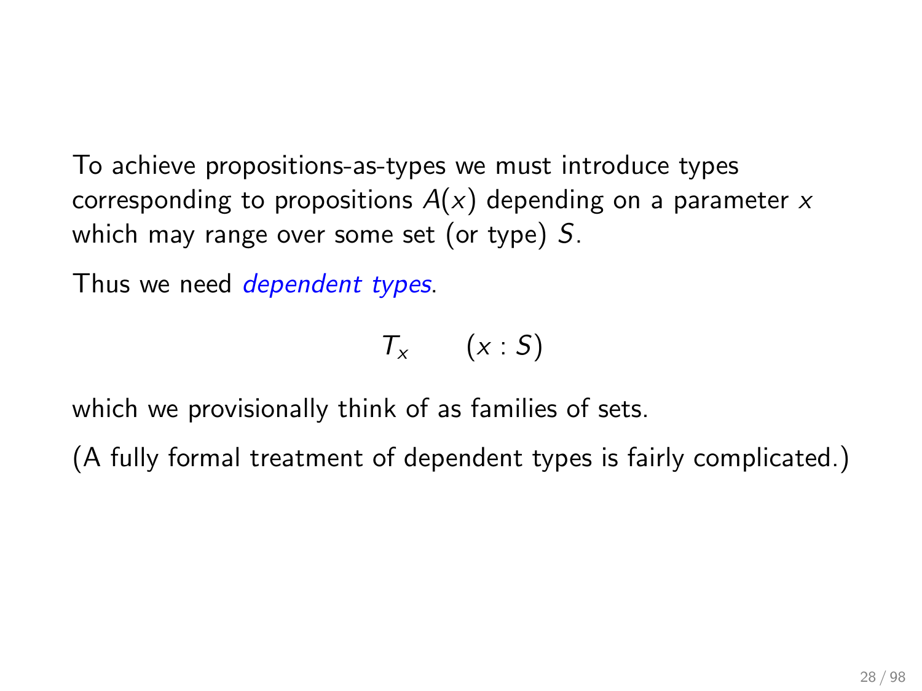To achieve propositions-as-types we must introduce types corresponding to propositions $A(x)$ depending on a parameter $x$ which may range over some set (or type) $S$.

Thus we need *dependent types*.

$$T_x \qquad (x : S)$$

which we provisionally think of as families of sets.

(A fully formal treatment of dependent types is fairly complicated.)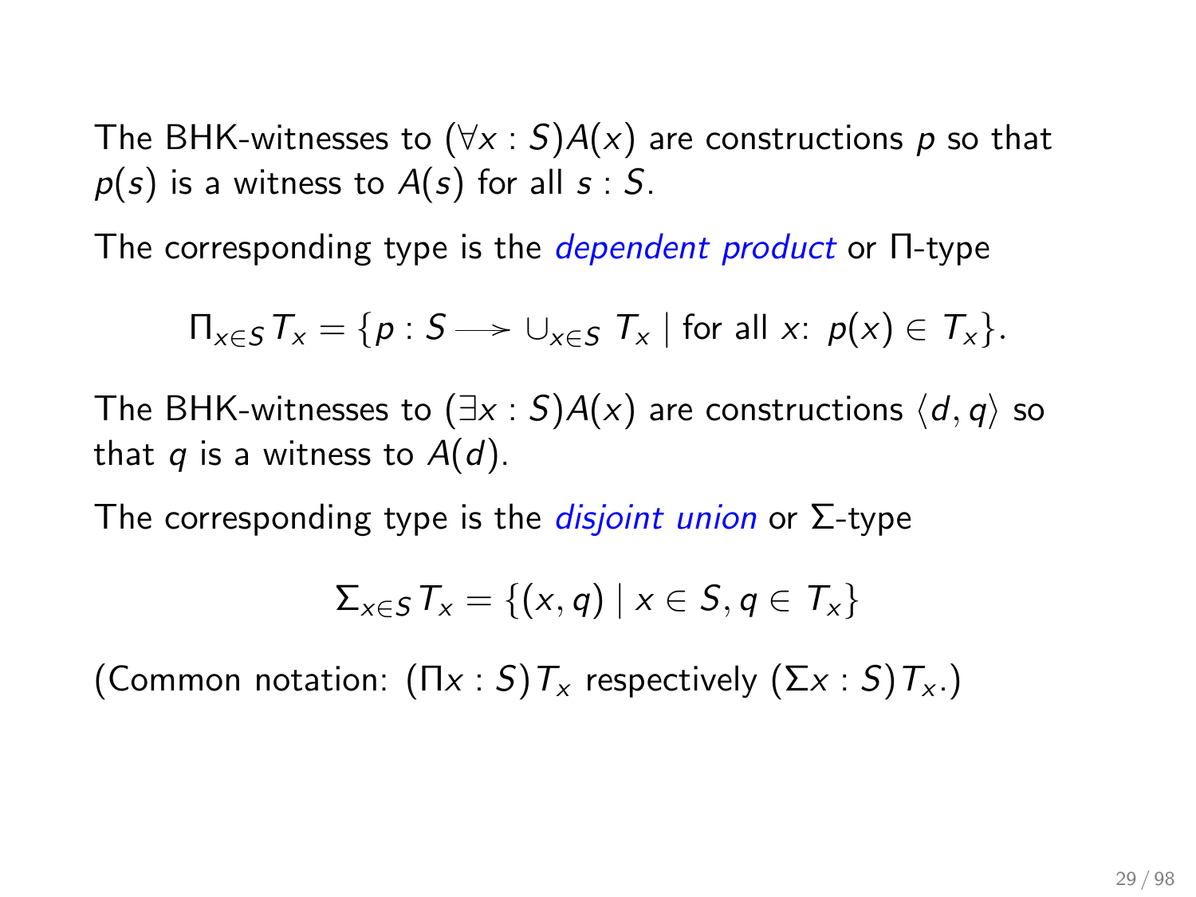The BHK-witnesses to $(\forall x : S)A(x)$ are constructions $p$ so that $p(s)$ is a witness to $A(s)$ for all $s : S$.

The corresponding type is the *dependent product* or Π-type

$$\Pi_{x \in S} T_x = \{p : S \longrightarrow \cup_{x \in S} T_x \mid \text{for all } x\text{: } p(x) \in T_x\}.$$

The BHK-witnesses to $(\exists x : S)A(x)$ are constructions $\langle d, q \rangle$ so that $q$ is a witness to $A(d)$.

The corresponding type is the *disjoint union* or Σ-type

$$\Sigma_{x \in S} T_x = \{(x, q) \mid x \in S, q \in T_x\}$$

(Common notation: $(\Pi x : S) T_x$ respectively $(\Sigma x : S) T_x$.)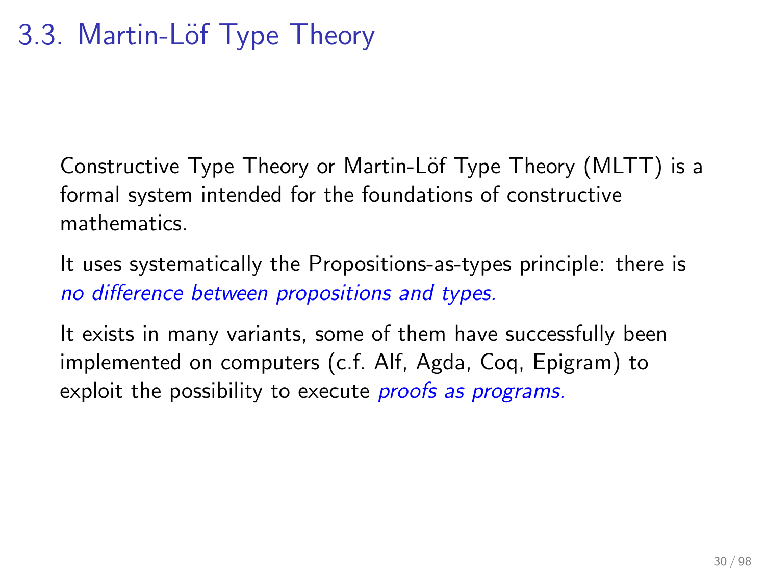# 3.3. Martin-Löf Type Theory

Constructive Type Theory or Martin-Löf Type Theory (MLTT) is a formal system intended for the foundations of constructive mathematics.

It uses systematically the Propositions-as-types principle: there is *no difference between propositions and types.*

It exists in many variants, some of them have successfully been implemented on computers (c.f. Alf, Agda, Coq, Epigram) to exploit the possibility to execute *proofs as programs.*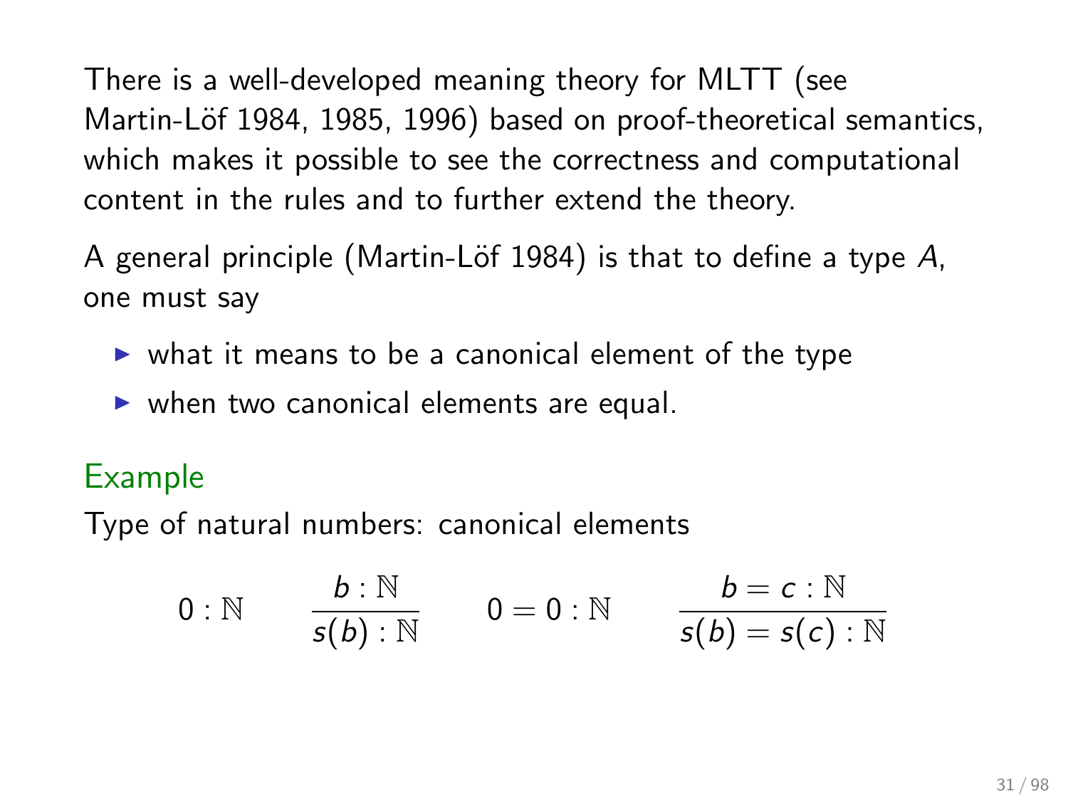There is a well-developed meaning theory for MLTT (see Martin-Löf 1984, 1985, 1996) based on proof-theoretical semantics, which makes it possible to see the correctness and computational content in the rules and to further extend the theory.

A general principle (Martin-Löf 1984) is that to define a type $A$, one must say

- what it means to be a canonical element of the type
- when two canonical elements are equal.

### Example

Type of natural numbers: canonical elements

$$0 : \mathbb{N} \qquad \frac{b : \mathbb{N}}{s(b) : \mathbb{N}} \qquad 0 = 0 : \mathbb{N} \qquad \frac{b = c : \mathbb{N}}{s(b) = s(c) : \mathbb{N}}$$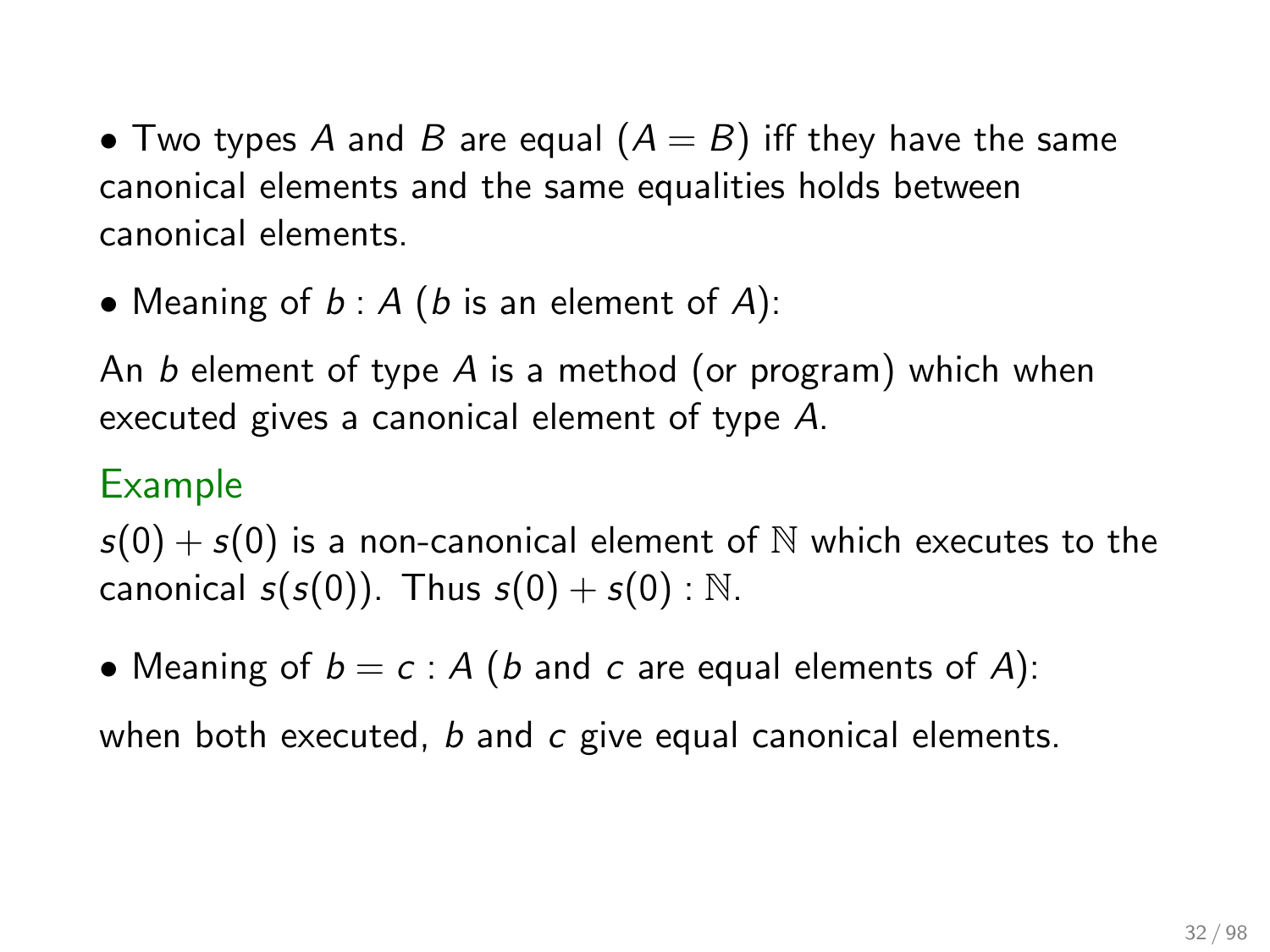• Two types $A$ and $B$ are equal ($A = B$) iff they have the same canonical elements and the same equalities holds between canonical elements.

• Meaning of $b : A$ ($b$ is an element of $A$):

An $b$ element of type $A$ is a method (or program) which when executed gives a canonical element of type $A$.

**Example**

$s(0) + s(0)$ is a non-canonical element of $\mathbb{N}$ which executes to the canonical $s(s(0))$. Thus $s(0) + s(0) : \mathbb{N}$.

• Meaning of $b = c : A$ ($b$ and $c$ are equal elements of $A$):

when both executed, $b$ and $c$ give equal canonical elements.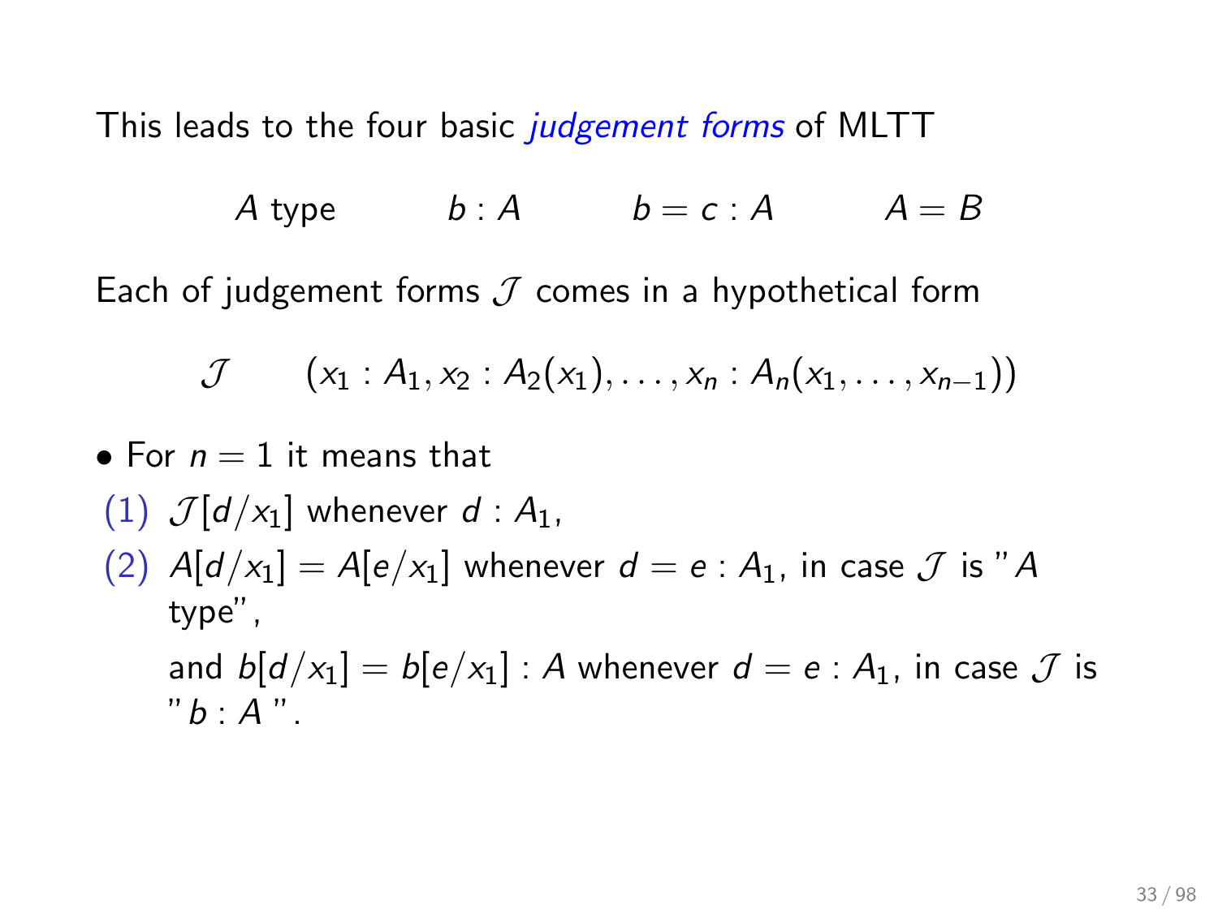This leads to the four basic *judgement forms* of MLTT

$$A \text{ type} \qquad b : A \qquad b = c : A \qquad A = B$$

Each of judgement forms $\mathcal{J}$ comes in a hypothetical form

$$\mathcal{J} \qquad (x_1 : A_1, x_2 : A_2(x_1), \ldots, x_n : A_n(x_1, \ldots, x_{n-1}))$$

- For $n = 1$ it means that

(1) $\mathcal{J}[d/x_1]$ whenever $d : A_1$,

(2) $A[d/x_1] = A[e/x_1]$ whenever $d = e : A_1$, in case $\mathcal{J}$ is "$A$ type",

and $b[d/x_1] = b[e/x_1] : A$ whenever $d = e : A_1$, in case $\mathcal{J}$ is "$b : A$".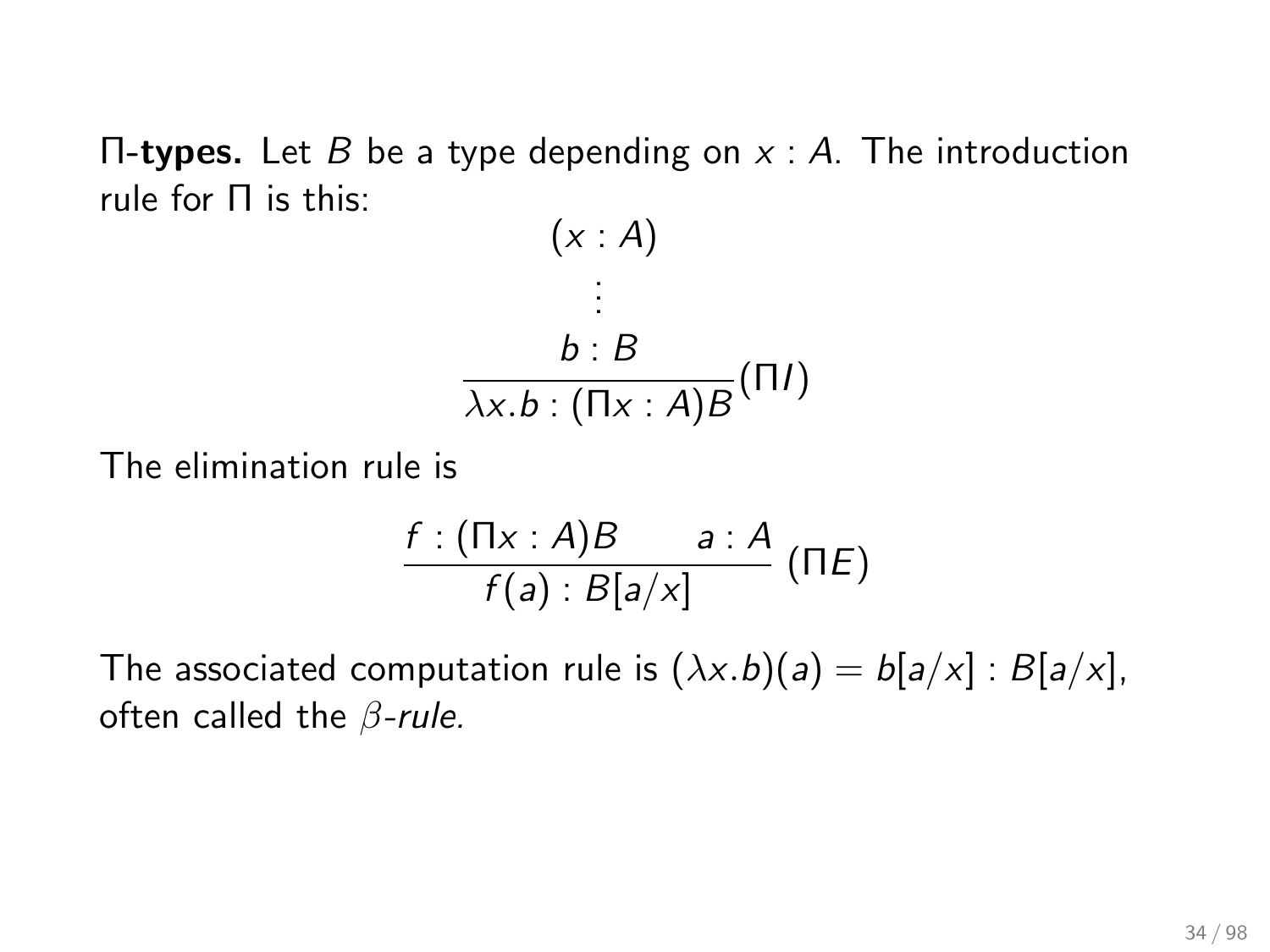**Π-types.** Let $B$ be a type depending on $x : A$. The introduction rule for Π is this:

$$\dfrac{\begin{array}{c}(x : A)\\ \vdots \\ b : B\end{array}}{\lambda x.b : (\Pi x : A)B}(\Pi I)$$

The elimination rule is

$$\dfrac{f : (\Pi x : A)B \qquad a : A}{f(a) : B[a/x]}\ (\Pi E)$$

The associated computation rule is $(\lambda x.b)(a) = b[a/x] : B[a/x]$, often called the $\beta$*-rule.*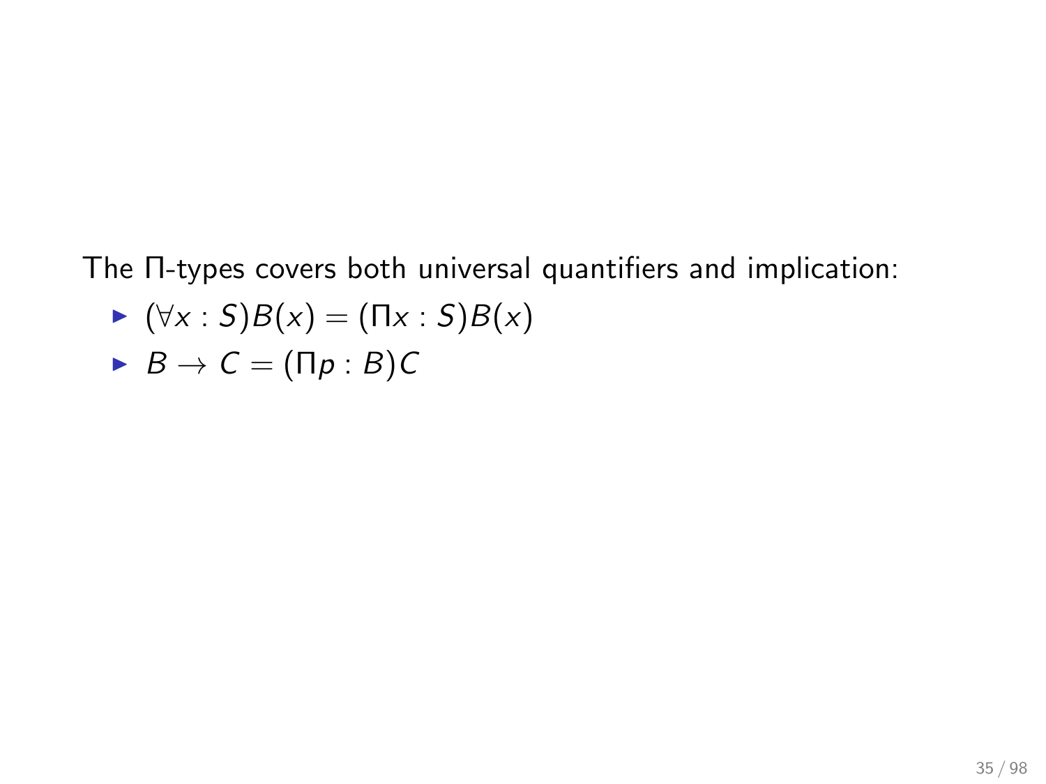The Π-types covers both universal quantifiers and implication:

- $(\forall x : S)B(x) = (\Pi x : S)B(x)$
- $B \to C = (\Pi p : B)C$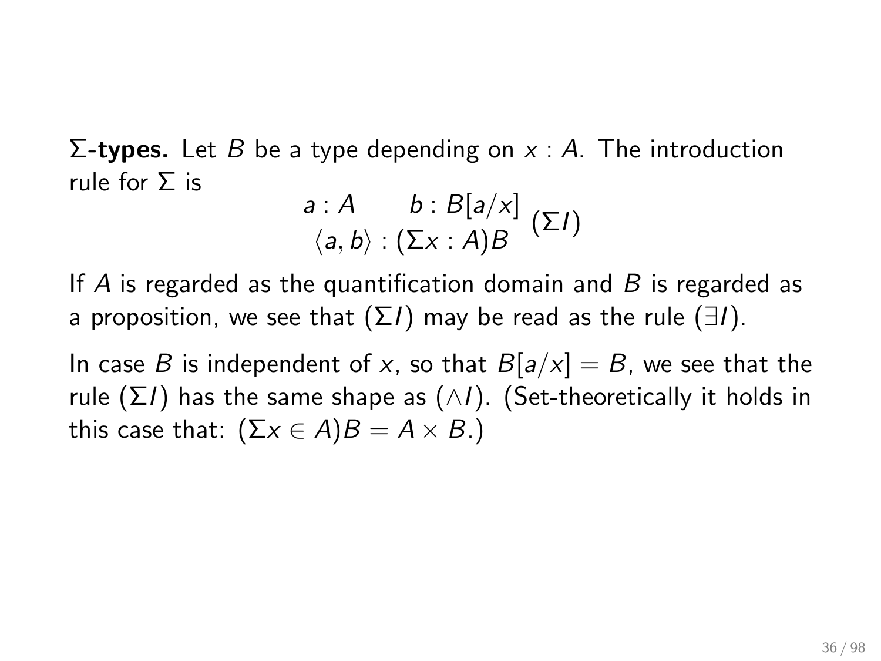**$\Sigma$-types.** Let $B$ be a type depending on $x : A$. The introduction rule for $\Sigma$ is

$$\frac{a : A \qquad b : B[a/x]}{\langle a, b \rangle : (\Sigma x : A)B} \ (\Sigma I)$$

If $A$ is regarded as the quantification domain and $B$ is regarded as a proposition, we see that $(\Sigma I)$ may be read as the rule $(\exists I)$.

In case $B$ is independent of $x$, so that $B[a/x] = B$, we see that the rule $(\Sigma I)$ has the same shape as $(\wedge I)$. (Set-theoretically it holds in this case that: $(\Sigma x \in A)B = A \times B$.)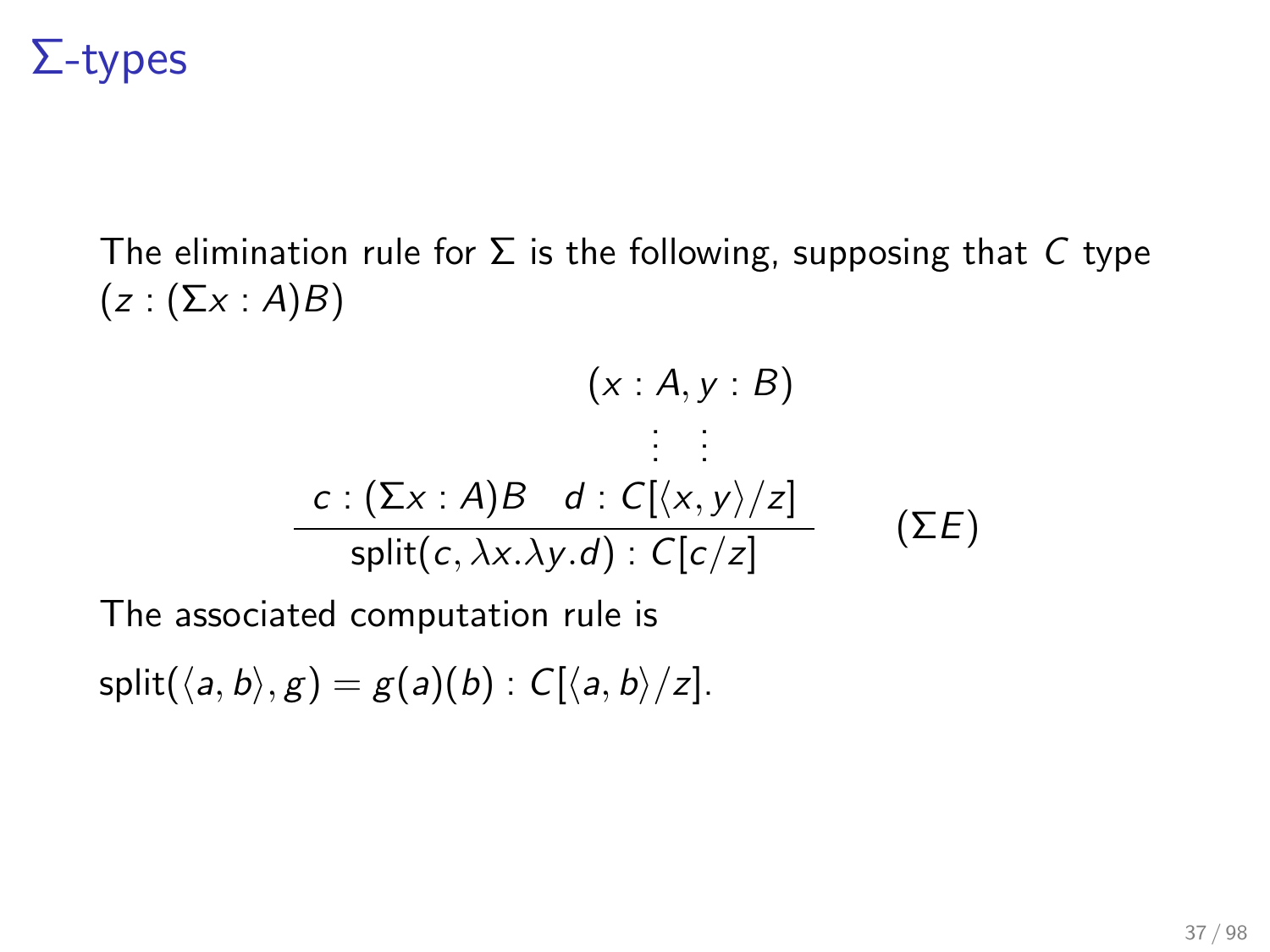# $\Sigma$-types

The elimination rule for $\Sigma$ is the following, supposing that $C$ type $(z : (\Sigma x : A)B)$

$$
\frac{c : (\Sigma x : A)B \quad \begin{array}{c} (x : A, y : B) \\ \vdots \quad \vdots \\ d : C[\langle x, y\rangle / z] \end{array}}{\text{split}(c, \lambda x.\lambda y.d) : C[c/z]} \quad (\Sigma E)
$$

The associated computation rule is

$\text{split}(\langle a, b\rangle, g) = g(a)(b) : C[\langle a, b\rangle / z].$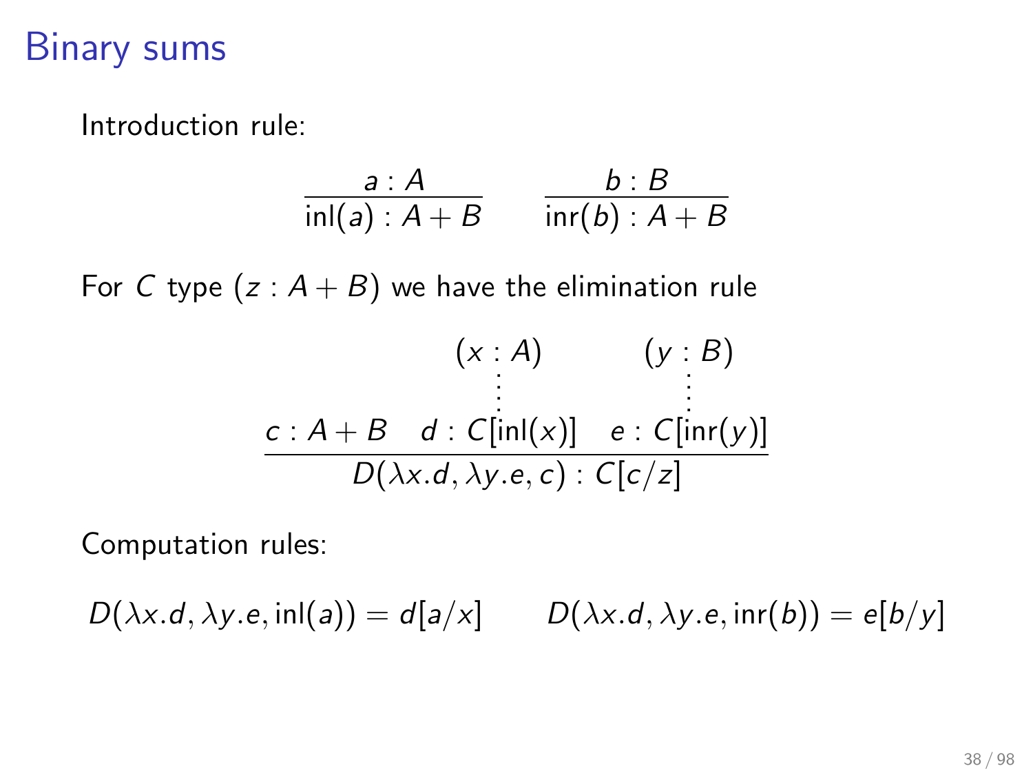# Binary sums

Introduction rule:

$$\frac{a : A}{\mathsf{inl}(a) : A + B} \qquad \frac{b : B}{\mathsf{inr}(b) : A + B}$$

For $C$ type $(z : A + B)$ we have the elimination rule

$$\frac{c : A + B \quad \begin{array}{c}(x : A) \\ \vdots \\ d : C[\mathsf{inl}(x)]\end{array} \quad \begin{array}{c}(y : B) \\ \vdots \\ e : C[\mathsf{inr}(y)]\end{array}}{D(\lambda x.d, \lambda y.e, c) : C[c/z]}$$

Computation rules:

$$D(\lambda x.d, \lambda y.e, \mathsf{inl}(a)) = d[a/x] \qquad D(\lambda x.d, \lambda y.e, \mathsf{inr}(b)) = e[b/y]$$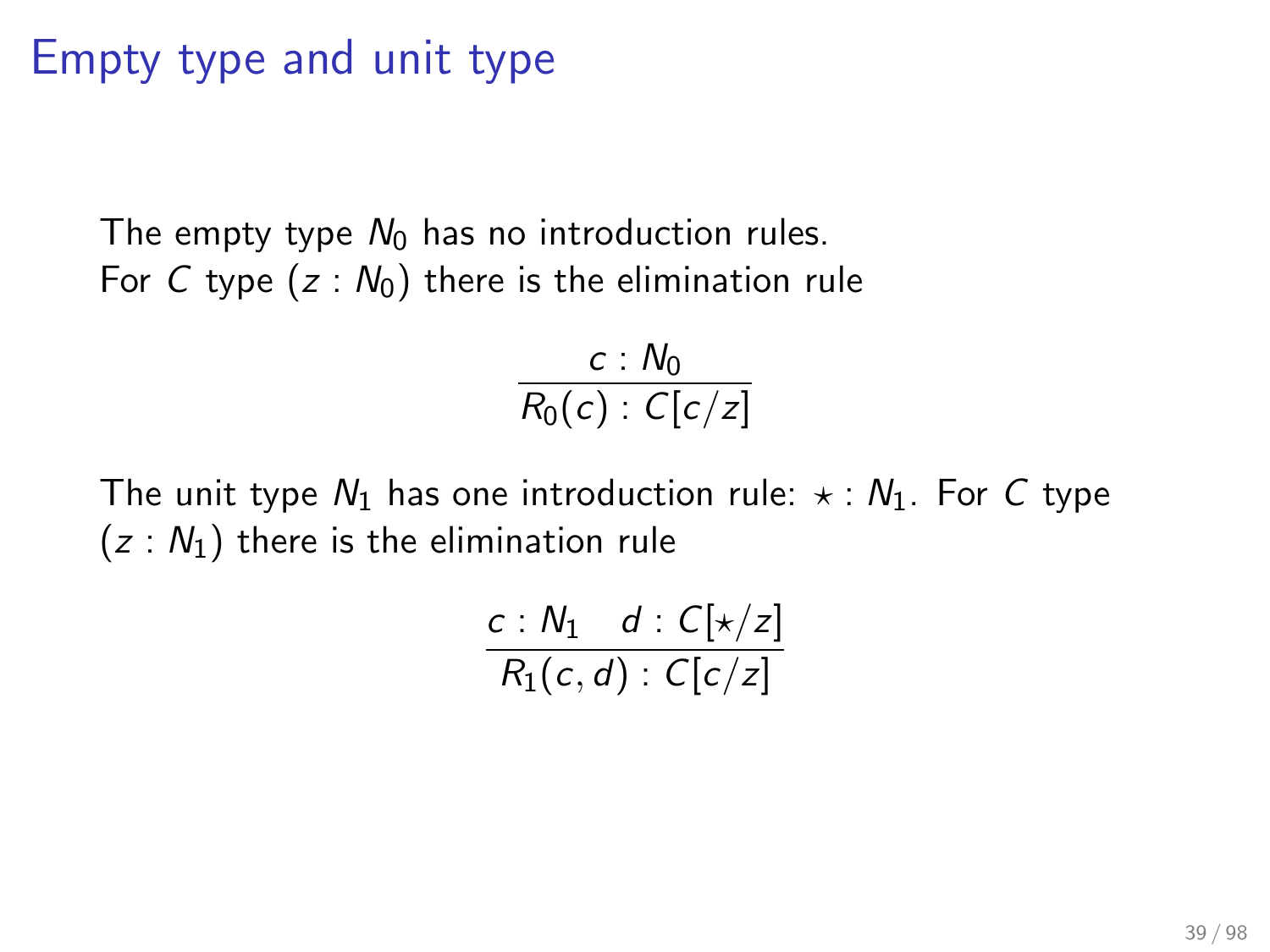# Empty type and unit type

The empty type $N_0$ has no introduction rules.
For $C$ type $(z : N_0)$ there is the elimination rule

$$\frac{c : N_0}{R_0(c) : C[c/z]}$$

The unit type $N_1$ has one introduction rule: $\star : N_1$. For $C$ type $(z : N_1)$ there is the elimination rule

$$\frac{c : N_1 \quad d : C[\star/z]}{R_1(c, d) : C[c/z]}$$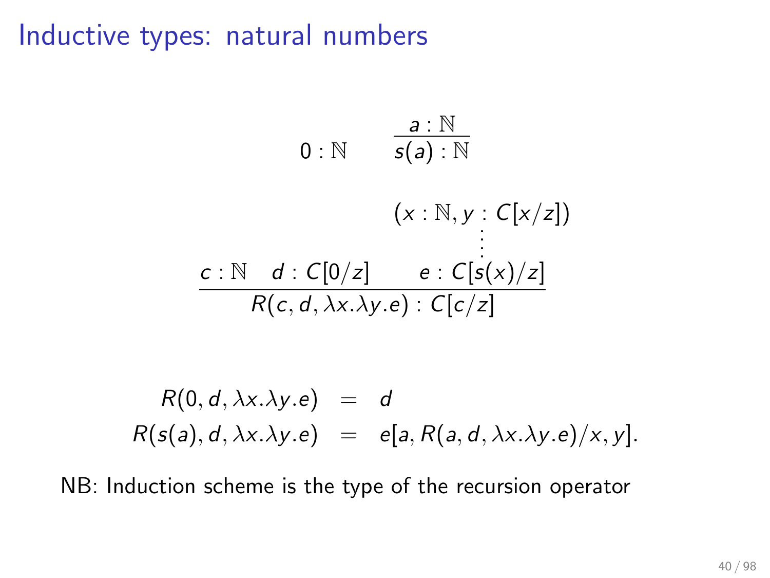# Inductive types: natural numbers

$$0 : \mathbb{N} \qquad \frac{a : \mathbb{N}}{s(a) : \mathbb{N}}$$

$$\frac{c : \mathbb{N} \quad d : C[0/z] \qquad \begin{array}{c}(x : \mathbb{N}, y : C[x/z]) \\ \vdots \\ e : C[s(x)/z]\end{array}}{R(c, d, \lambda x.\lambda y.e) : C[c/z]}$$

$$\begin{array}{rcl} R(0, d, \lambda x.\lambda y.e) & = & d \\ R(s(a), d, \lambda x.\lambda y.e) & = & e[a, R(a, d, \lambda x.\lambda y.e)/x, y]. \end{array}$$

NB: Induction scheme is the type of the recursion operator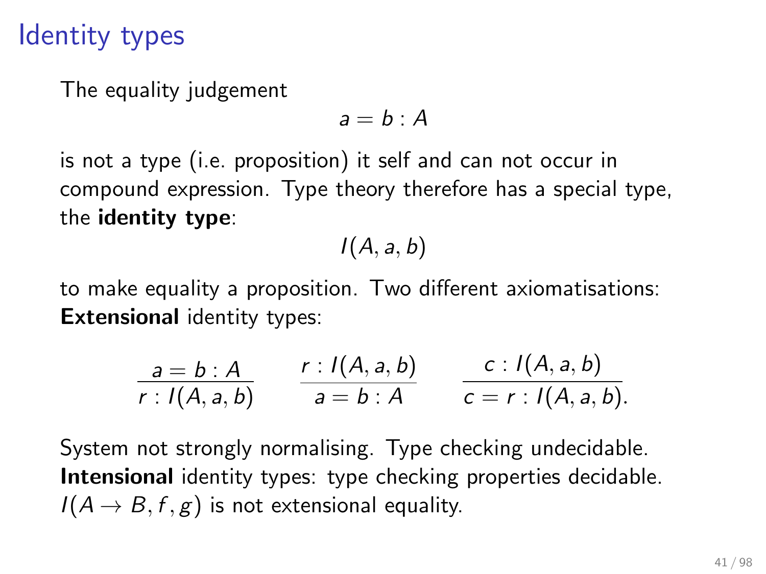# Identity types

The equality judgement

$$a = b : A$$

is not a type (i.e. proposition) it self and can not occur in compound expression. Type theory therefore has a special type, the **identity type**:

$$I(A, a, b)$$

to make equality a proposition. Two different axiomatisations:
**Extensional** identity types:

$$\frac{a = b : A}{r : I(A, a, b)} \qquad \frac{r : I(A, a, b)}{a = b : A} \qquad \frac{c : I(A, a, b)}{c = r : I(A, a, b).}$$

System not strongly normalising. Type checking undecidable.
**Intensional** identity types: type checking properties decidable.
$I(A \to B, f, g)$ is not extensional equality.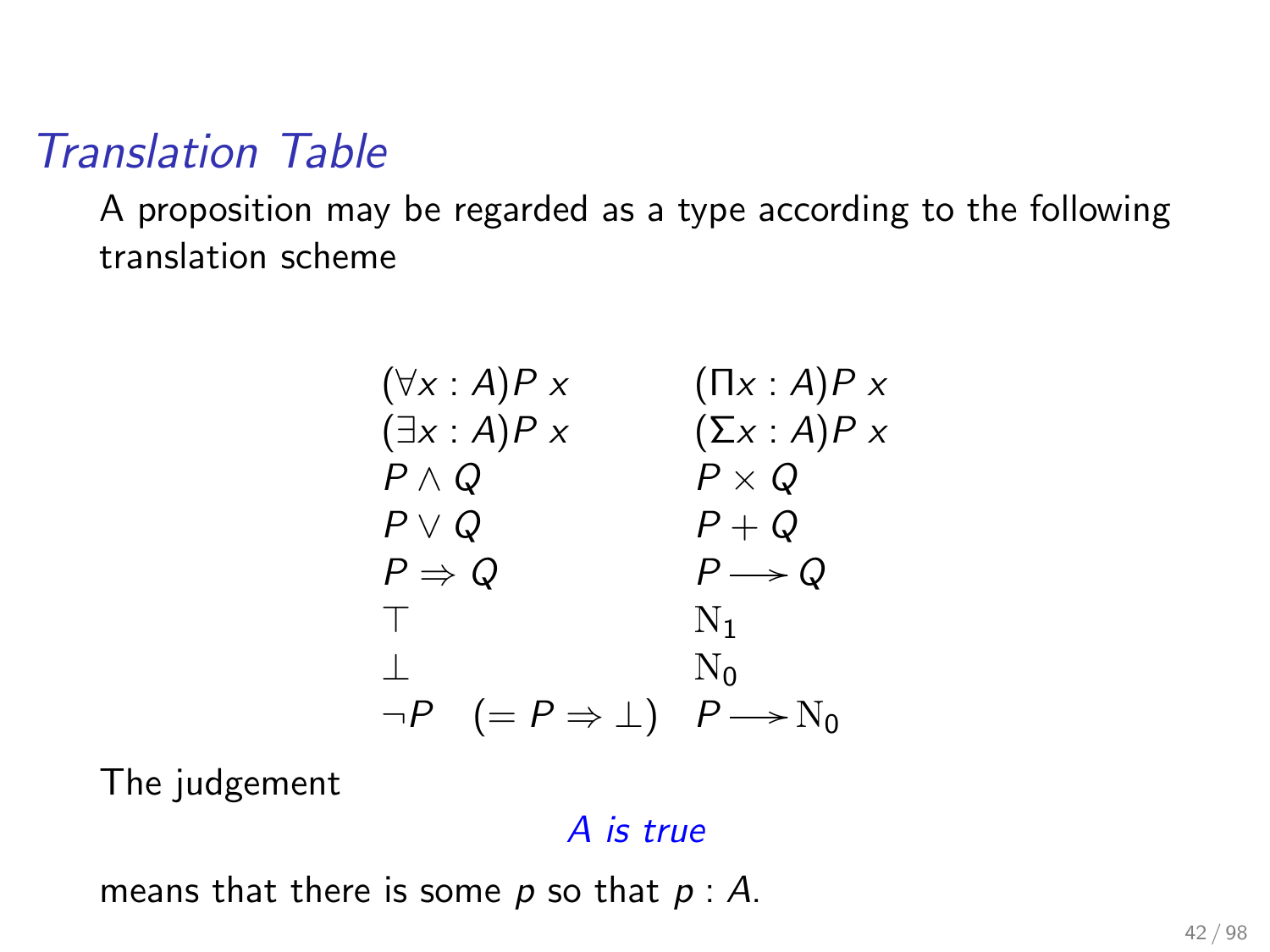# *Translation Table*

A proposition may be regarded as a type according to the following translation scheme

| | |
|---|---|
| $(\forall x : A)P\ x$ | $(\Pi x : A)P\ x$ |
| $(\exists x : A)P\ x$ | $(\Sigma x : A)P\ x$ |
| $P \wedge Q$ | $P \times Q$ |
| $P \vee Q$ | $P + Q$ |
| $P \Rightarrow Q$ | $P \longrightarrow Q$ |
| $\top$ | $\mathrm{N}_1$ |
| $\bot$ | $\mathrm{N}_0$ |
| $\neg P \quad (= P \Rightarrow \bot)$ | $P \longrightarrow \mathrm{N}_0$ |

The judgement

*A is true*

means that there is some $p$ so that $p : A$.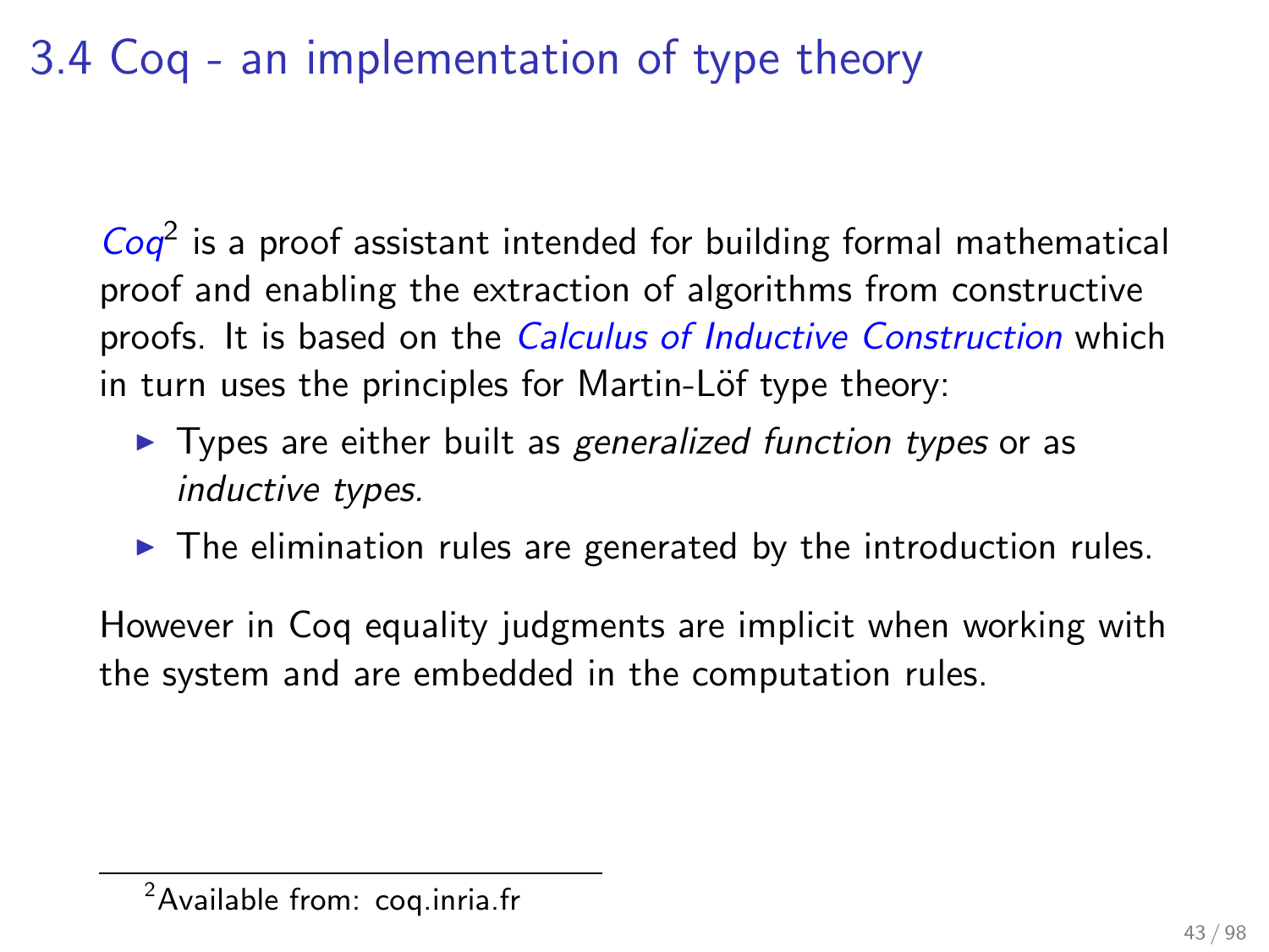# 3.4 Coq - an implementation of type theory

*Coq*[2] is a proof assistant intended for building formal mathematical proof and enabling the extraction of algorithms from constructive proofs. It is based on the *Calculus of Inductive Construction* which in turn uses the principles for Martin-Löf type theory:

- Types are either built as *generalized function types* or as *inductive types.*
- The elimination rules are generated by the introduction rules.

However in Coq equality judgments are implicit when working with the system and are embedded in the computation rules.

---

[2] Available from: coq.inria.fr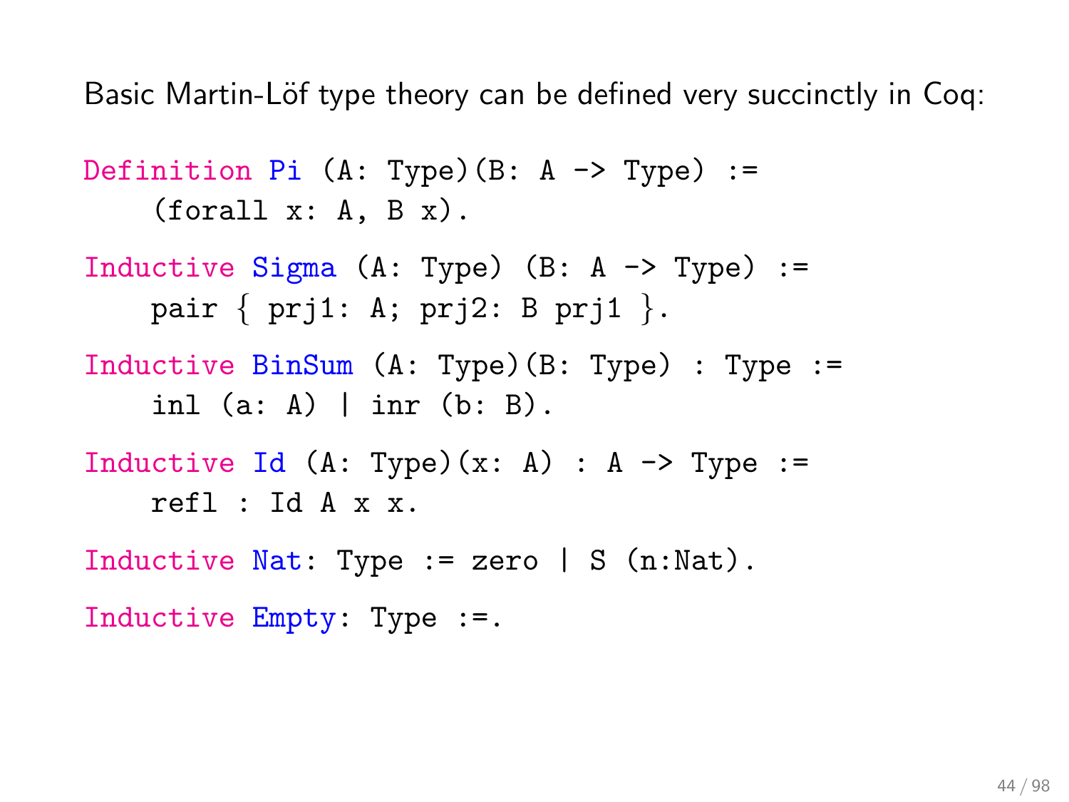Basic Martin-Löf type theory can be defined very succinctly in Coq:

```
Definition Pi (A: Type)(B: A -> Type) :=
    (forall x: A, B x).

Inductive Sigma (A: Type) (B: A -> Type) :=
    pair { prj1: A; prj2: B prj1 }.

Inductive BinSum (A: Type)(B: Type) : Type :=
    inl (a: A) | inr (b: B).

Inductive Id (A: Type)(x: A) : A -> Type :=
    refl : Id A x x.

Inductive Nat: Type := zero | S (n:Nat).

Inductive Empty: Type :=.
```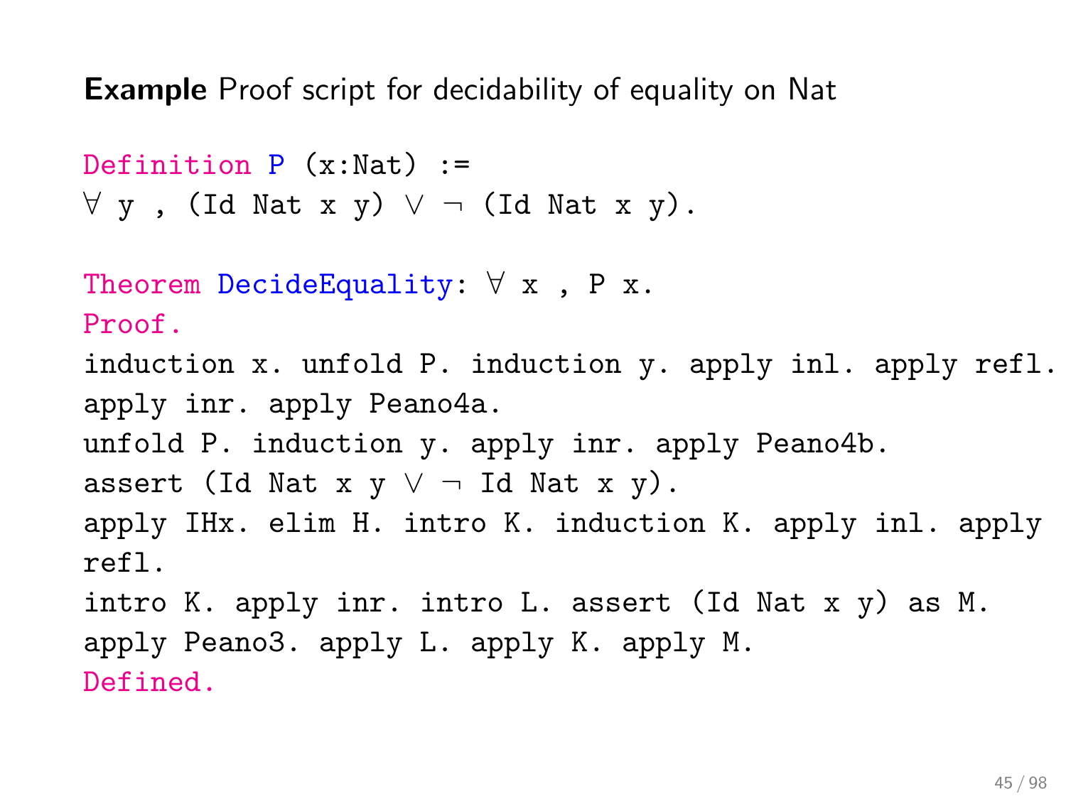**Example** Proof script for decidability of equality on Nat

```
Definition P (x:Nat) :=
∀ y , (Id Nat x y) ∨ ¬ (Id Nat x y).

Theorem DecideEquality: ∀ x , P x.
Proof.
induction x. unfold P. induction y. apply inl. apply refl.
apply inr. apply Peano4a.
unfold P. induction y. apply inr. apply Peano4b.
assert (Id Nat x y ∨ ¬ Id Nat x y).
apply IHx. elim H. intro K. induction K. apply inl. apply
refl.
intro K. apply inr. intro L. assert (Id Nat x y) as M.
apply Peano3. apply L. apply K. apply M.
Defined.
```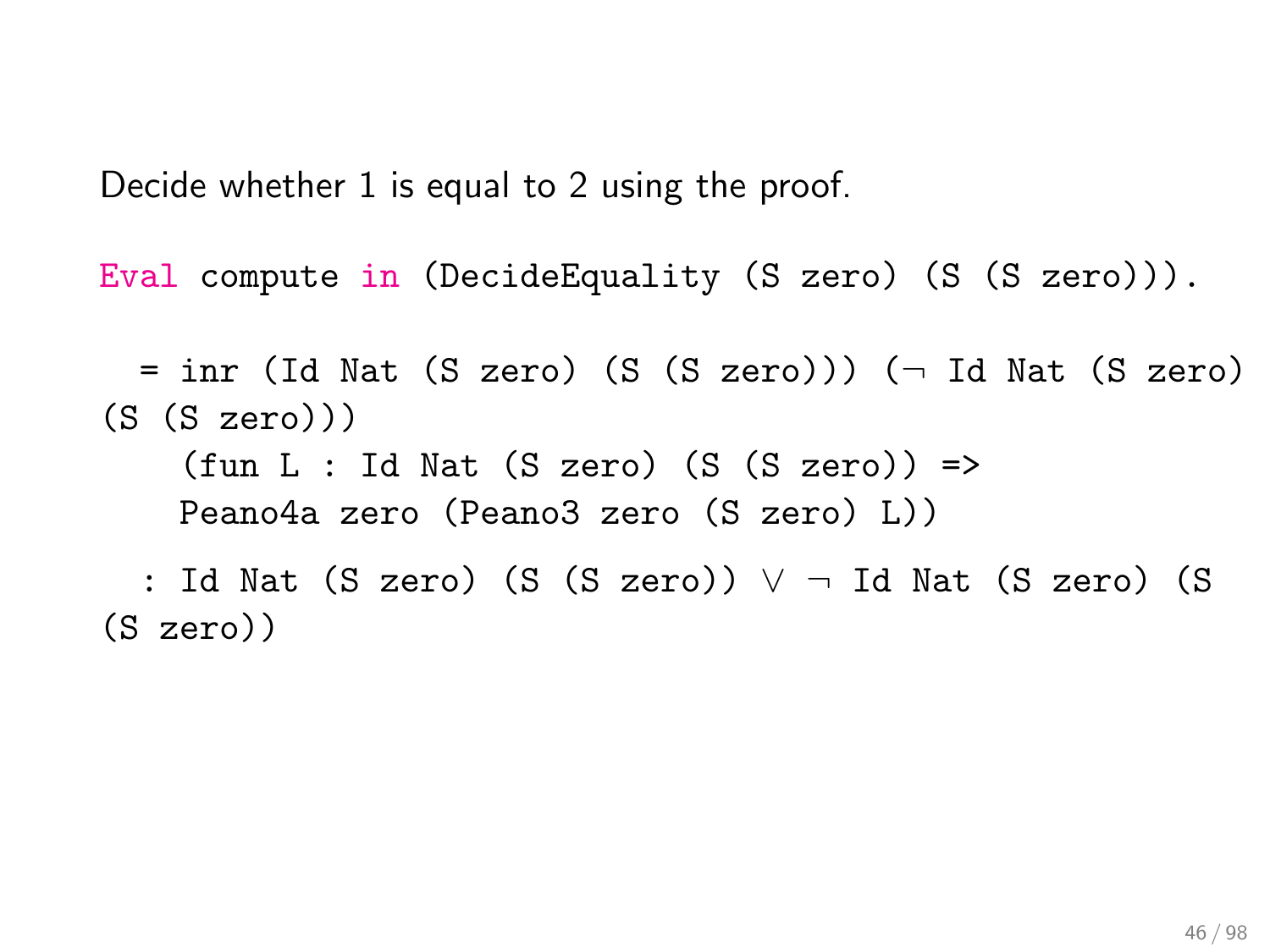Decide whether 1 is equal to 2 using the proof.

```
Eval compute in (DecideEquality (S zero) (S (S zero))).

  = inr (Id Nat (S zero) (S (S zero))) (¬ Id Nat (S zero)
(S (S zero)))
    (fun L : Id Nat (S zero) (S (S zero)) =>
    Peano4a zero (Peano3 zero (S zero) L))
  : Id Nat (S zero) (S (S zero)) ∨ ¬ Id Nat (S zero) (S
(S zero))
```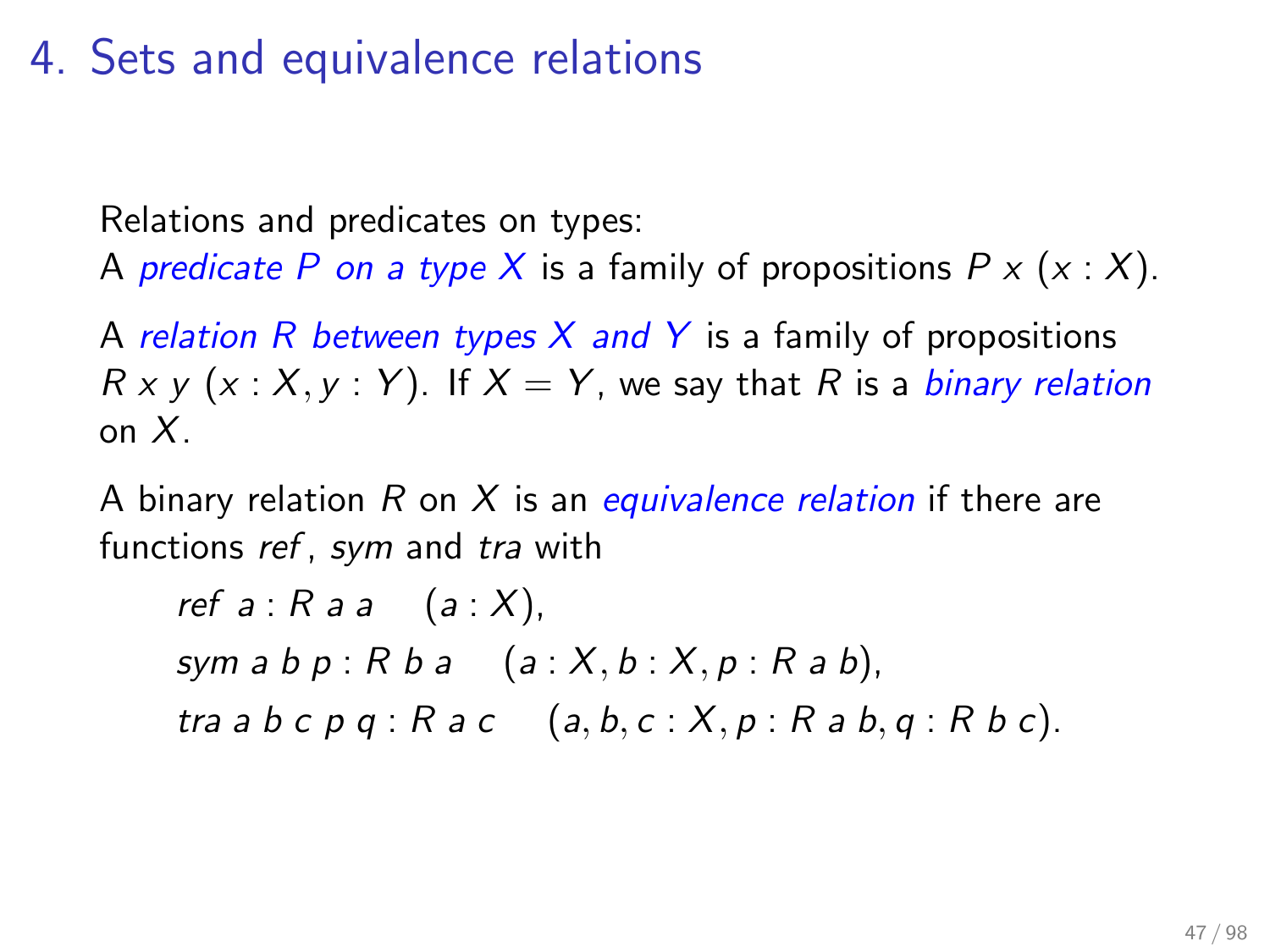# 4. Sets and equivalence relations

Relations and predicates on types:
A *predicate $P$ on a type $X$* is a family of propositions $P\ x\ (x : X)$.

A *relation $R$ between types $X$ and $Y$* is a family of propositions $R\ x\ y\ (x : X, y : Y)$. If $X = Y$, we say that $R$ is a *binary relation* on $X$.

A binary relation $R$ on $X$ is an *equivalence relation* if there are functions *ref*, *sym* and *tra* with

$$ref\ a : R\ a\ a \quad (a : X),$$
$$sym\ a\ b\ p : R\ b\ a \quad (a : X, b : X, p : R\ a\ b),$$
$$tra\ a\ b\ c\ p\ q : R\ a\ c \quad (a, b, c : X, p : R\ a\ b, q : R\ b\ c).$$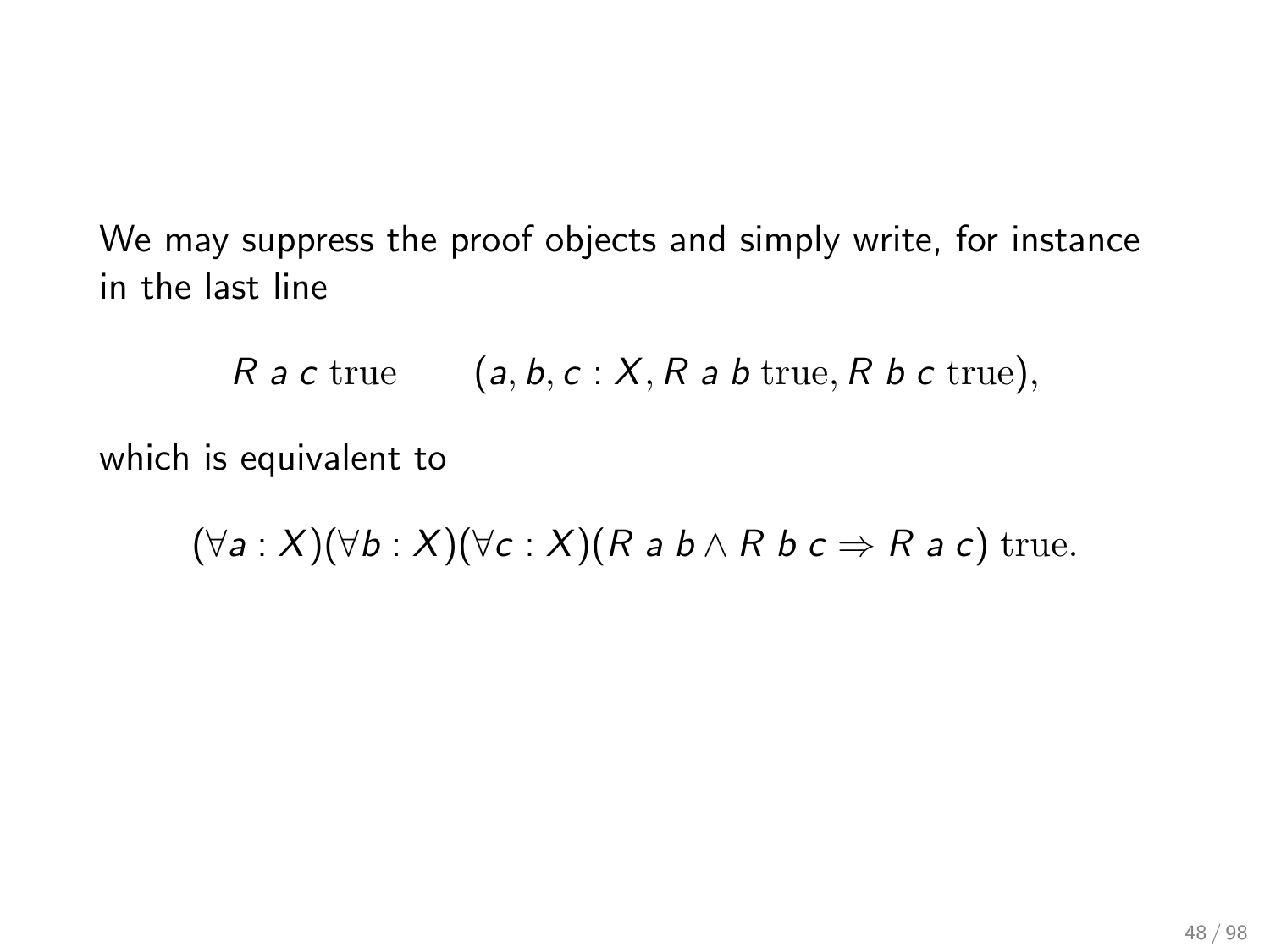We may suppress the proof objects and simply write, for instance in the last line

$$R\ a\ c \ \mathrm{true} \qquad (a, b, c : X, R\ a\ b \ \mathrm{true}, R\ b\ c \ \mathrm{true}),$$

which is equivalent to

$$(\forall a : X)(\forall b : X)(\forall c : X)(R\ a\ b \wedge R\ b\ c \Rightarrow R\ a\ c) \ \mathrm{true}.$$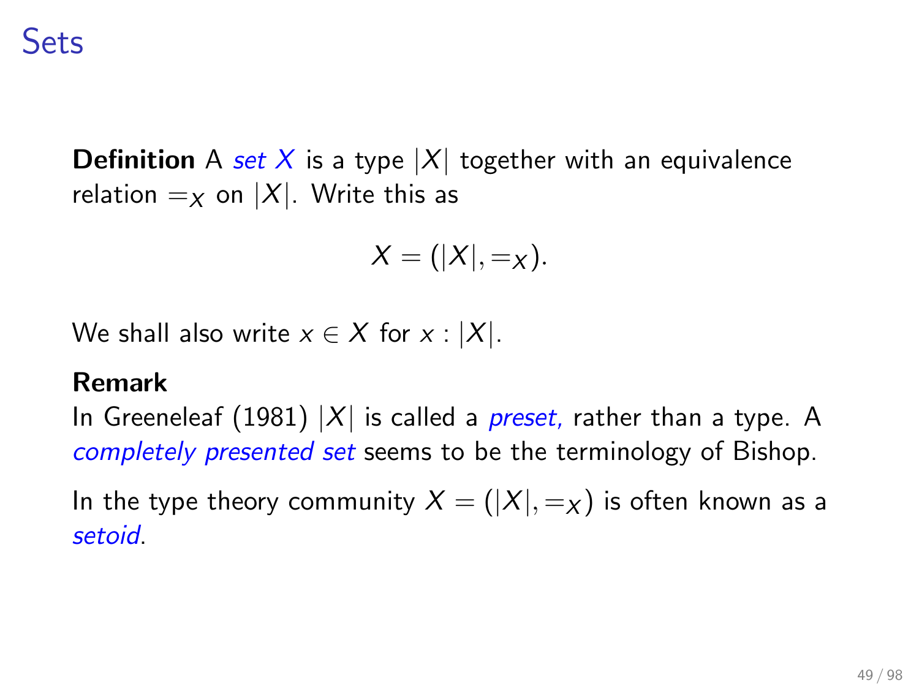# Sets

**Definition** A *set $X$* is a type $|X|$ together with an equivalence relation $=_X$ on $|X|$. Write this as

$$X = (|X|, =_X).$$

We shall also write $x \in X$ for $x : |X|$.

**Remark**
In Greeneleaf (1981) $|X|$ is called a *preset,* rather than a type. A *completely presented set* seems to be the terminology of Bishop.

In the type theory community $X = (|X|, =_X)$ is often known as a *setoid*.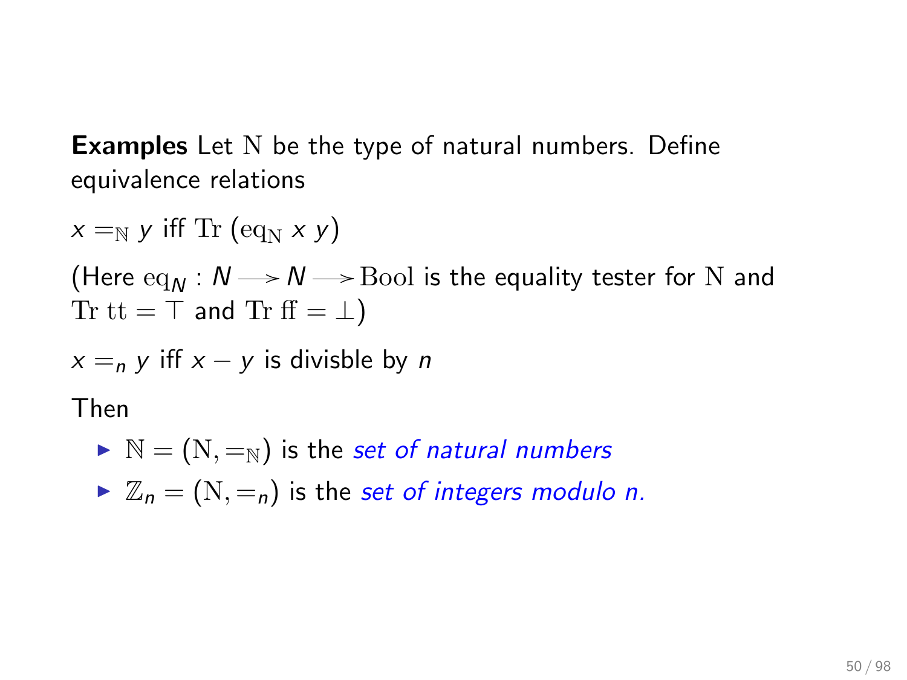**Examples** Let $\mathrm{N}$ be the type of natural numbers. Define equivalence relations

$x =_{\mathbb{N}} y$ iff $\mathrm{Tr}\ (\mathrm{eq}_{\mathrm{N}}\ x\ y)$

(Here $\mathrm{eq}_N : N \longrightarrow N \longrightarrow \mathrm{Bool}$ is the equality tester for $\mathrm{N}$ and $\mathrm{Tr}\ \mathrm{tt} = \top$ and $\mathrm{Tr}\ \mathrm{ff} = \bot$)

$x =_n y$ iff $x - y$ is divisble by $n$

Then

- $\mathbb{N} = (\mathrm{N}, =_{\mathbb{N}})$ is the *set of natural numbers*
- $\mathbb{Z}_n = (\mathrm{N}, =_n)$ is the *set of integers modulo n.*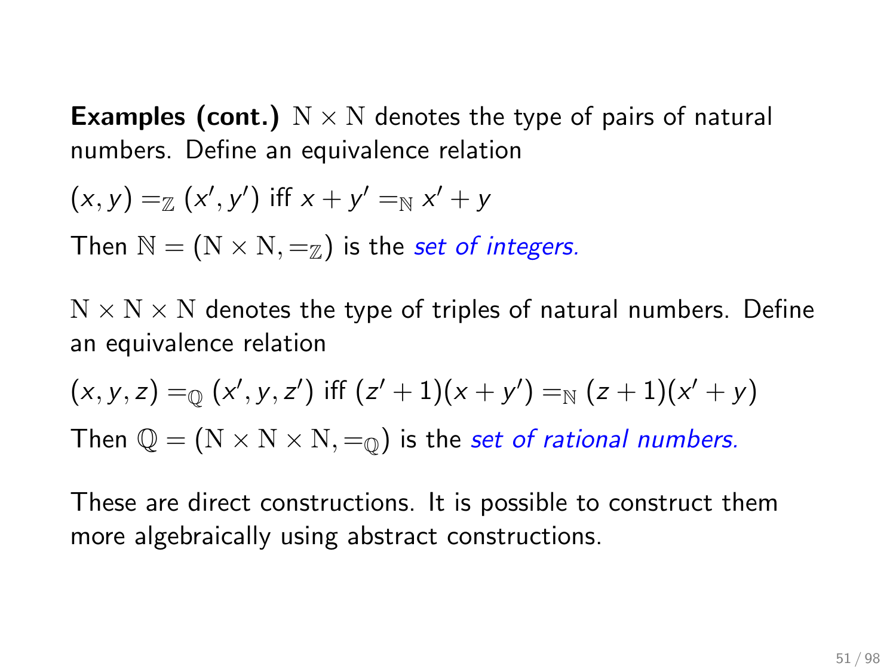**Examples (cont.)** $\mathrm{N} \times \mathrm{N}$ denotes the type of pairs of natural numbers. Define an equivalence relation

$(x, y) =_{\mathbb{Z}} (x', y')$ iff $x + y' =_{\mathbb{N}} x' + y$

Then $\mathbb{N} = (\mathrm{N} \times \mathrm{N}, =_{\mathbb{Z}})$ is the *set of integers.*

$\mathrm{N} \times \mathrm{N} \times \mathrm{N}$ denotes the type of triples of natural numbers. Define an equivalence relation

$(x, y, z) =_{\mathbb{Q}} (x', y, z')$ iff $(z' + 1)(x + y') =_{\mathbb{N}} (z + 1)(x' + y)$

Then $\mathbb{Q} = (\mathrm{N} \times \mathrm{N} \times \mathrm{N}, =_{\mathbb{Q}})$ is the *set of rational numbers.*

These are direct constructions. It is possible to construct them more algebraically using abstract constructions.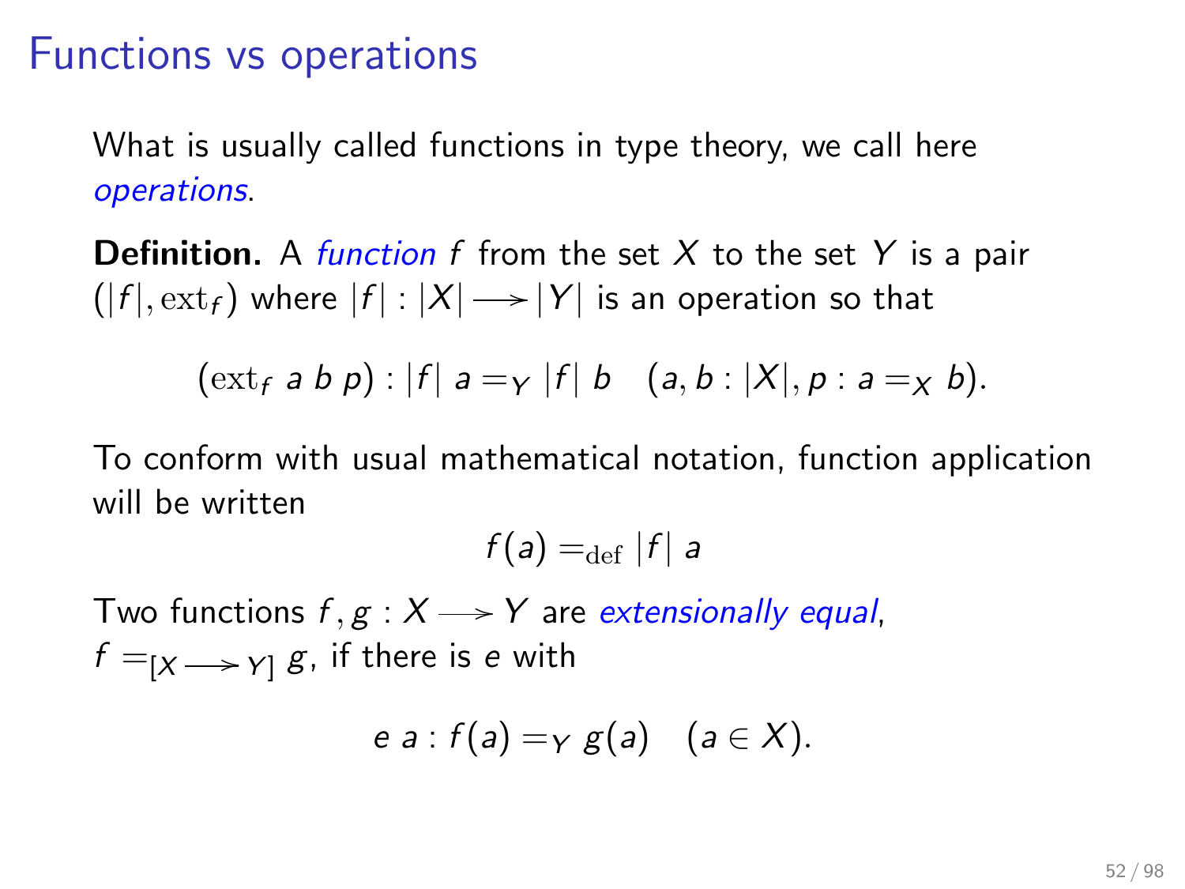# Functions vs operations

What is usually called functions in type theory, we call here *operations*.

**Definition.** A *function* $f$ from the set $X$ to the set $Y$ is a pair $(|f|, \mathrm{ext}_f)$ where $|f| : |X| \longrightarrow |Y|$ is an operation so that

$$(\mathrm{ext}_f \; a \; b \; p) : |f| \; a =_Y |f| \; b \quad (a, b : |X|, p : a =_X b).$$

To conform with usual mathematical notation, function application will be written

$$f(a) =_{\mathrm{def}} |f| \; a$$

Two functions $f, g : X \longrightarrow Y$ are *extensionally equal*, $f =_{[X \longrightarrow Y]} g$, if there is $e$ with

$$e \; a : f(a) =_Y g(a) \quad (a \in X).$$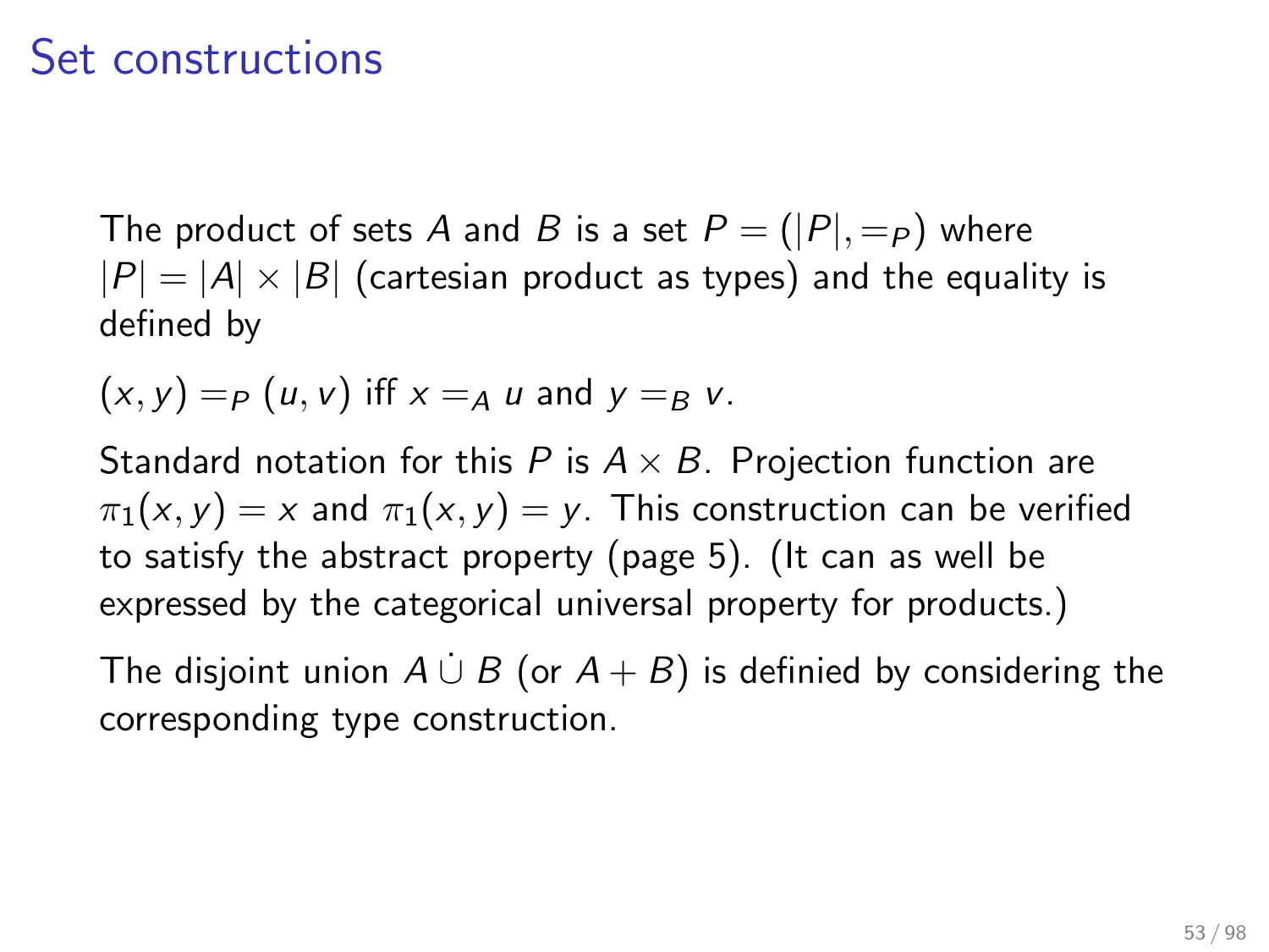# Set constructions

The product of sets $A$ and $B$ is a set $P = (|P|, =_P)$ where $|P| = |A| \times |B|$ (cartesian product as types) and the equality is defined by

$(x, y) =_P (u, v)$ iff $x =_A u$ and $y =_B v$.

Standard notation for this $P$ is $A \times B$. Projection function are $\pi_1(x, y) = x$ and $\pi_1(x, y) = y$. This construction can be verified to satisfy the abstract property (page 5). (It can as well be expressed by the categorical universal property for products.)

The disjoint union $A \dot{\cup} B$ (or $A + B$) is definied by considering the corresponding type construction.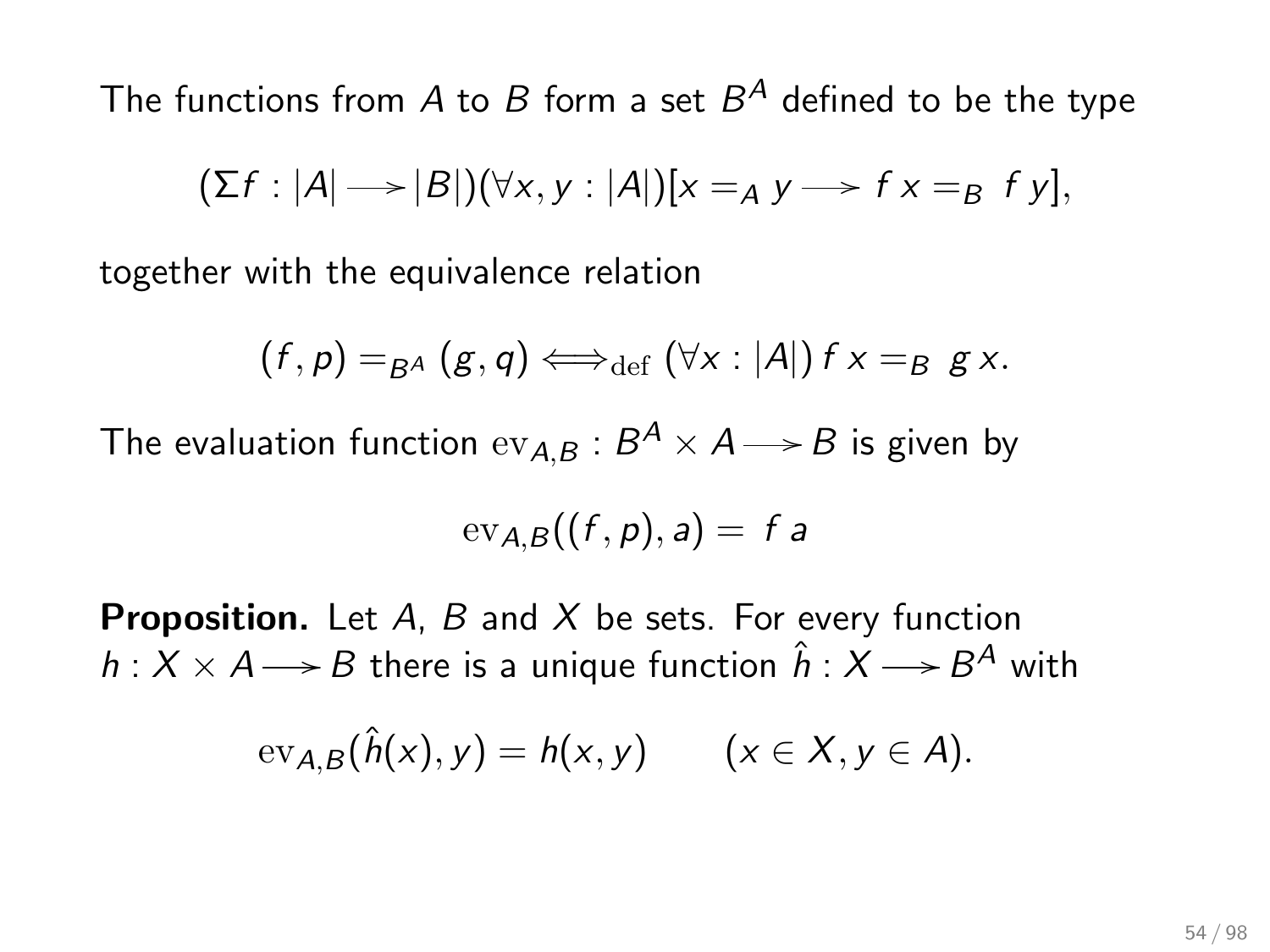The functions from $A$ to $B$ form a set $B^A$ defined to be the type

$$(\Sigma f : |A| \longrightarrow |B|)(\forall x, y : |A|)[x =_A y \longrightarrow f\,x =_B f\,y],$$

together with the equivalence relation

$$(f, p) =_{B^A} (g, q) \iff_{\mathrm{def}} (\forall x : |A|)\, f\,x =_B g\,x.$$

The evaluation function $\mathrm{ev}_{A,B} : B^A \times A \longrightarrow B$ is given by

$$\mathrm{ev}_{A,B}((f, p), a) = f\,a$$

**Proposition.** Let $A$, $B$ and $X$ be sets. For every function $h : X \times A \longrightarrow B$ there is a unique function $\hat{h} : X \longrightarrow B^A$ with

$$\mathrm{ev}_{A,B}(\hat{h}(x), y) = h(x, y) \qquad (x \in X, y \in A).$$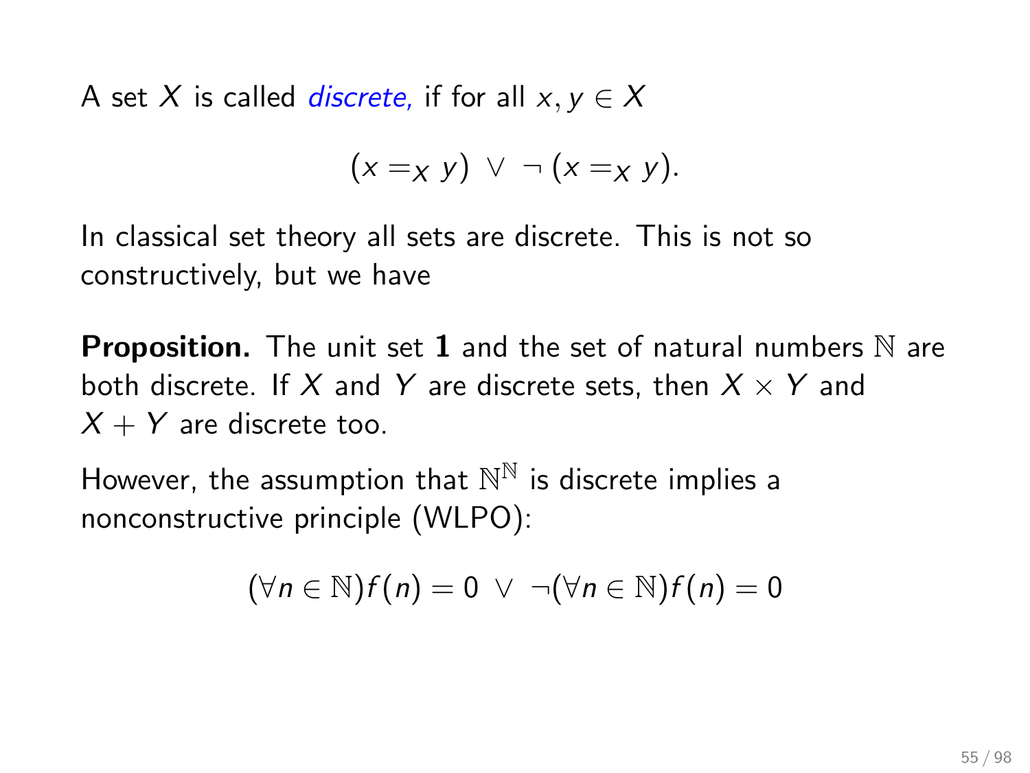A set $X$ is called *discrete,* if for all $x, y \in X$

$$(x =_X y) \ \vee \ \neg\, (x =_X y).$$

In classical set theory all sets are discrete. This is not so constructively, but we have

**Proposition.** The unit set $\mathbf{1}$ and the set of natural numbers $\mathbb{N}$ are both discrete. If $X$ and $Y$ are discrete sets, then $X \times Y$ and $X + Y$ are discrete too.

However, the assumption that $\mathbb{N}^{\mathbb{N}}$ is discrete implies a nonconstructive principle (WLPO):

$$(\forall n \in \mathbb{N}) f(n) = 0 \ \vee \ \neg(\forall n \in \mathbb{N}) f(n) = 0$$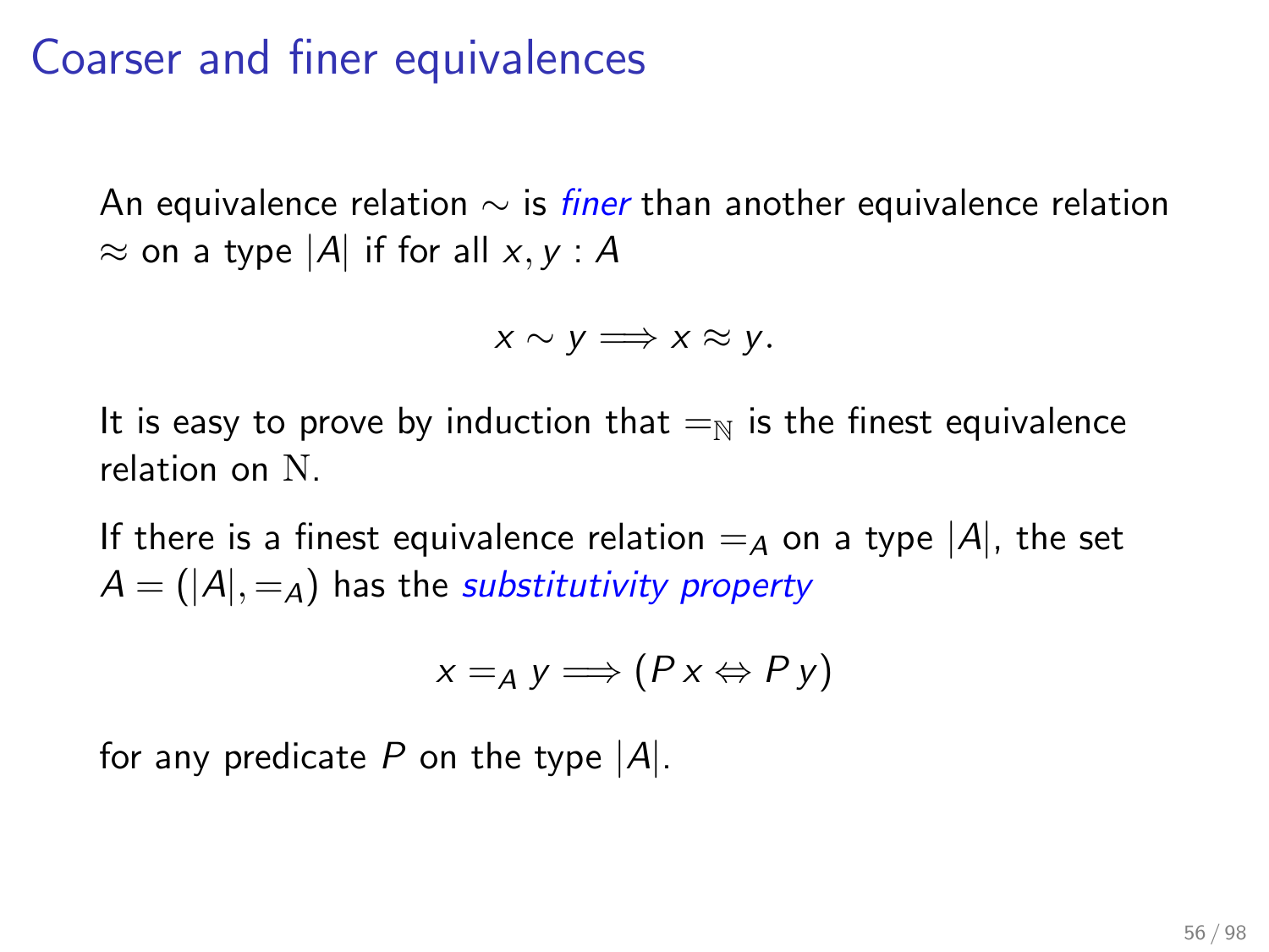# Coarser and finer equivalences

An equivalence relation $\sim$ is *finer* than another equivalence relation $\approx$ on a type $|A|$ if for all $x, y : A$

$$x \sim y \Longrightarrow x \approx y.$$

It is easy to prove by induction that $=_{\mathbb{N}}$ is the finest equivalence relation on $\mathrm{N}$.

If there is a finest equivalence relation $=_A$ on a type $|A|$, the set $A = (|A|, =_A)$ has the *substitutivity property*

$$x =_A y \Longrightarrow (P\,x \Leftrightarrow P\,y)$$

for any predicate $P$ on the type $|A|$.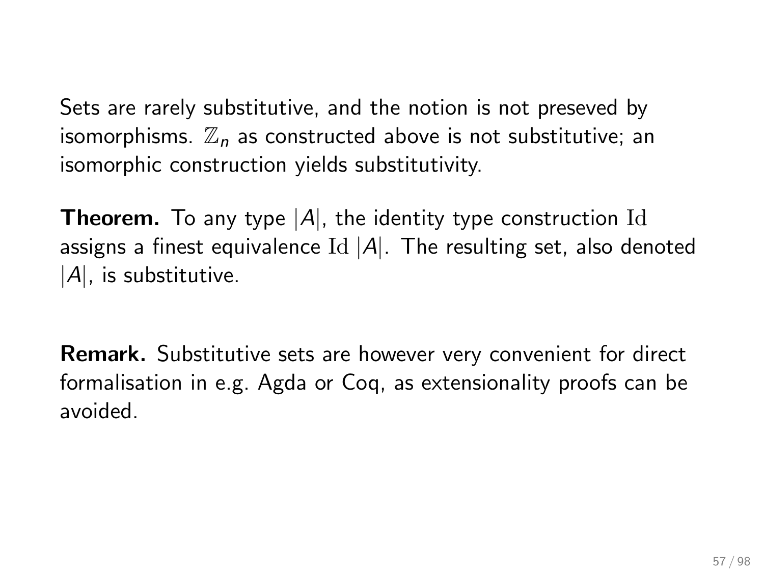Sets are rarely substitutive, and the notion is not preseved by isomorphisms. $\mathbb{Z}_n$ as constructed above is not substitutive; an isomorphic construction yields substitutivity.

**Theorem.** To any type $|A|$, the identity type construction $\mathrm{Id}$ assigns a finest equivalence $\mathrm{Id}\ |A|$. The resulting set, also denoted $|A|$, is substitutive.

**Remark.** Substitutive sets are however very convenient for direct formalisation in e.g. Agda or Coq, as extensionality proofs can be avoided.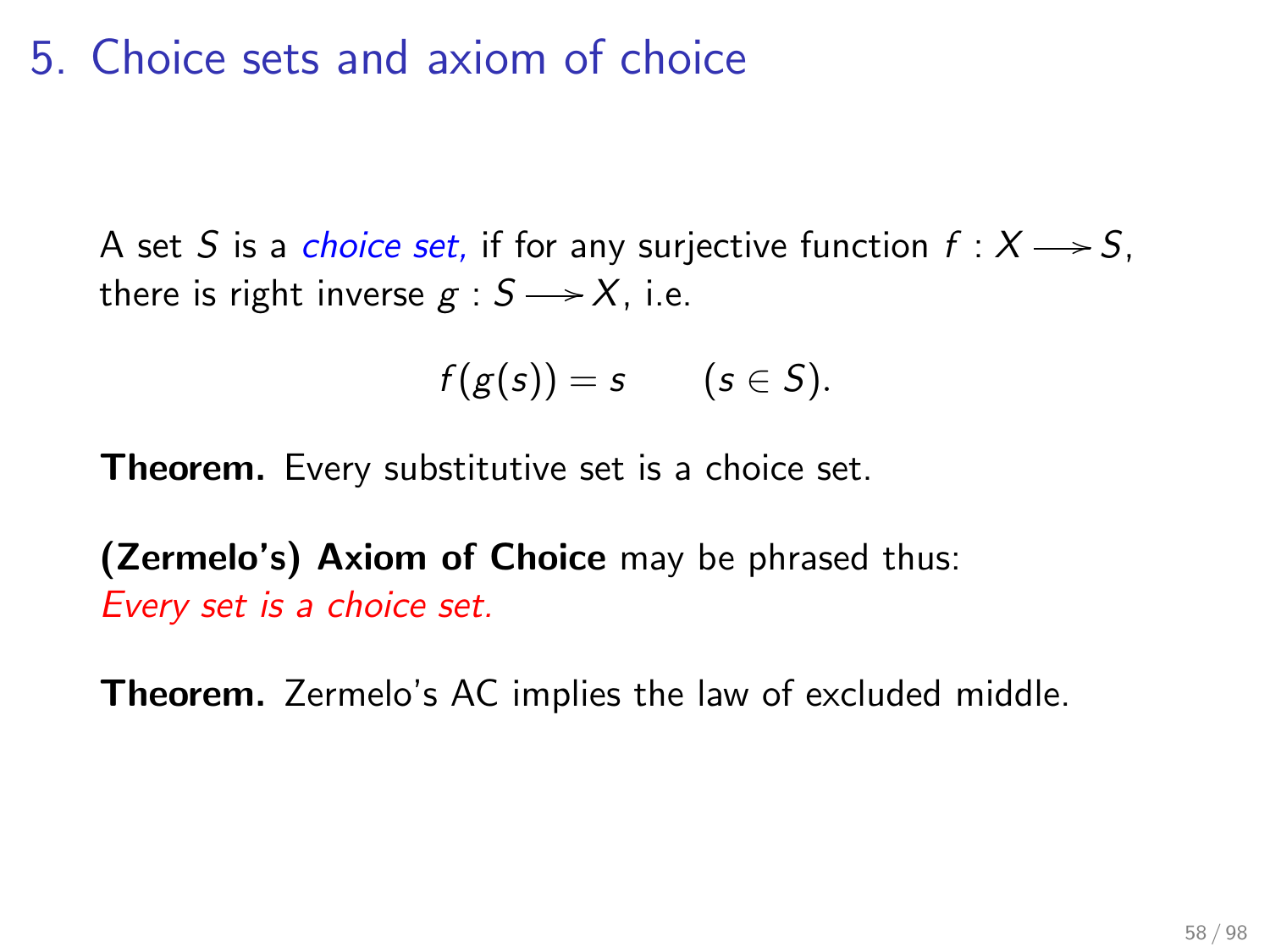# 5. Choice sets and axiom of choice

A set $S$ is a *choice set,* if for any surjective function $f : X \twoheadrightarrow S$, there is right inverse $g : S \longrightarrow X$, i.e.

$$f(g(s)) = s \qquad (s \in S).$$

**Theorem.** Every substitutive set is a choice set.

**(Zermelo's) Axiom of Choice** may be phrased thus:
*Every set is a choice set.*

**Theorem.** Zermelo's AC implies the law of excluded middle.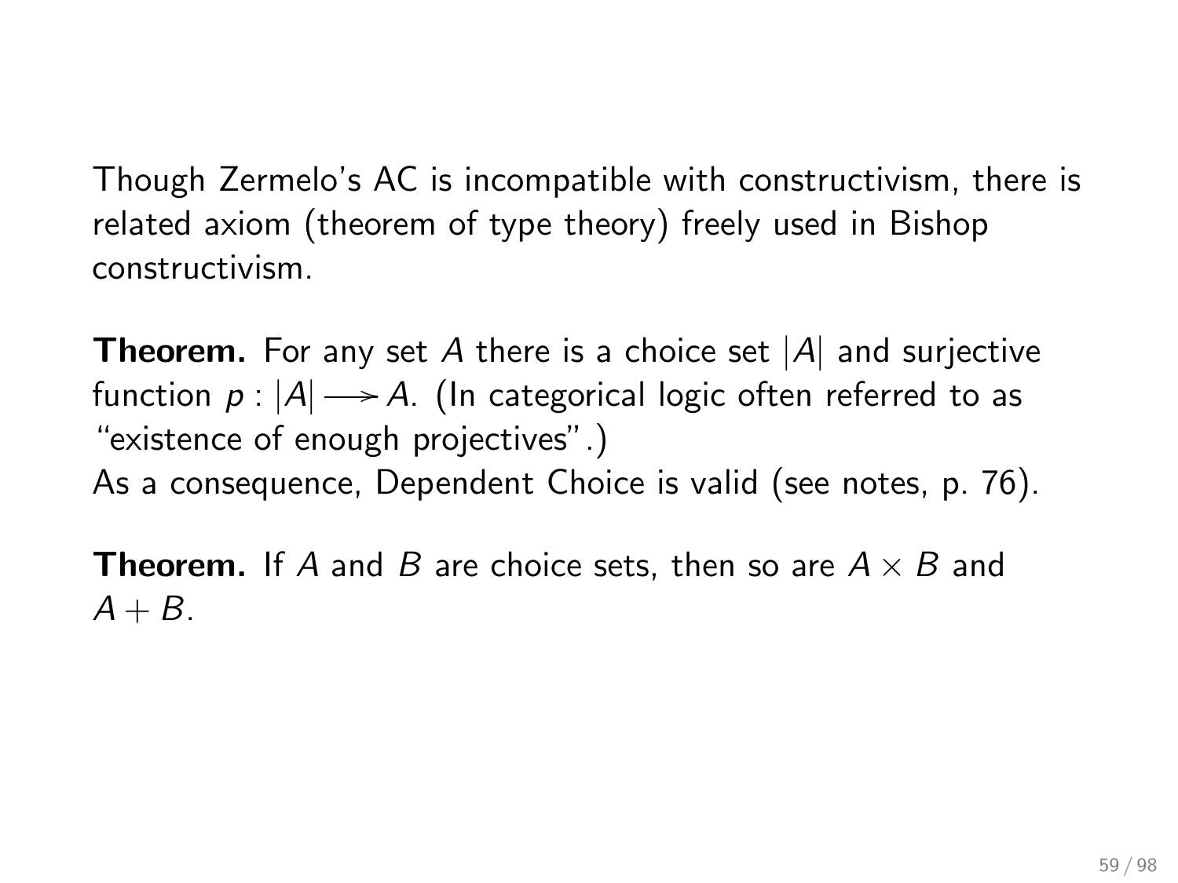Though Zermelo's AC is incompatible with constructivism, there is related axiom (theorem of type theory) freely used in Bishop constructivism.

**Theorem.** For any set $A$ there is a choice set $|A|$ and surjective function $p : |A| \twoheadrightarrow A$. (In categorical logic often referred to as "existence of enough projectives".)
As a consequence, Dependent Choice is valid (see notes, p. 76).

**Theorem.** If $A$ and $B$ are choice sets, then so are $A \times B$ and $A + B$.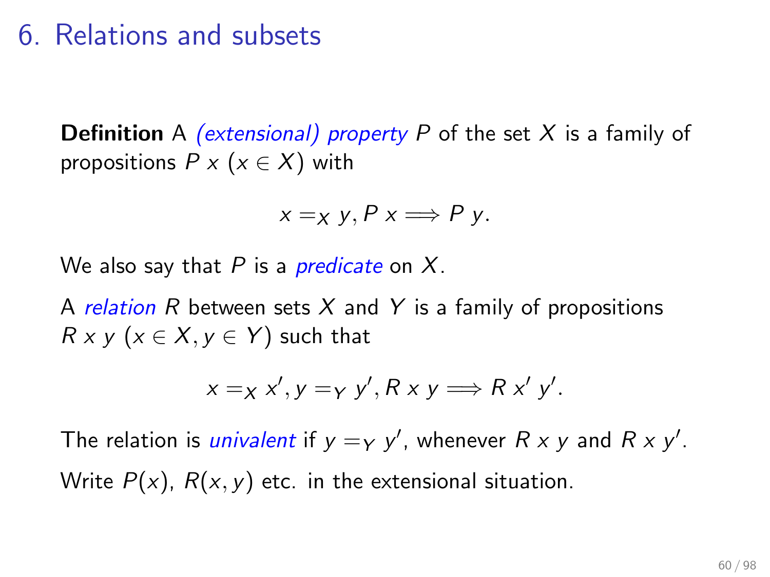# 6. Relations and subsets

**Definition** A *(extensional) property* $P$ of the set $X$ is a family of propositions $P\ x$ ($x \in X$) with

$$x =_X y, P\ x \Longrightarrow P\ y.$$

We also say that $P$ is a *predicate* on $X$.

A *relation* $R$ between sets $X$ and $Y$ is a family of propositions $R\ x\ y$ ($x \in X, y \in Y$) such that

$$x =_X x', y =_Y y', R\ x\ y \Longrightarrow R\ x'\ y'.$$

The relation is *univalent* if $y =_Y y'$, whenever $R\ x\ y$ and $R\ x\ y'$.

Write $P(x)$, $R(x, y)$ etc. in the extensional situation.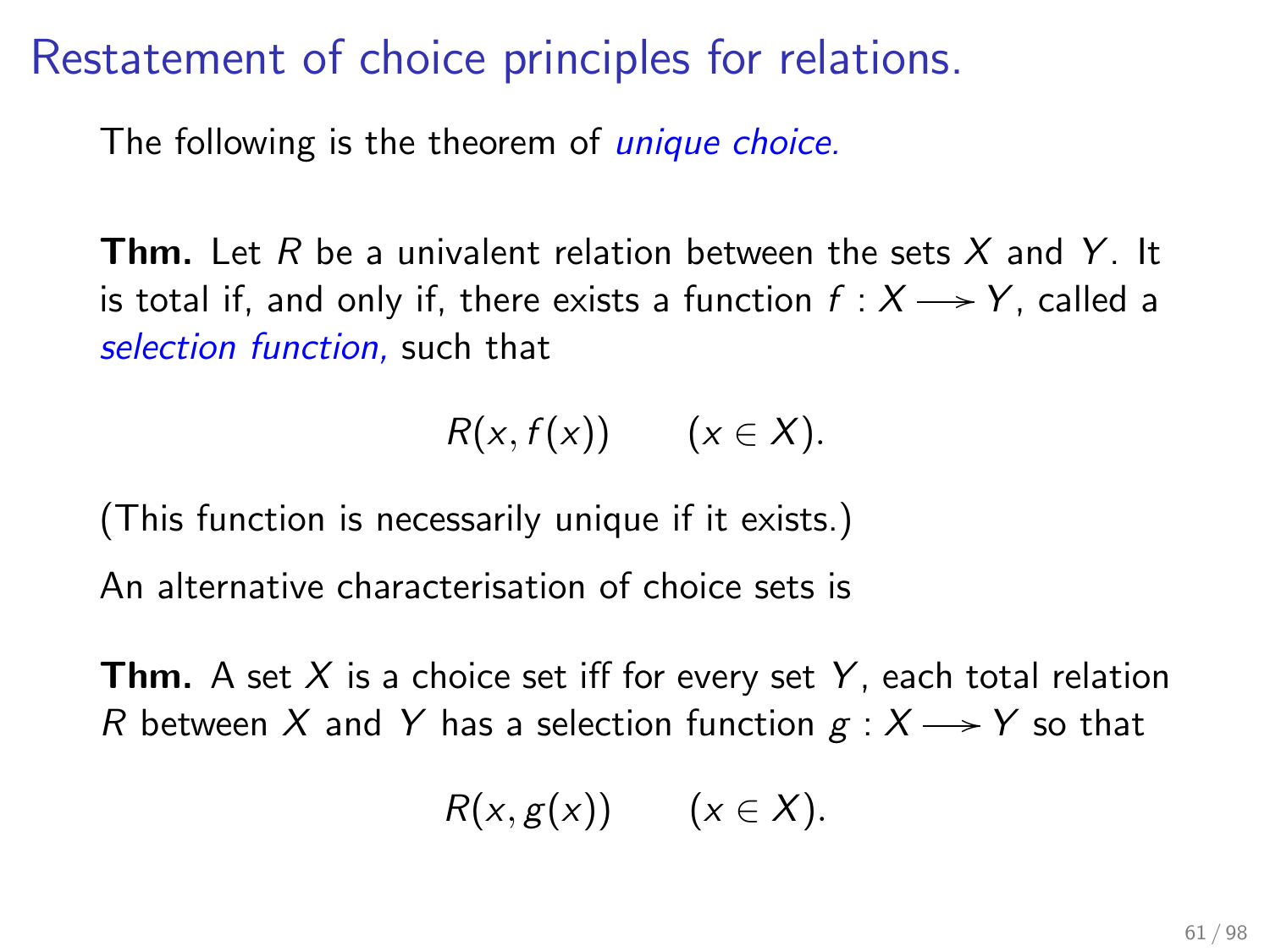# Restatement of choice principles for relations.

The following is the theorem of *unique choice.*

**Thm.** Let $R$ be a univalent relation between the sets $X$ and $Y$. It is total if, and only if, there exists a function $f : X \longrightarrow Y$, called a *selection function,* such that

$$R(x, f(x)) \qquad (x \in X).$$

(This function is necessarily unique if it exists.)

An alternative characterisation of choice sets is

**Thm.** A set $X$ is a choice set iff for every set $Y$, each total relation $R$ between $X$ and $Y$ has a selection function $g : X \longrightarrow Y$ so that

$$R(x, g(x)) \qquad (x \in X).$$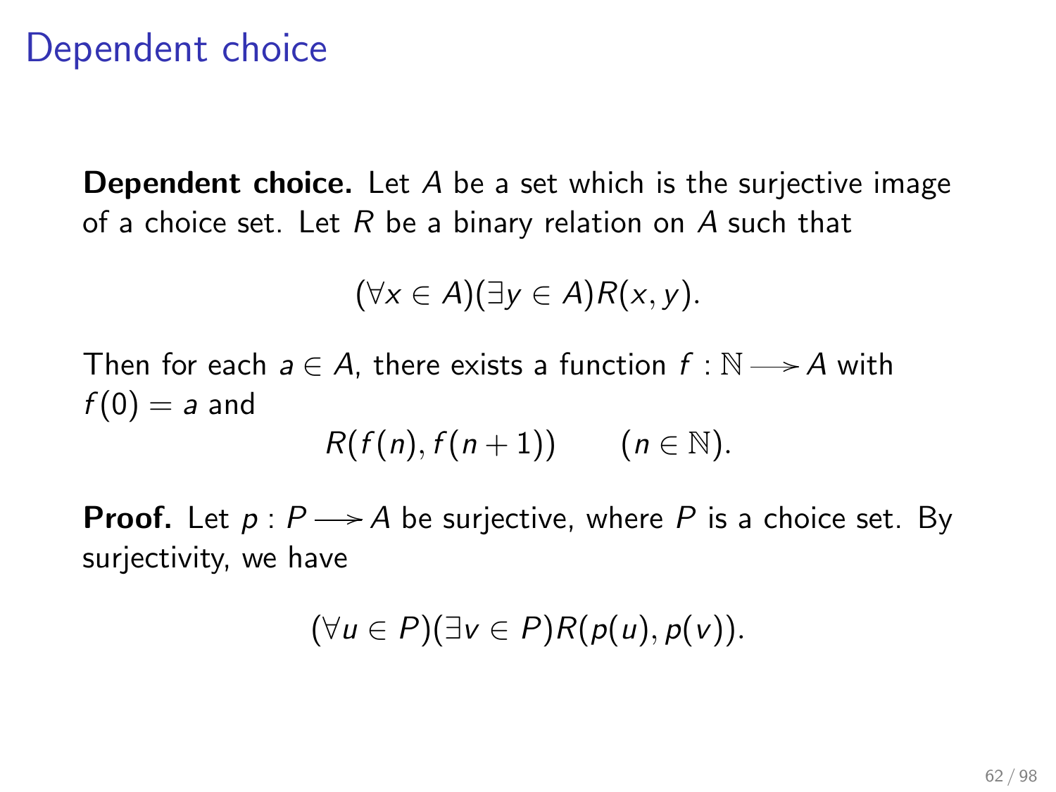# Dependent choice

**Dependent choice.** Let $A$ be a set which is the surjective image of a choice set. Let $R$ be a binary relation on $A$ such that

$$(\forall x \in A)(\exists y \in A)R(x, y).$$

Then for each $a \in A$, there exists a function $f : \mathbb{N} \longrightarrow A$ with $f(0) = a$ and

$$R(f(n), f(n+1)) \qquad (n \in \mathbb{N}).$$

**Proof.** Let $p : P \longrightarrow A$ be surjective, where $P$ is a choice set. By surjectivity, we have

$$(\forall u \in P)(\exists v \in P)R(p(u), p(v)).$$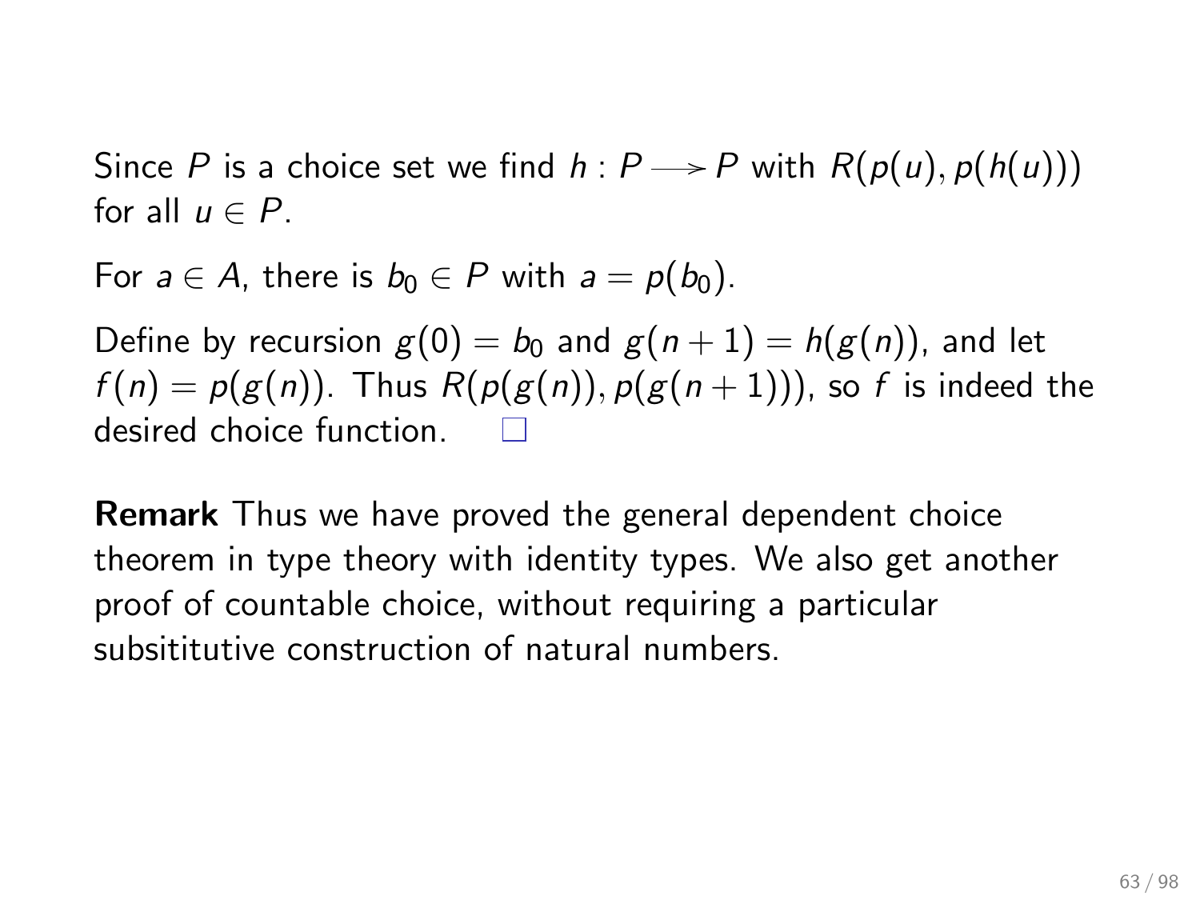Since $P$ is a choice set we find $h : P \longrightarrow P$ with $R(p(u), p(h(u)))$ for all $u \in P$.

For $a \in A$, there is $b_0 \in P$ with $a = p(b_0)$.

Define by recursion $g(0) = b_0$ and $g(n+1) = h(g(n))$, and let $f(n) = p(g(n))$. Thus $R(p(g(n)), p(g(n+1)))$, so $f$ is indeed the desired choice function. $\square$

**Remark** Thus we have proved the general dependent choice theorem in type theory with identity types. We also get another proof of countable choice, without requiring a particular subsititutive construction of natural numbers.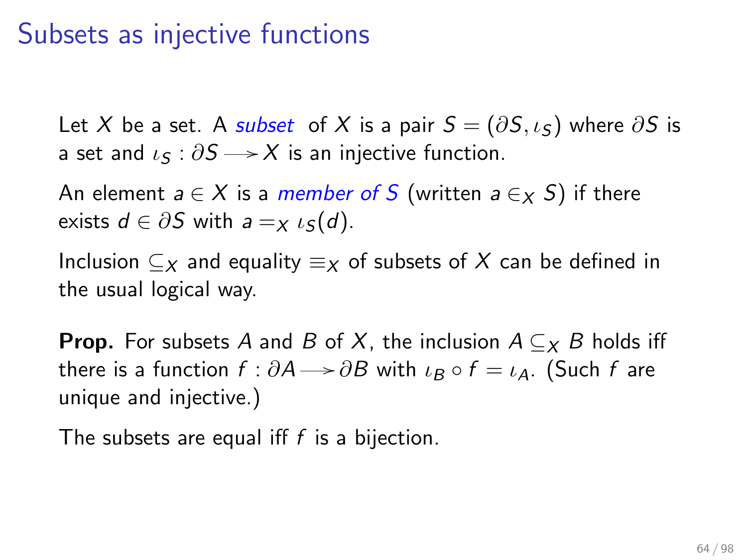# Subsets as injective functions

Let $X$ be a set. A *subset* of $X$ is a pair $S = (\partial S, \iota_S)$ where $\partial S$ is a set and $\iota_S : \partial S \longrightarrow X$ is an injective function.

An element $a \in X$ is a *member of S* (written $a \in_X S$) if there exists $d \in \partial S$ with $a =_X \iota_S(d)$.

Inclusion $\subseteq_X$ and equality $\equiv_X$ of subsets of $X$ can be defined in the usual logical way.

**Prop.** For subsets $A$ and $B$ of $X$, the inclusion $A \subseteq_X B$ holds iff there is a function $f : \partial A \longrightarrow \partial B$ with $\iota_B \circ f = \iota_A$. (Such $f$ are unique and injective.)

The subsets are equal iff $f$ is a bijection.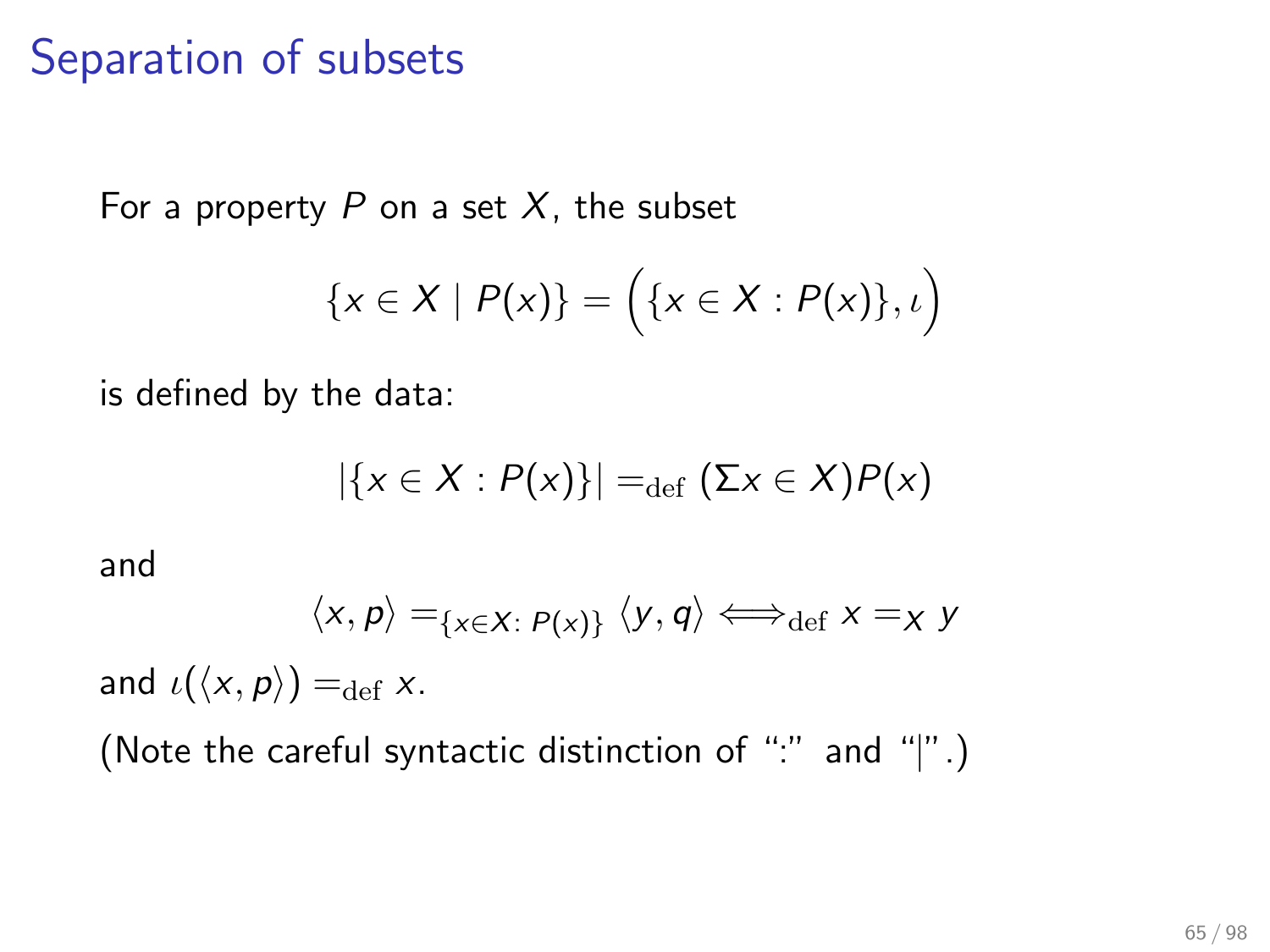# Separation of subsets

For a property $P$ on a set $X$, the subset

$$\{x \in X \mid P(x)\} = \Big(\{x \in X : P(x)\}, \iota\Big)$$

is defined by the data:

$$|\{x \in X : P(x)\}| =_{\text{def}} (\Sigma x \in X)P(x)$$

and

$$\langle x, p\rangle =_{\{x \in X:\, P(x)\}} \langle y, q\rangle \Longleftrightarrow_{\text{def}} x =_X y$$

and $\iota(\langle x, p\rangle) =_{\text{def}} x$.

(Note the careful syntactic distinction of ":" and "|".)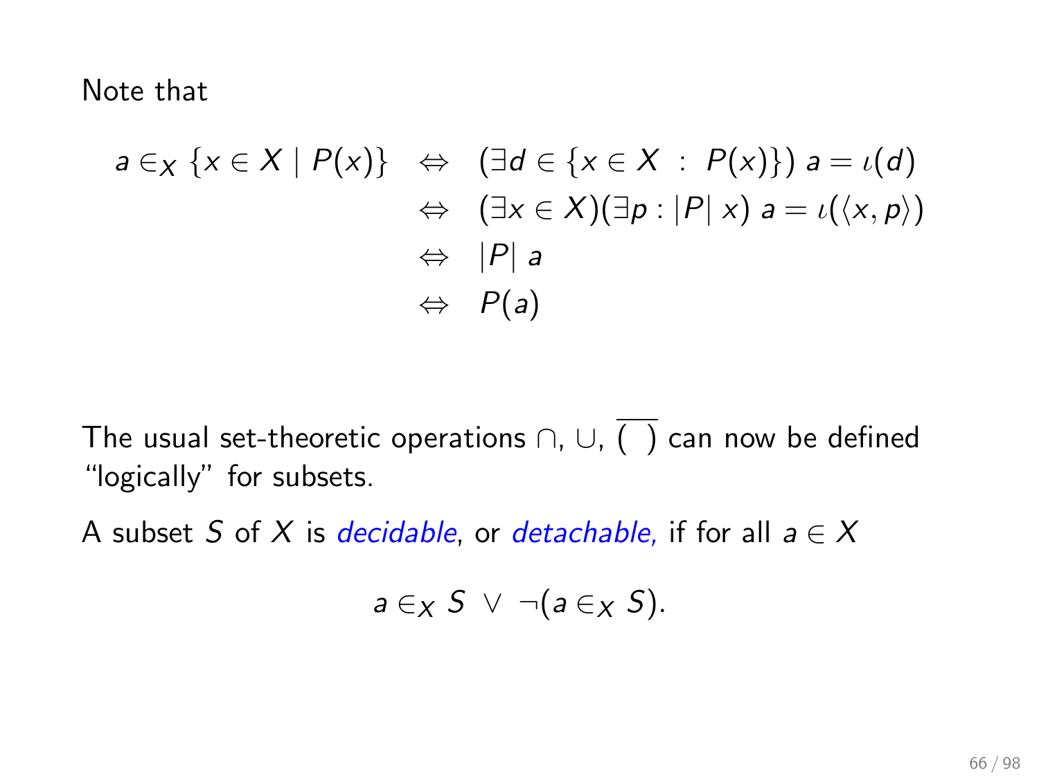Note that

$$
\begin{aligned}
a \in_X \{x \in X \mid P(x)\} \quad &\Leftrightarrow \quad (\exists d \in \{x \in X \ : \ P(x)\})\ a = \iota(d) \\
&\Leftrightarrow \quad (\exists x \in X)(\exists p : |P|\ x)\ a = \iota(\langle x, p \rangle) \\
&\Leftrightarrow \quad |P|\ a \\
&\Leftrightarrow \quad P(a)
\end{aligned}
$$

The usual set-theoretic operations $\cap$, $\cup$, $\overline{(\ \ )}$ can now be defined "logically" for subsets.

A subset $S$ of $X$ is *decidable*, or *detachable,* if for all $a \in X$

$$
a \in_X S \ \vee \ \neg(a \in_X S).
$$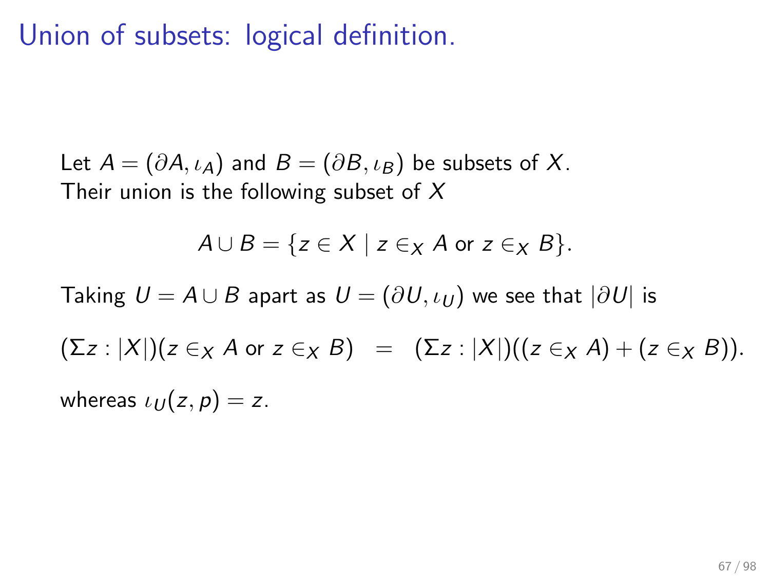# Union of subsets: logical definition.

Let $A = (\partial A, \iota_A)$ and $B = (\partial B, \iota_B)$ be subsets of $X$.
Their union is the following subset of $X$

$$A \cup B = \{z \in X \mid z \in_X A \text{ or } z \in_X B\}.$$

Taking $U = A \cup B$ apart as $U = (\partial U, \iota_U)$ we see that $|\partial U|$ is

$$(\Sigma z : |X|)(z \in_X A \text{ or } z \in_X B) \quad = \quad (\Sigma z : |X|)((z \in_X A) + (z \in_X B)).$$

whereas $\iota_U(z, p) = z$.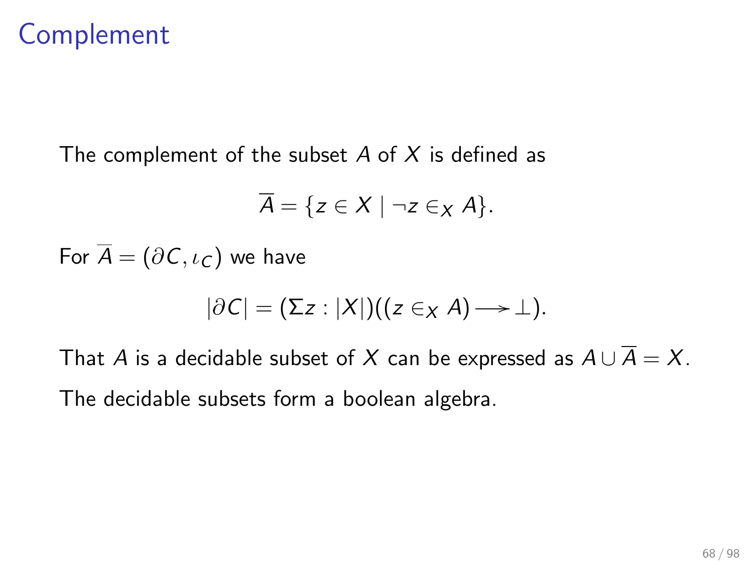# Complement

The complement of the subset $A$ of $X$ is defined as

$$\overline{A} = \{z \in X \mid \neg z \in_X A\}.$$

For $\overline{A} = (\partial C, \iota_C)$ we have

$$|\partial C| = (\Sigma z : |X|)((z \in_X A) \longrightarrow \perp).$$

That $A$ is a decidable subset of $X$ can be expressed as $A \cup \overline{A} = X$.

The decidable subsets form a boolean algebra.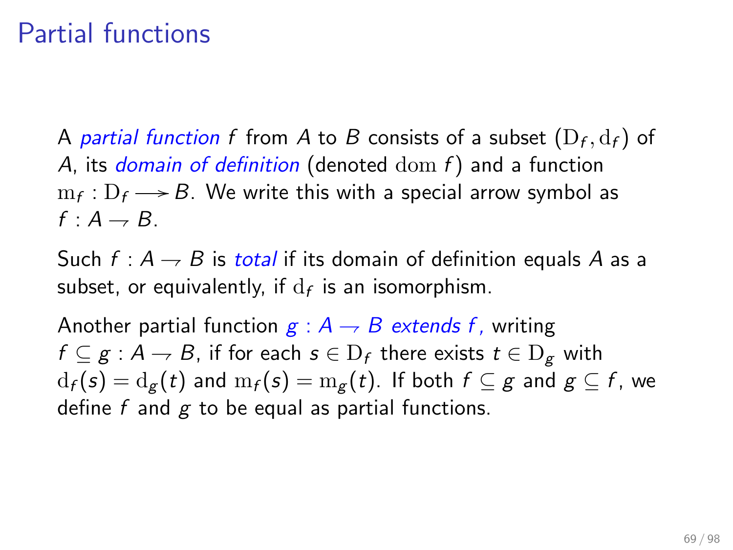# Partial functions

A *partial function* $f$ from $A$ to $B$ consists of a subset $(\mathrm{D}_f, \mathrm{d}_f)$ of $A$, its *domain of definition* (denoted $\mathrm{dom}\, f$) and a function $\mathrm{m}_f : \mathrm{D}_f \longrightarrow B$. We write this with a special arrow symbol as $f : A \rightharpoondown B$.

Such $f : A \rightharpoondown B$ is *total* if its domain of definition equals $A$ as a subset, or equivalently, if $\mathrm{d}_f$ is an isomorphism.

Another partial function *$g : A \rightharpoondown B$ extends $f$,* writing $f \subseteq g : A \rightharpoondown B$, if for each $s \in \mathrm{D}_f$ there exists $t \in \mathrm{D}_g$ with $\mathrm{d}_f(s) = \mathrm{d}_g(t)$ and $\mathrm{m}_f(s) = \mathrm{m}_g(t)$. If both $f \subseteq g$ and $g \subseteq f$, we define $f$ and $g$ to be equal as partial functions.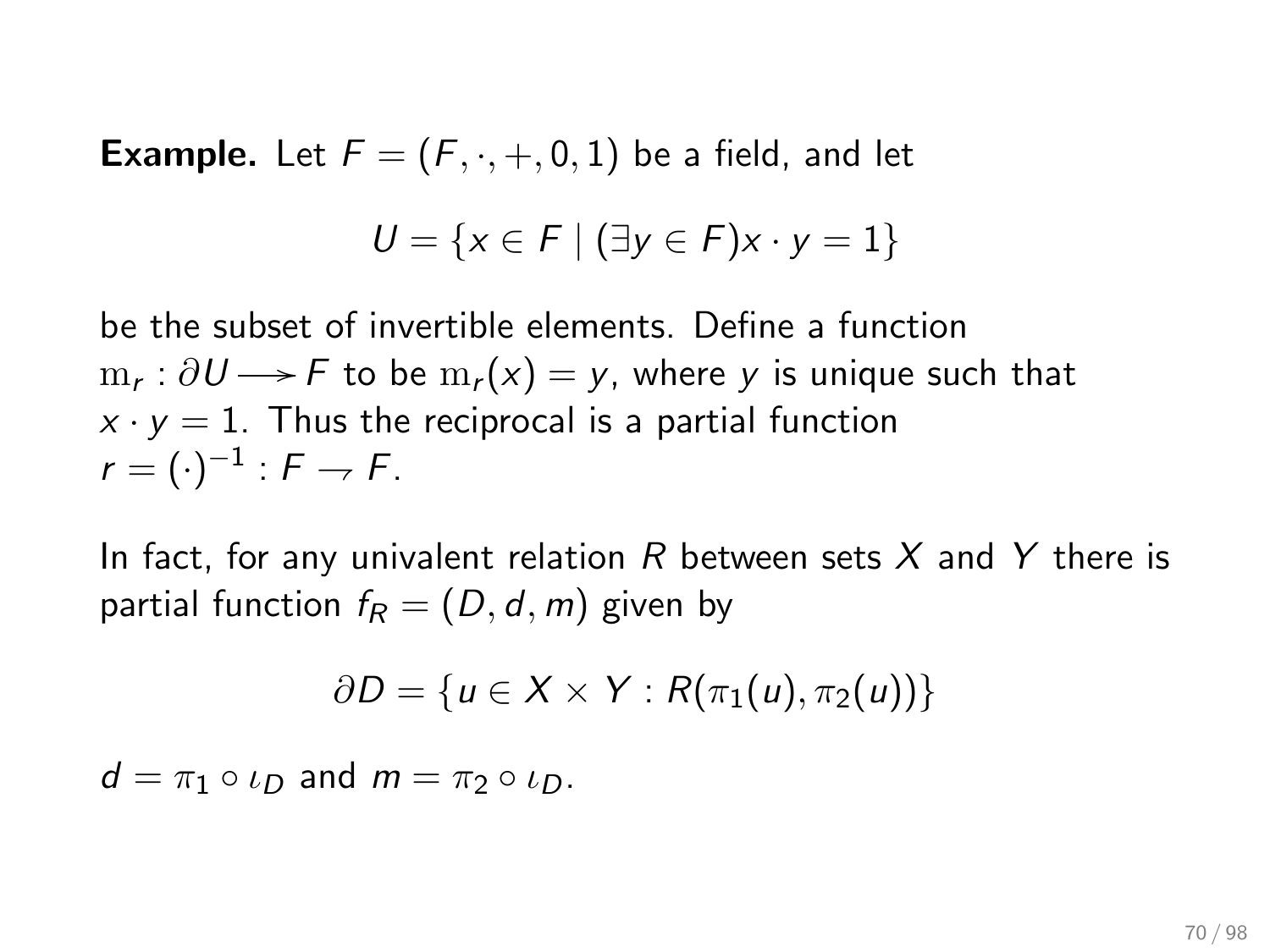**Example.** Let $F = (F, \cdot, +, 0, 1)$ be a field, and let

$$U = \{x \in F \mid (\exists y \in F) x \cdot y = 1\}$$

be the subset of invertible elements. Define a function $\mathrm{m}_r : \partial U \longrightarrow F$ to be $\mathrm{m}_r(x) = y$, where $y$ is unique such that $x \cdot y = 1$. Thus the reciprocal is a partial function $r = (\cdot)^{-1} : F \rightharpoondown F$.

In fact, for any univalent relation $R$ between sets $X$ and $Y$ there is partial function $f_R = (D, d, m)$ given by

$$\partial D = \{u \in X \times Y : R(\pi_1(u), \pi_2(u))\}$$

$d = \pi_1 \circ \iota_D$ and $m = \pi_2 \circ \iota_D$.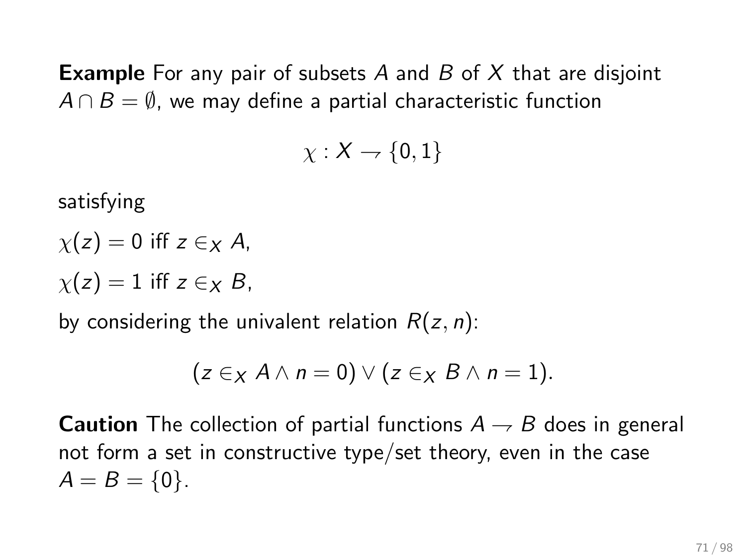**Example** For any pair of subsets $A$ and $B$ of $X$ that are disjoint $A \cap B = \emptyset$, we may define a partial characteristic function

$$\chi : X \rightharpoondown \{0, 1\}$$

satisfying

$\chi(z) = 0$ iff $z \in_X A$,

$\chi(z) = 1$ iff $z \in_X B$,

by considering the univalent relation $R(z, n)$:

$$(z \in_X A \wedge n = 0) \vee (z \in_X B \wedge n = 1).$$

**Caution** The collection of partial functions $A \rightharpoondown B$ does in general not form a set in constructive type/set theory, even in the case $A = B = \{0\}$.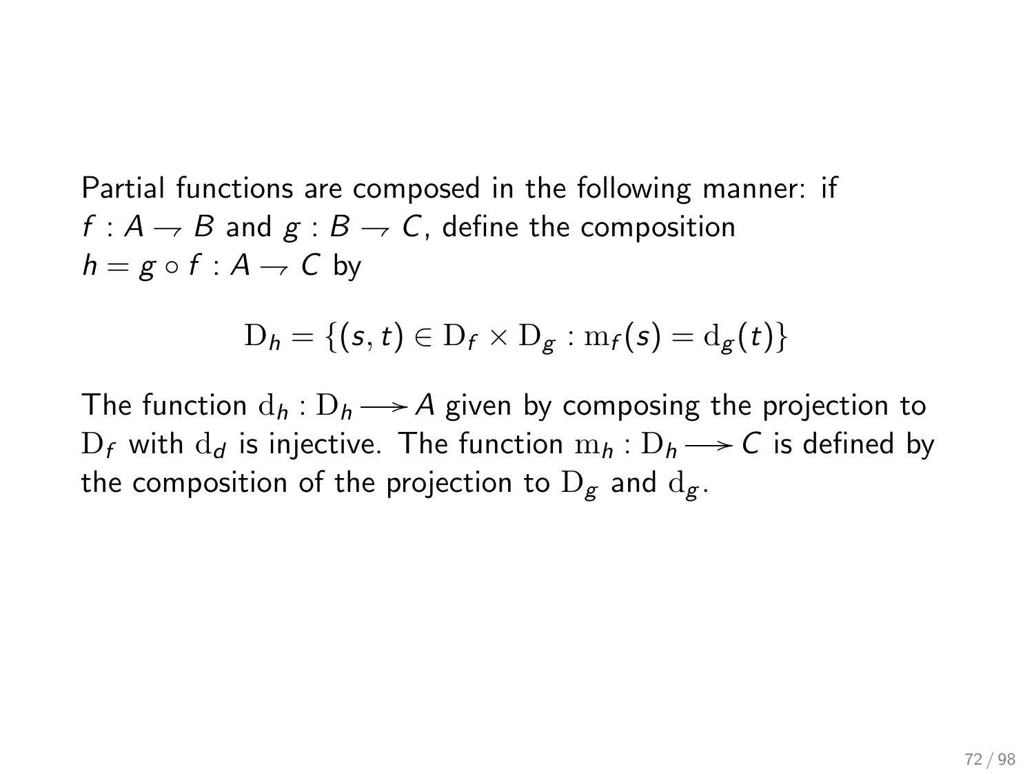Partial functions are composed in the following manner: if $f : A \rightharpoondown B$ and $g : B \rightharpoondown C$, define the composition $h = g \circ f : A \rightharpoondown C$ by

$$\mathrm{D}_h = \{(s, t) \in \mathrm{D}_f \times \mathrm{D}_g : \mathrm{m}_f(s) = \mathrm{d}_g(t)\}$$

The function $\mathrm{d}_h : \mathrm{D}_h \longrightarrow A$ given by composing the projection to $\mathrm{D}_f$ with $\mathrm{d}_d$ is injective. The function $\mathrm{m}_h : \mathrm{D}_h \longrightarrow C$ is defined by the composition of the projection to $\mathrm{D}_g$ and $\mathrm{d}_g$.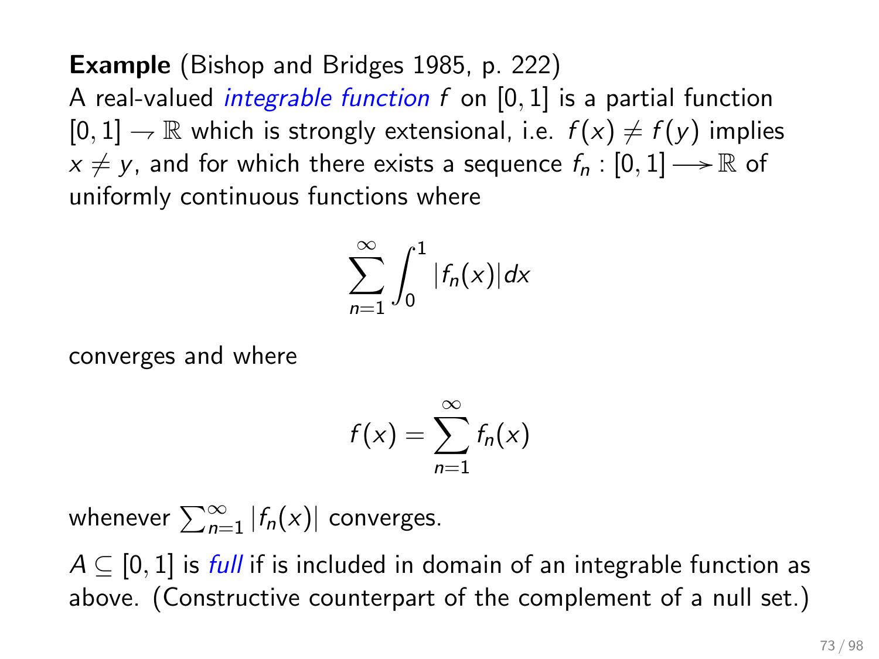**Example** (Bishop and Bridges 1985, p. 222)
A real-valued *integrable function* $f$ on $[0,1]$ is a partial function $[0,1] \rightharpoonup \mathbb{R}$ which is strongly extensional, i.e. $f(x) \neq f(y)$ implies $x \neq y$, and for which there exists a sequence $f_n : [0,1] \longrightarrow \mathbb{R}$ of uniformly continuous functions where

$$\sum_{n=1}^{\infty} \int_0^1 |f_n(x)| dx$$

converges and where

$$f(x) = \sum_{n=1}^{\infty} f_n(x)$$

whenever $\sum_{n=1}^{\infty} |f_n(x)|$ converges.

$A \subseteq [0,1]$ is *full* if is included in domain of an integrable function as above. (Constructive counterpart of the complement of a null set.)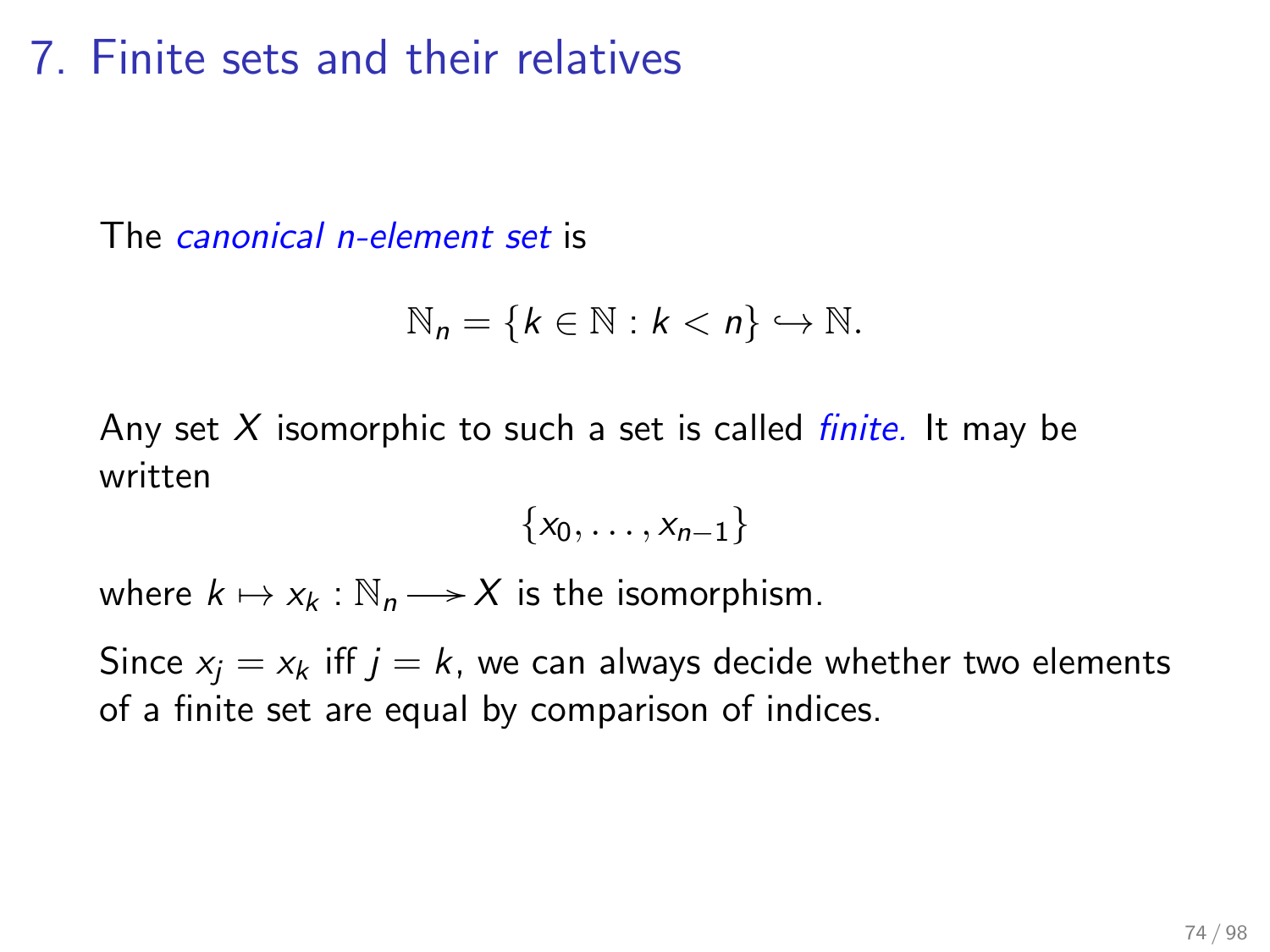# 7. Finite sets and their relatives

The *canonical n-element set* is

$$\mathbb{N}_n = \{k \in \mathbb{N} : k < n\} \hookrightarrow \mathbb{N}.$$

Any set $X$ isomorphic to such a set is called *finite.* It may be written

$$\{x_0, \ldots, x_{n-1}\}$$

where $k \mapsto x_k : \mathbb{N}_n \twoheadrightarrow X$ is the isomorphism.

Since $x_j = x_k$ iff $j = k$, we can always decide whether two elements of a finite set are equal by comparison of indices.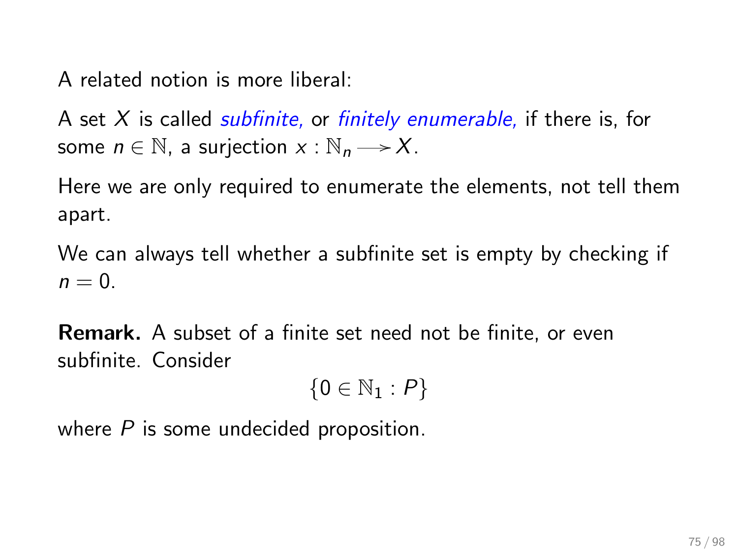A related notion is more liberal:

A set $X$ is called *subfinite,* or *finitely enumerable,* if there is, for some $n \in \mathbb{N}$, a surjection $x : \mathbb{N}_n \twoheadrightarrow X$.

Here we are only required to enumerate the elements, not tell them apart.

We can always tell whether a subfinite set is empty by checking if $n = 0$.

**Remark.** A subset of a finite set need not be finite, or even subfinite. Consider

$$\{0 \in \mathbb{N}_1 : P\}$$

where $P$ is some undecided proposition.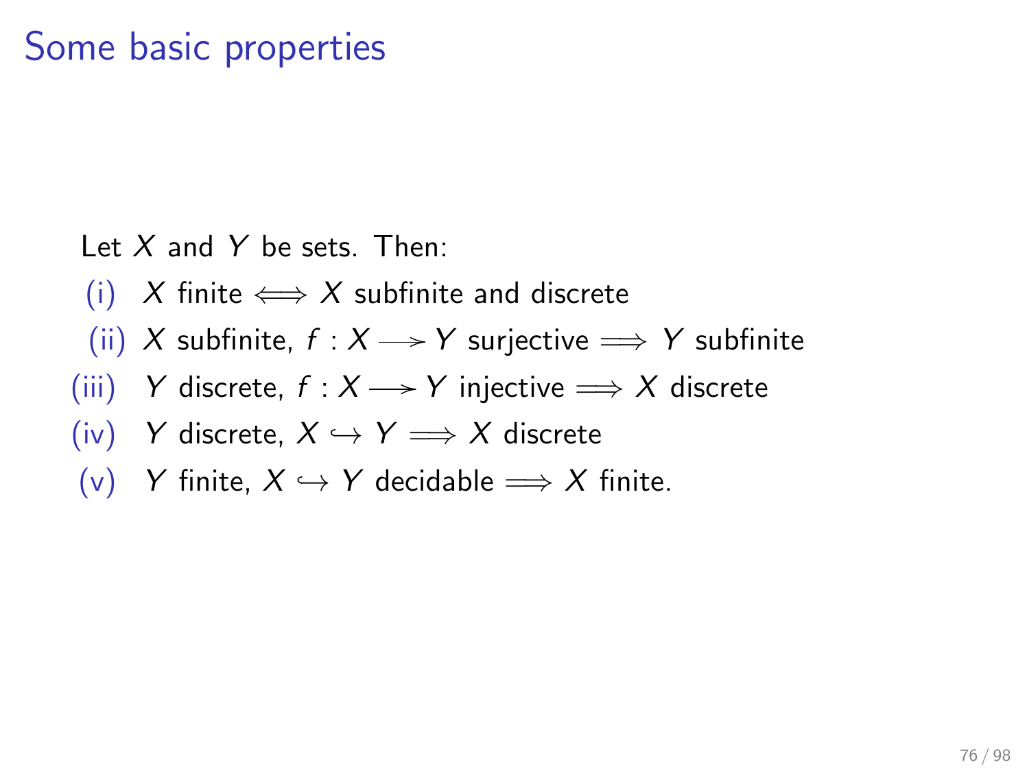# Some basic properties

Let $X$ and $Y$ be sets. Then:

(i) $X$ finite $\iff$ $X$ subfinite and discrete

(ii) $X$ subfinite, $f : X \twoheadrightarrow Y$ surjective $\Longrightarrow$ $Y$ subfinite

(iii) $Y$ discrete, $f : X \rightarrowtail Y$ injective $\Longrightarrow$ $X$ discrete

(iv) $Y$ discrete, $X \hookrightarrow Y$ $\Longrightarrow$ $X$ discrete

(v) $Y$ finite, $X \hookrightarrow Y$ decidable $\Longrightarrow$ $X$ finite.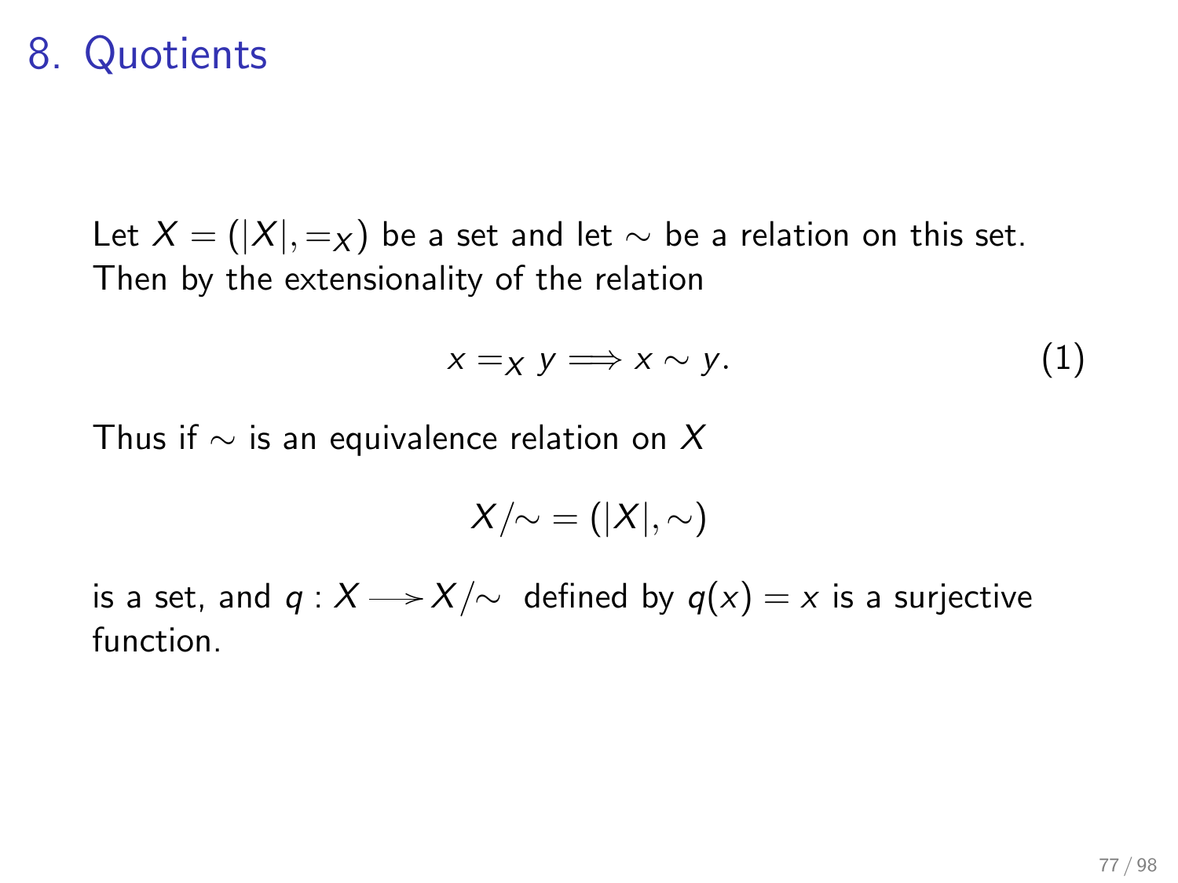# 8. Quotients

Let $X = (|X|, =_X)$ be a set and let $\sim$ be a relation on this set. Then by the extensionality of the relation

$$x =_X y \Longrightarrow x \sim y. \tag{1}$$

Thus if $\sim$ is an equivalence relation on $X$

$$X/\!\sim\, = (|X|, \sim)$$

is a set, and $q : X \twoheadrightarrow X/\!\sim$ defined by $q(x) = x$ is a surjective function.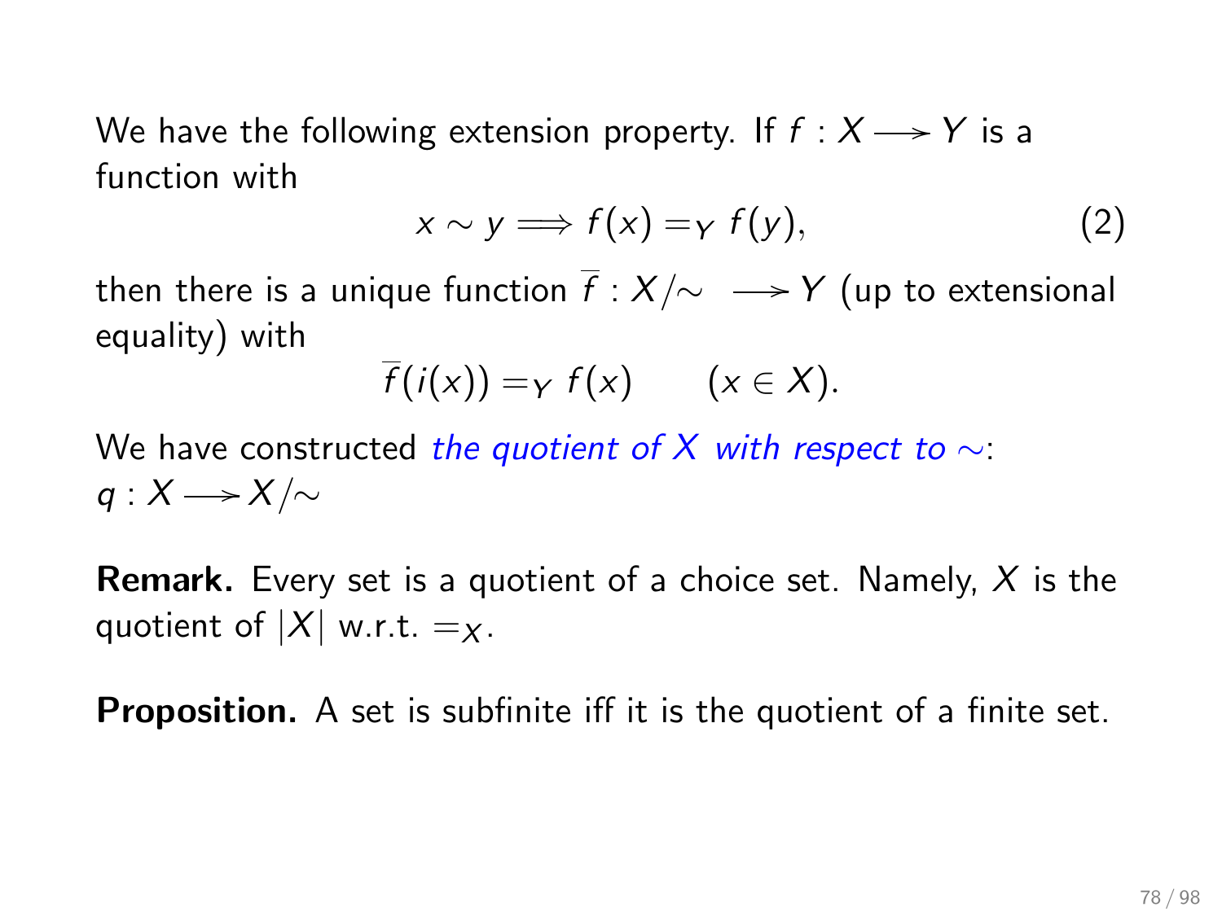We have the following extension property. If $f : X \longrightarrow Y$ is a function with

$$x \sim y \Longrightarrow f(x) =_Y f(y), \tag{2}$$

then there is a unique function $\overline{f} : X/\!\sim\; \longrightarrow Y$ (up to extensional equality) with

$$\overline{f}(i(x)) =_Y f(x) \qquad (x \in X).$$

We have constructed *the quotient of $X$ with respect to $\sim$*: $q : X \longrightarrow X/\!\sim$

**Remark.** Every set is a quotient of a choice set. Namely, $X$ is the quotient of $|X|$ w.r.t. $=_X$.

**Proposition.** A set is subfinite iff it is the quotient of a finite set.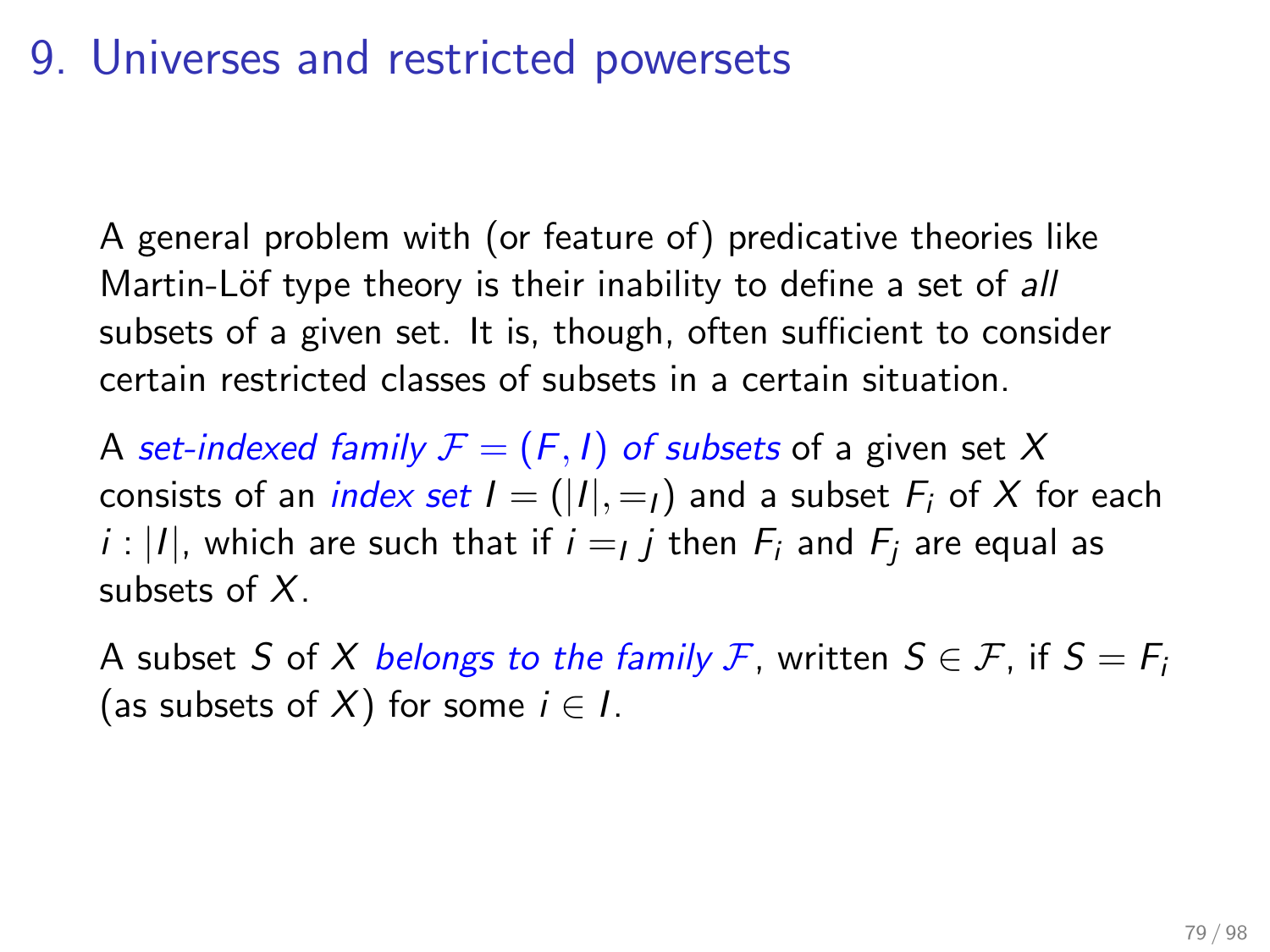# 9. Universes and restricted powersets

A general problem with (or feature of) predicative theories like Martin-Löf type theory is their inability to define a set of *all* subsets of a given set. It is, though, often sufficient to consider certain restricted classes of subsets in a certain situation.

A *set-indexed family $\mathcal{F} = (F, I)$ of subsets* of a given set $X$ consists of an *index set* $I = (|I|, =_I)$ and a subset $F_i$ of $X$ for each $i : |I|$, which are such that if $i =_I j$ then $F_i$ and $F_j$ are equal as subsets of $X$.

A subset $S$ of $X$ *belongs to the family $\mathcal{F}$*, written $S \in \mathcal{F}$, if $S = F_i$ (as subsets of $X$) for some $i \in I$.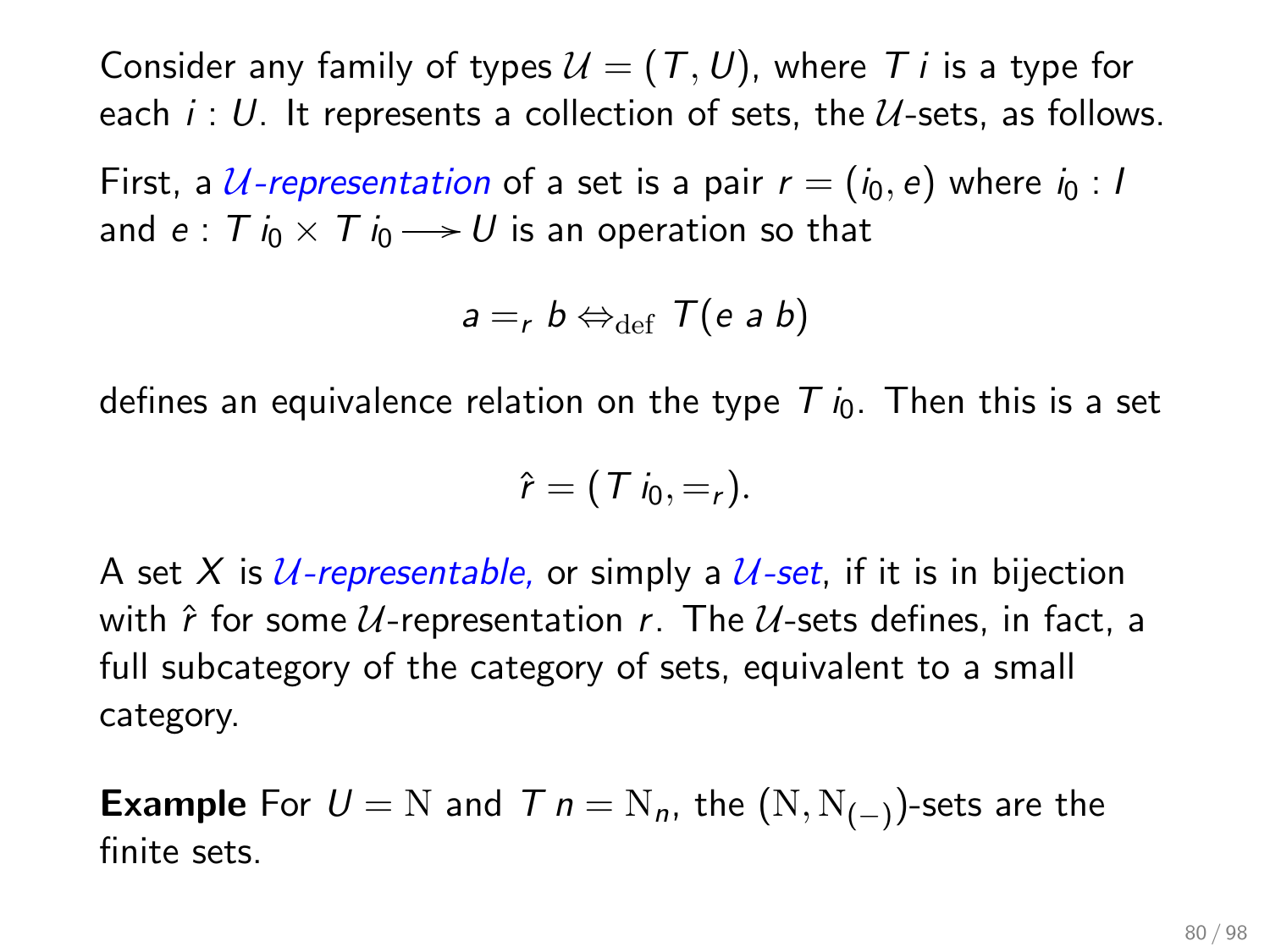Consider any family of types $\mathcal{U} = (T, U)$, where $T\, i$ is a type for each $i : U$. It represents a collection of sets, the $\mathcal{U}$-sets, as follows.

First, a *$\mathcal{U}$-representation* of a set is a pair $r = (i_0, e)$ where $i_0 : I$ and $e : T\, i_0 \times T\, i_0 \longrightarrow U$ is an operation so that

$$a =_r b \Leftrightarrow_{\mathrm{def}} T(e\ a\ b)$$

defines an equivalence relation on the type $T\, i_0$. Then this is a set

$$\hat{r} = (T\, i_0, =_r).$$

A set $X$ is *$\mathcal{U}$-representable,* or simply a *$\mathcal{U}$-set*, if it is in bijection with $\hat{r}$ for some $\mathcal{U}$-representation $r$. The $\mathcal{U}$-sets defines, in fact, a full subcategory of the category of sets, equivalent to a small category.

**Example** For $U = \mathrm{N}$ and $T\, n = \mathrm{N}_n$, the $(\mathrm{N}, \mathrm{N}_{(-)})$-sets are the finite sets.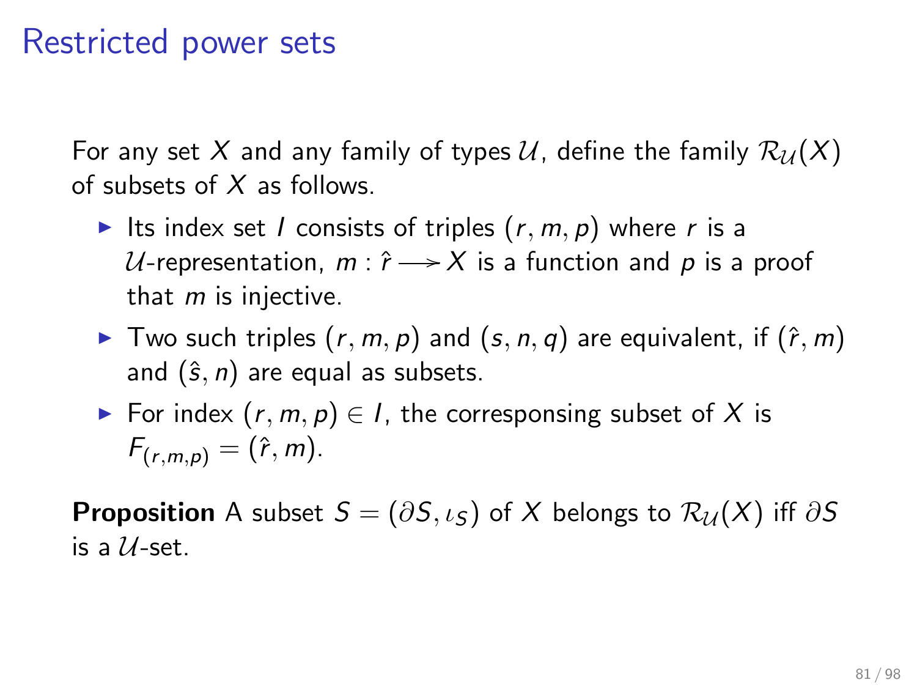# Restricted power sets

For any set $X$ and any family of types $\mathcal{U}$, define the family $\mathcal{R}_{\mathcal{U}}(X)$ of subsets of $X$ as follows.

- Its index set $I$ consists of triples $(r, m, p)$ where $r$ is a $\mathcal{U}$-representation, $m : \hat{r} \longrightarrow X$ is a function and $p$ is a proof that $m$ is injective.
- Two such triples $(r, m, p)$ and $(s, n, q)$ are equivalent, if $(\hat{r}, m)$ and $(\hat{s}, n)$ are equal as subsets.
- For index $(r, m, p) \in I$, the corresponsing subset of $X$ is $F_{(r,m,p)} = (\hat{r}, m)$.

**Proposition** A subset $S = (\partial S, \iota_S)$ of $X$ belongs to $\mathcal{R}_{\mathcal{U}}(X)$ iff $\partial S$ is a $\mathcal{U}$-set.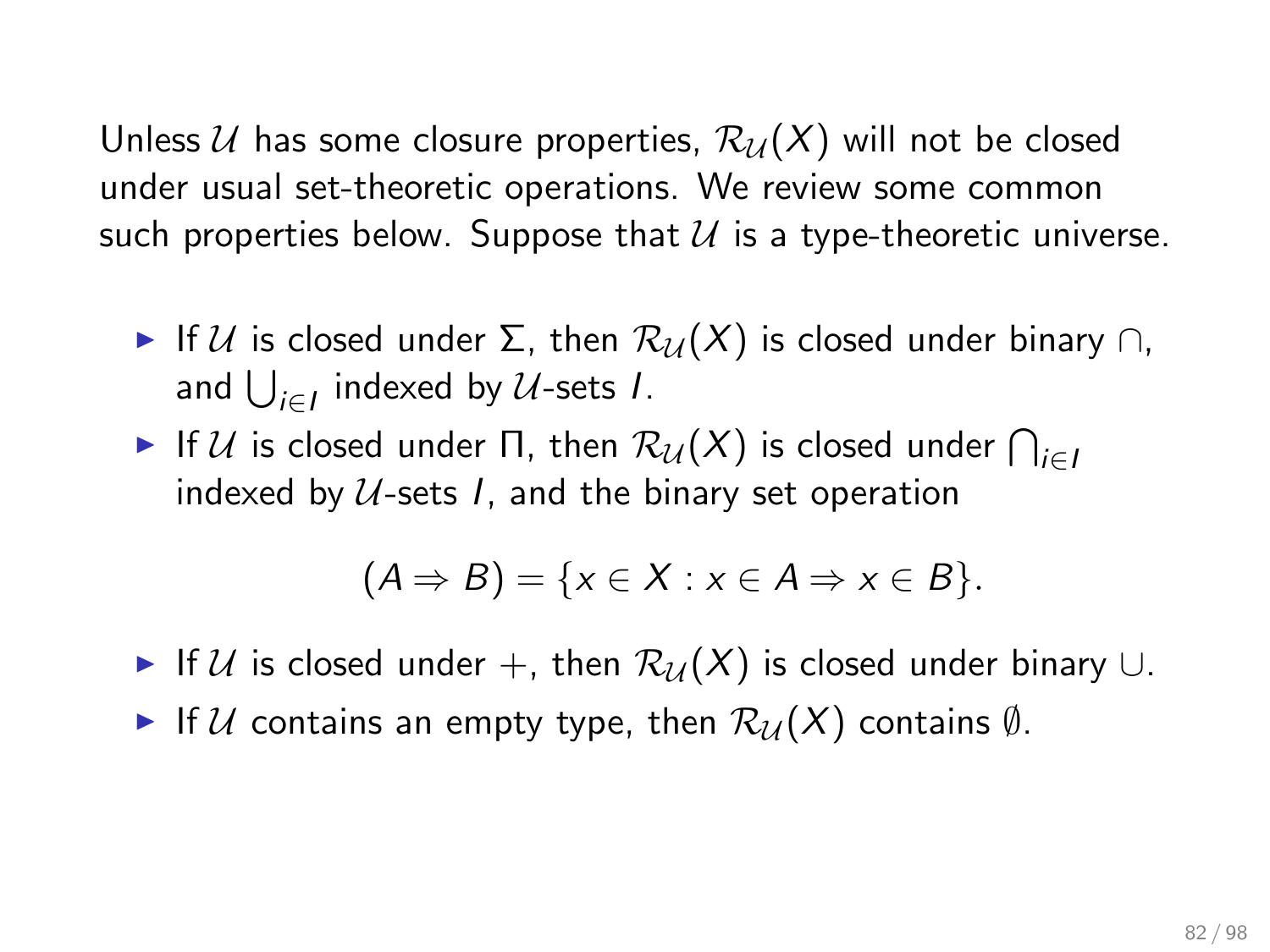Unless $\mathcal{U}$ has some closure properties, $\mathcal{R}_{\mathcal{U}}(X)$ will not be closed under usual set-theoretic operations. We review some common such properties below. Suppose that $\mathcal{U}$ is a type-theoretic universe.

- If $\mathcal{U}$ is closed under $\Sigma$, then $\mathcal{R}_{\mathcal{U}}(X)$ is closed under binary $\cap$, and $\bigcup_{i \in I}$ indexed by $\mathcal{U}$-sets $I$.
- If $\mathcal{U}$ is closed under $\Pi$, then $\mathcal{R}_{\mathcal{U}}(X)$ is closed under $\bigcap_{i \in I}$ indexed by $\mathcal{U}$-sets $I$, and the binary set operation

$$(A \Rightarrow B) = \{x \in X : x \in A \Rightarrow x \in B\}.$$

- If $\mathcal{U}$ is closed under $+$, then $\mathcal{R}_{\mathcal{U}}(X)$ is closed under binary $\cup$.
- If $\mathcal{U}$ contains an empty type, then $\mathcal{R}_{\mathcal{U}}(X)$ contains $\emptyset$.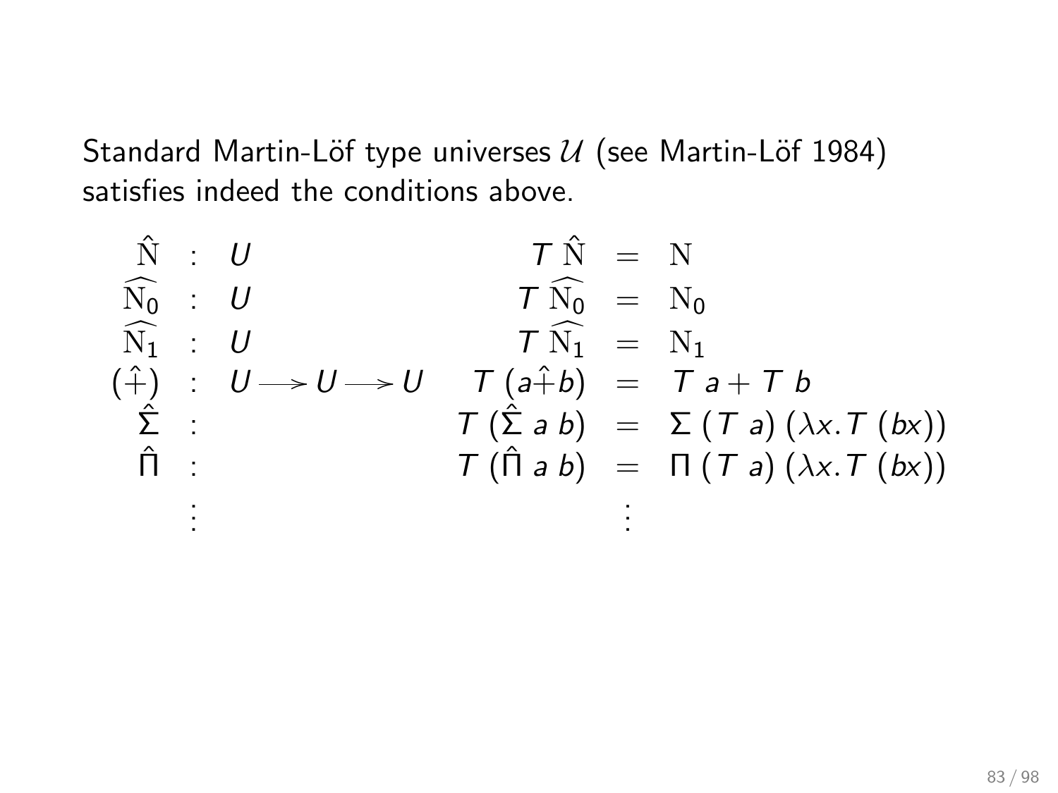Standard Martin-Löf type universes $\mathcal{U}$ (see Martin-Löf 1984) satisfies indeed the conditions above.

$$
\begin{array}{rcl@{\qquad}rcl}
\hat{\mathrm{N}} & : & U & T\ \hat{\mathrm{N}} & = & \mathrm{N} \\
\widehat{\mathrm{N}_0} & : & U & T\ \widehat{\mathrm{N}_0} & = & \mathrm{N}_0 \\
\widehat{\mathrm{N}_1} & : & U & T\ \widehat{\mathrm{N}_1} & = & \mathrm{N}_1 \\
(\hat{+}) & : & U \longrightarrow U \longrightarrow U & T\ (a \hat{+} b) & = & T\ a + T\ b \\
\hat{\Sigma} & : & & T\ (\hat{\Sigma}\ a\ b) & = & \Sigma\ (T\ a)\ (\lambda x. T\ (bx)) \\
\hat{\Pi} & : & & T\ (\hat{\Pi}\ a\ b) & = & \Pi\ (T\ a)\ (\lambda x. T\ (bx)) \\
 & \vdots & & & \vdots &
\end{array}
$$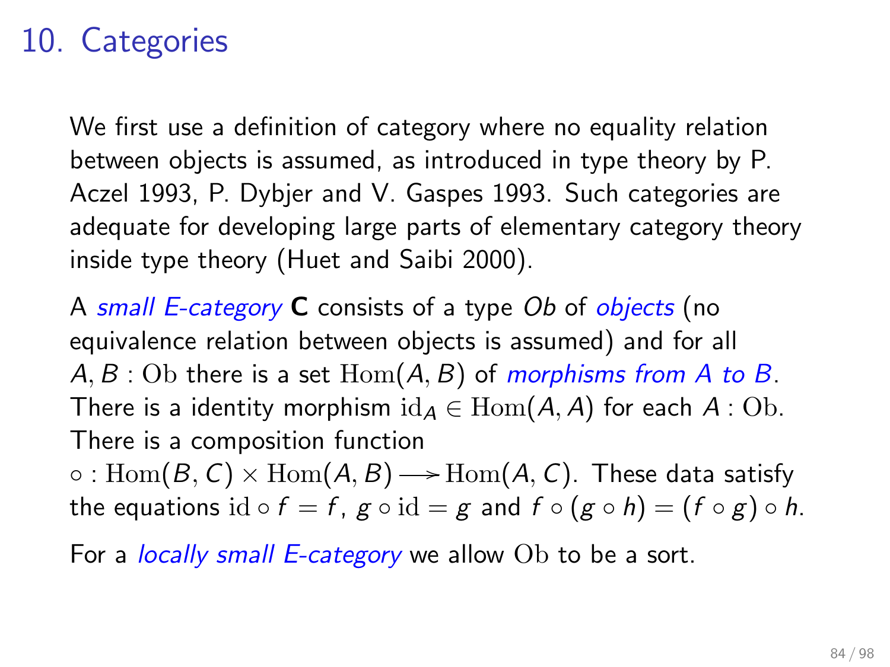# 10. Categories

We first use a definition of category where no equality relation between objects is assumed, as introduced in type theory by P. Aczel 1993, P. Dybjer and V. Gaspes 1993. Such categories are adequate for developing large parts of elementary category theory inside type theory (Huet and Saibi 2000).

A *small E-category* **C** consists of a type *Ob* of *objects* (no equivalence relation between objects is assumed) and for all $A, B : \mathrm{Ob}$ there is a set $\mathrm{Hom}(A, B)$ of *morphisms from A to B*. There is a identity morphism $\mathrm{id}_A \in \mathrm{Hom}(A, A)$ for each $A : \mathrm{Ob}$. There is a composition function $\circ : \mathrm{Hom}(B, C) \times \mathrm{Hom}(A, B) \longrightarrow \mathrm{Hom}(A, C)$. These data satisfy the equations $\mathrm{id} \circ f = f$, $g \circ \mathrm{id} = g$ and $f \circ (g \circ h) = (f \circ g) \circ h$.

For a *locally small E-category* we allow $\mathrm{Ob}$ to be a sort.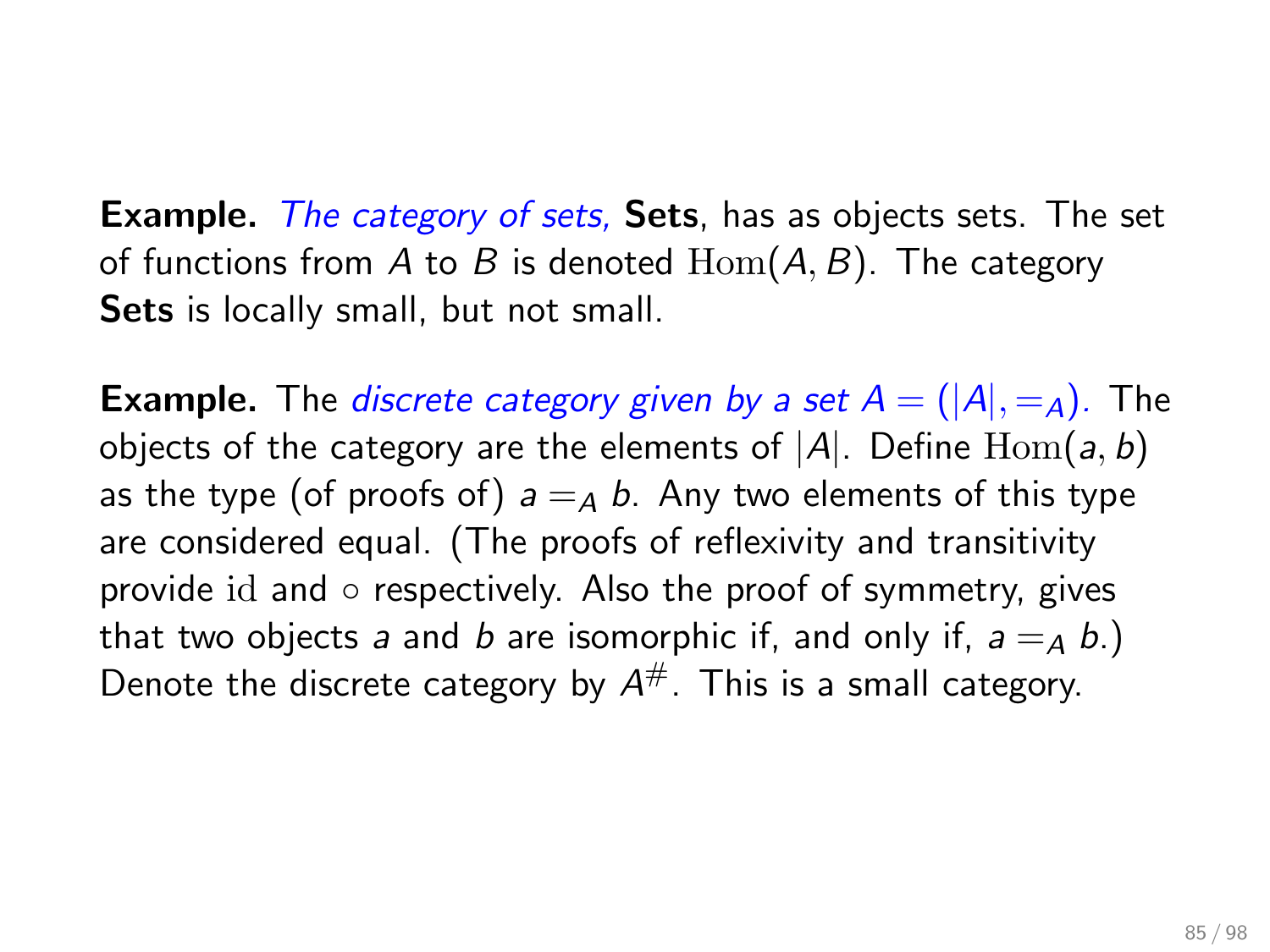**Example.** *The category of sets,* **Sets**, has as objects sets. The set of functions from $A$ to $B$ is denoted $\mathrm{Hom}(A, B)$. The category **Sets** is locally small, but not small.

**Example.** The *discrete category given by a set $A = (|A|, =_A)$.* The objects of the category are the elements of $|A|$. Define $\mathrm{Hom}(a, b)$ as the type (of proofs of) $a =_A b$. Any two elements of this type are considered equal. (The proofs of reflexivity and transitivity provide $\mathrm{id}$ and $\circ$ respectively. Also the proof of symmetry, gives that two objects $a$ and $b$ are isomorphic if, and only if, $a =_A b$.) Denote the discrete category by $A^{\#}$. This is a small category.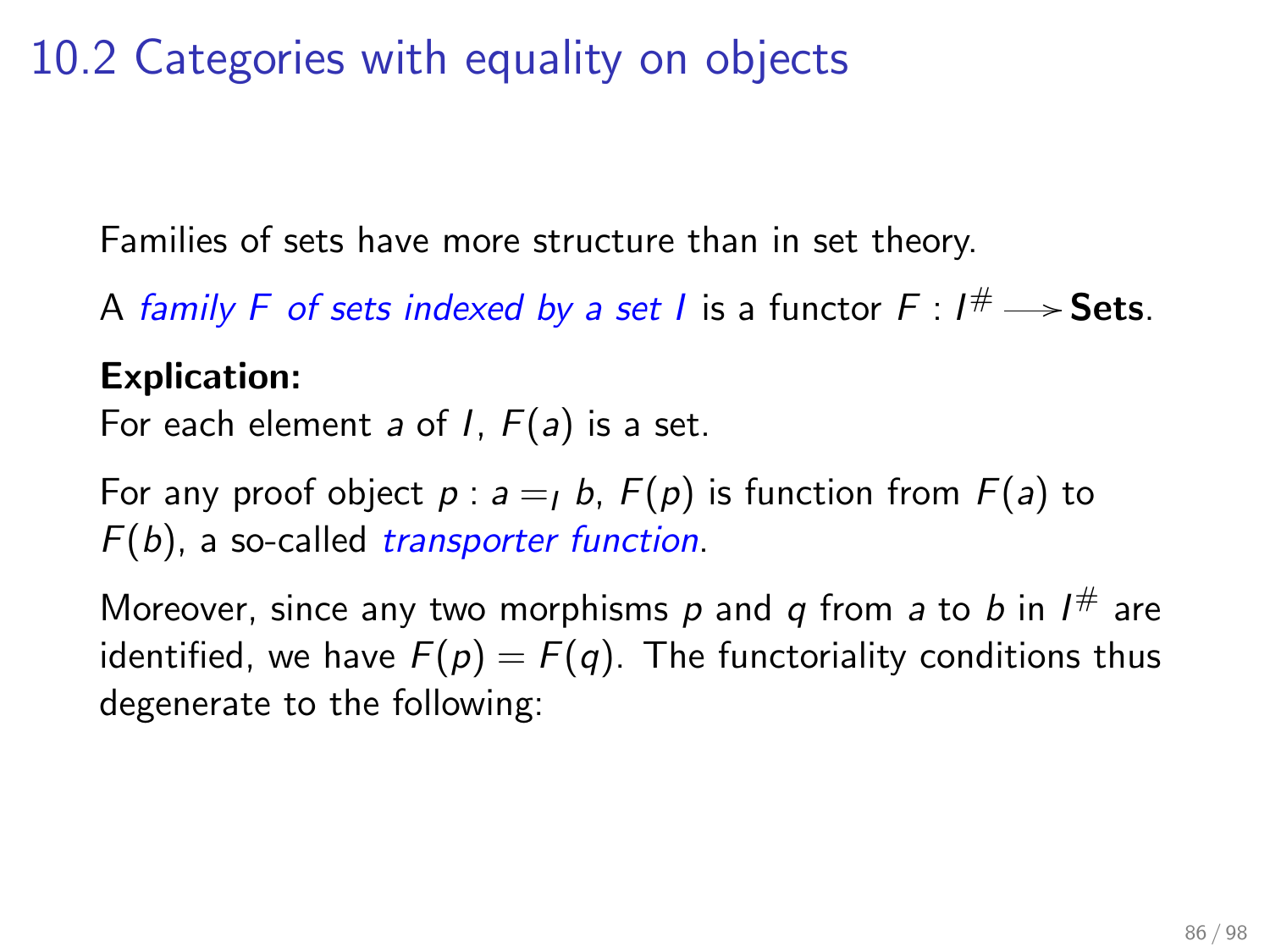# 10.2 Categories with equality on objects

Families of sets have more structure than in set theory.

A *family $F$ of sets indexed by a set $I$* is a functor $F : I^{\#} \longrightarrow \mathbf{Sets}$.

**Explication:**
For each element $a$ of $I$, $F(a)$ is a set.

For any proof object $p : a =_I b$, $F(p)$ is function from $F(a)$ to $F(b)$, a so-called *transporter function*.

Moreover, since any two morphisms $p$ and $q$ from $a$ to $b$ in $I^{\#}$ are identified, we have $F(p) = F(q)$. The functoriality conditions thus degenerate to the following: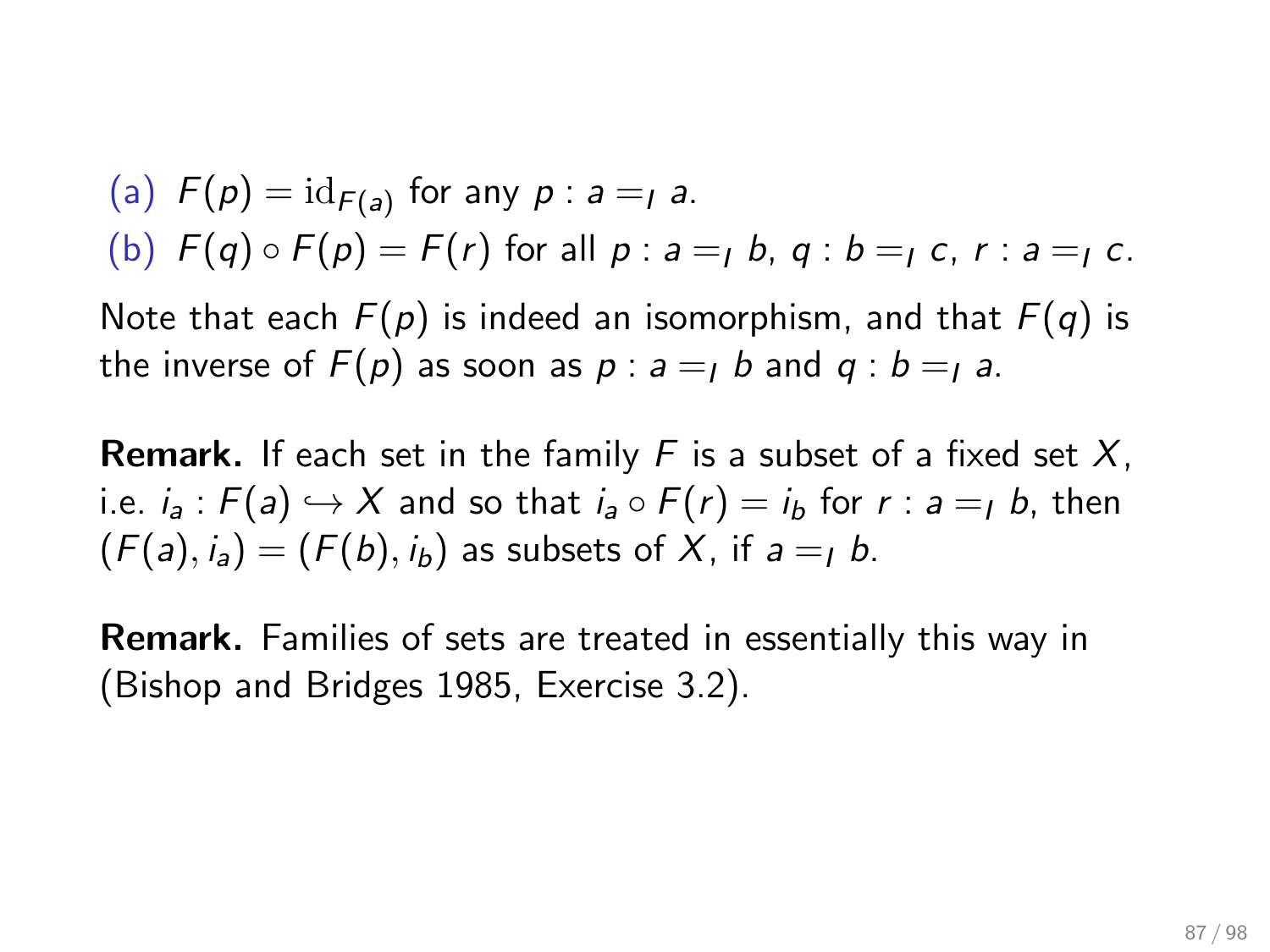(a) $F(p) = \mathrm{id}_{F(a)}$ for any $p : a =_I a$.

(b) $F(q) \circ F(p) = F(r)$ for all $p : a =_I b$, $q : b =_I c$, $r : a =_I c$.

Note that each $F(p)$ is indeed an isomorphism, and that $F(q)$ is the inverse of $F(p)$ as soon as $p : a =_I b$ and $q : b =_I a$.

**Remark.** If each set in the family $F$ is a subset of a fixed set $X$, i.e. $i_a : F(a) \hookrightarrow X$ and so that $i_a \circ F(r) = i_b$ for $r : a =_I b$, then $(F(a), i_a) = (F(b), i_b)$ as subsets of $X$, if $a =_I b$.

**Remark.** Families of sets are treated in essentially this way in (Bishop and Bridges 1985, Exercise 3.2).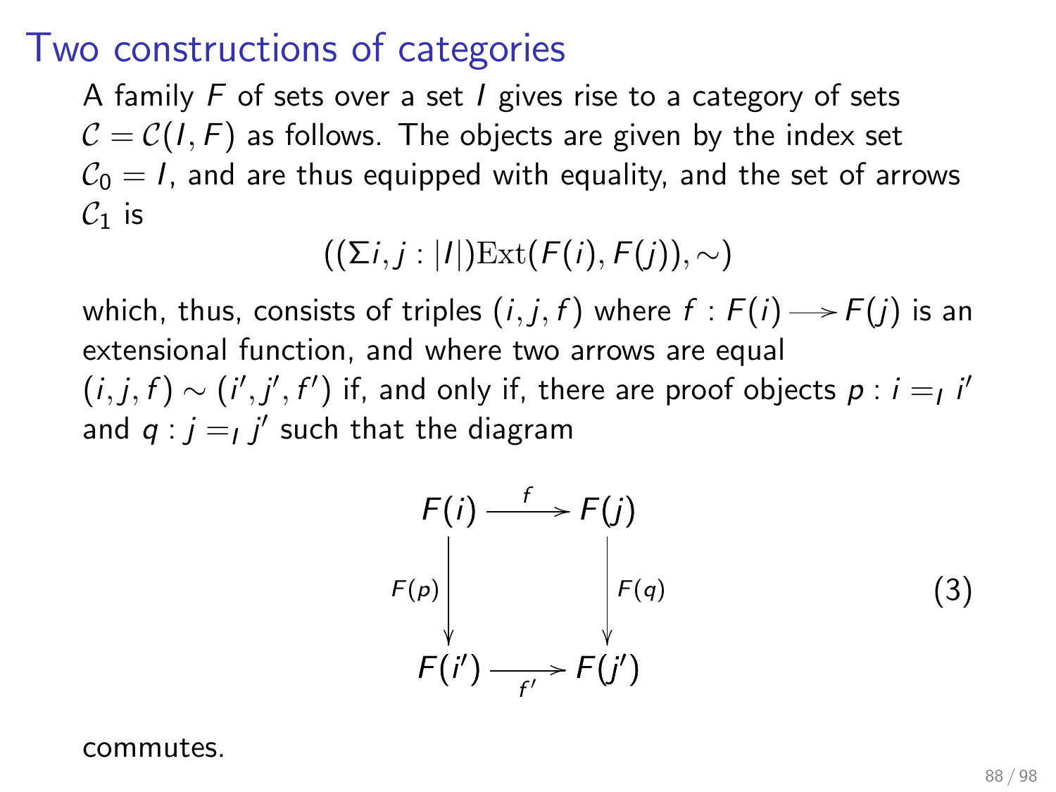# Two constructions of categories

A family $F$ of sets over a set $I$ gives rise to a category of sets $\mathcal{C} = \mathcal{C}(I, F)$ as follows. The objects are given by the index set $\mathcal{C}_0 = I$, and are thus equipped with equality, and the set of arrows $\mathcal{C}_1$ is

$$((\Sigma i, j : |I|)\mathrm{Ext}(F(i), F(j)), \sim)$$

which, thus, consists of triples $(i, j, f)$ where $f : F(i) \longrightarrow F(j)$ is an extensional function, and where two arrows are equal $(i, j, f) \sim (i', j', f')$ if, and only if, there are proof objects $p : i =_I i'$ and $q : j =_I j'$ such that the diagram

$$\begin{array}{ccc} F(i) & \xrightarrow{\quad f \quad} & F(j) \\ {\scriptstyle F(p)}\downarrow & & \downarrow{\scriptstyle F(q)} \\ F(i') & \xrightarrow[\quad f' \quad]{} & F(j') \end{array} \qquad (3)$$

commutes.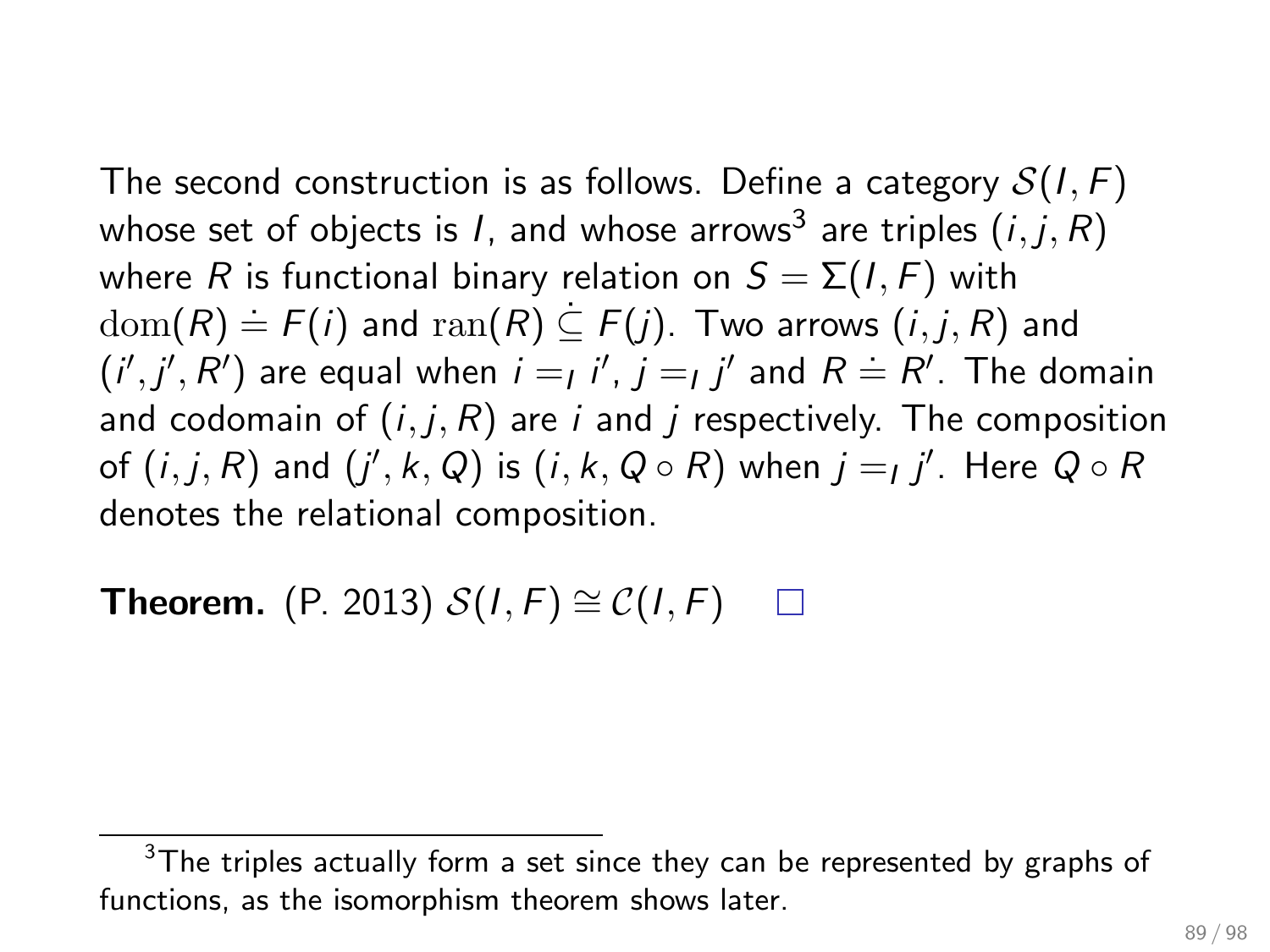The second construction is as follows. Define a category $\mathcal{S}(I, F)$ whose set of objects is $I$, and whose arrows[3] are triples $(i, j, R)$ where $R$ is functional binary relation on $S = \Sigma(I, F)$ with $\mathrm{dom}(R) \doteq F(i)$ and $\mathrm{ran}(R) \dot{\subseteq} F(j)$. Two arrows $(i, j, R)$ and $(i', j', R')$ are equal when $i =_I i'$, $j =_I j'$ and $R \doteq R'$. The domain and codomain of $(i, j, R)$ are $i$ and $j$ respectively. The composition of $(i, j, R)$ and $(j', k, Q)$ is $(i, k, Q \circ R)$ when $j =_I j'$. Here $Q \circ R$ denotes the relational composition.

**Theorem.** (P. 2013) $\mathcal{S}(I, F) \cong \mathcal{C}(I, F)$ $\square$

[3] The triples actually form a set since they can be represented by graphs of functions, as the isomorphism theorem shows later.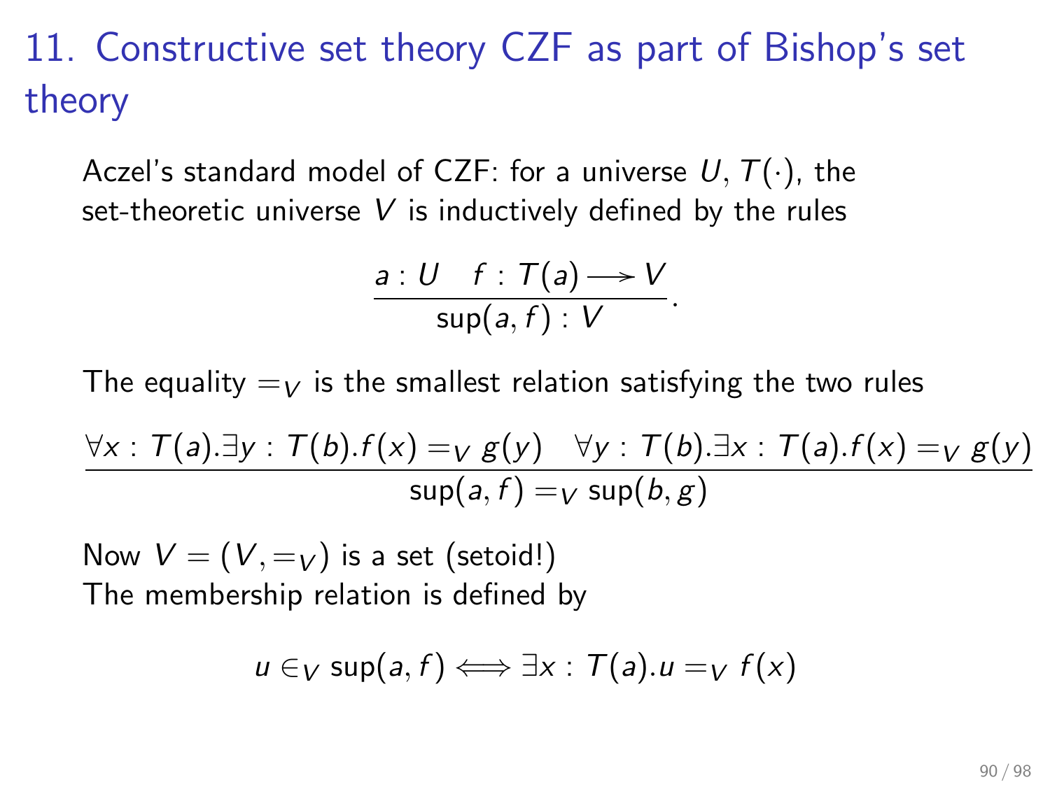# 11. Constructive set theory CZF as part of Bishop's set theory

Aczel's standard model of CZF: for a universe $U$, $T(\cdot)$, the set-theoretic universe $V$ is inductively defined by the rules

$$\frac{a : U \quad f : T(a) \longrightarrow V}{\sup(a, f) : V}.$$

The equality $=_V$ is the smallest relation satisfying the two rules

$$\frac{\forall x : T(a).\exists y : T(b).f(x) =_V g(y) \quad \forall y : T(b).\exists x : T(a).f(x) =_V g(y)}{\sup(a, f) =_V \sup(b, g)}$$

Now $V = (V, =_V)$ is a set (setoid!)
The membership relation is defined by

$$u \in_V \sup(a, f) \Longleftrightarrow \exists x : T(a).u =_V f(x)$$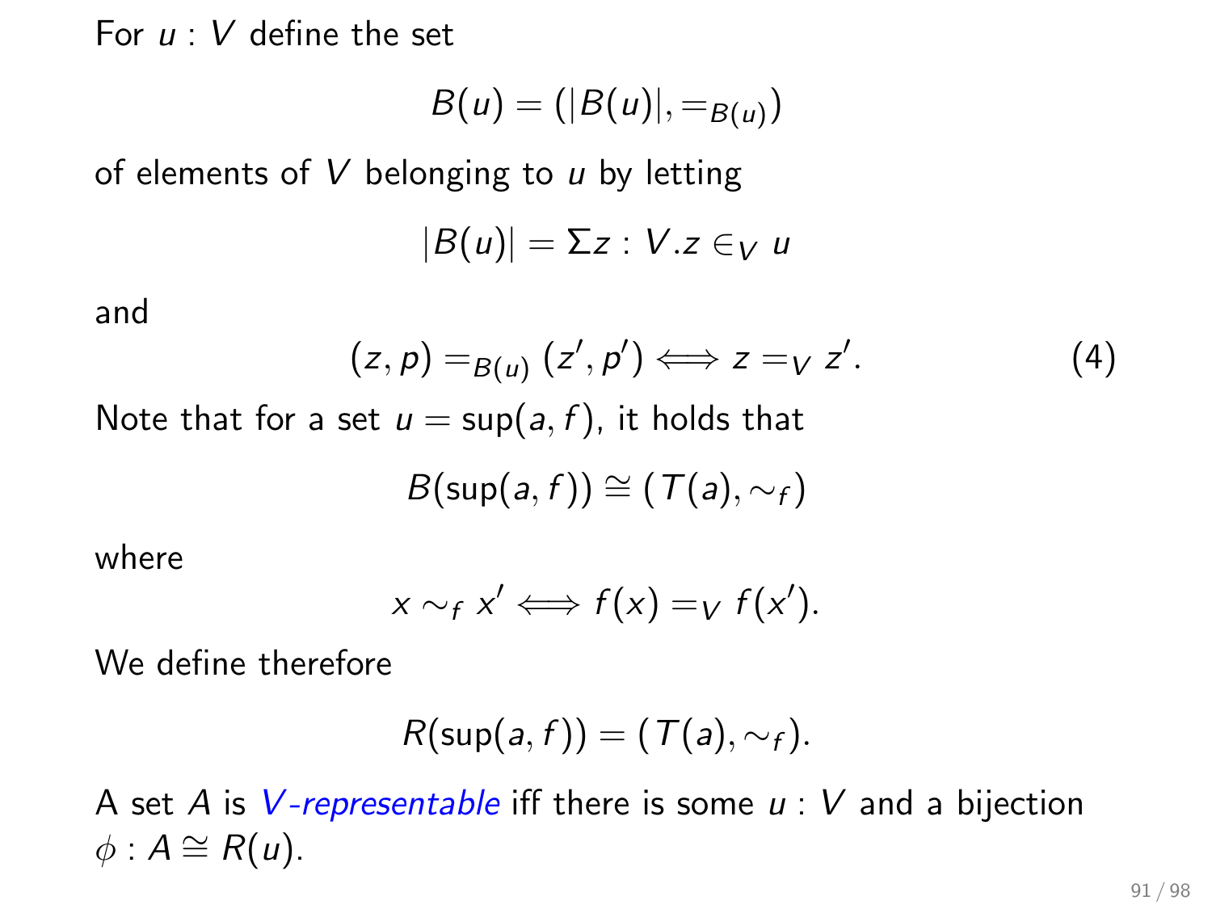For $u : V$ define the set

$$B(u) = (|B(u)|, =_{B(u)})$$

of elements of $V$ belonging to $u$ by letting

$$|B(u)| = \Sigma z : V.z \in_V u$$

and

$$(z, p) =_{B(u)} (z', p') \iff z =_V z'. \tag{4}$$

Note that for a set $u = \sup(a, f)$, it holds that

$$B(\sup(a, f)) \cong (T(a), \sim_f)$$

where

$$x \sim_f x' \iff f(x) =_V f(x').$$

We define therefore

$$R(\sup(a, f)) = (T(a), \sim_f).$$

A set $A$ is *V-representable* iff there is some $u : V$ and a bijection $\phi : A \cong R(u)$.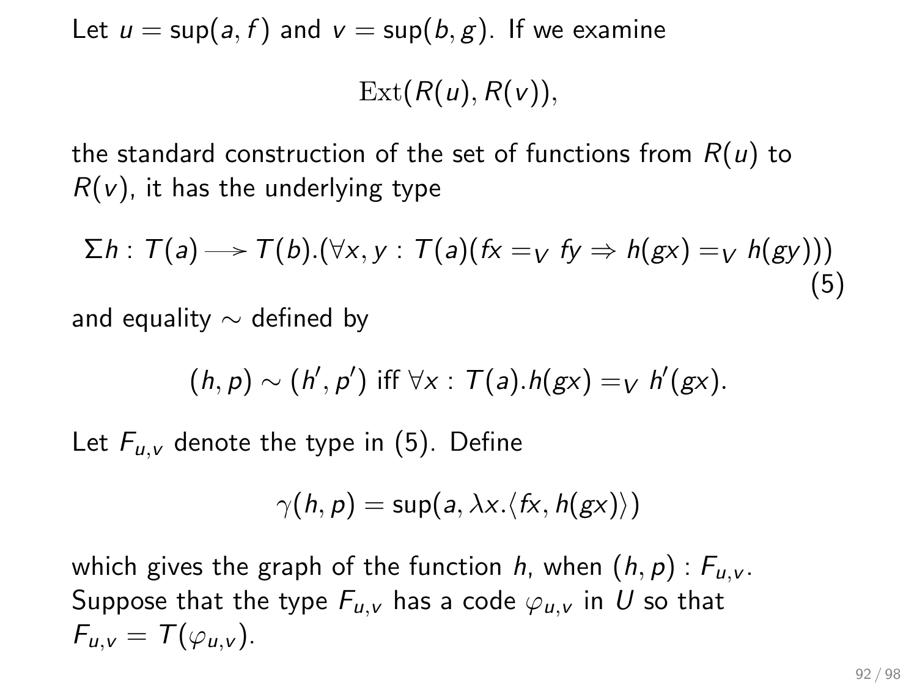Let $u = \sup(a, f)$ and $v = \sup(b, g)$. If we examine

$$\mathrm{Ext}(R(u), R(v)),$$

the standard construction of the set of functions from $R(u)$ to $R(v)$, it has the underlying type

$$\Sigma h : T(a) \longrightarrow T(b).(\forall x, y : T(a)(fx =_V fy \Rightarrow h(gx) =_V h(gy))) \tag{5}$$

and equality $\sim$ defined by

$$(h, p) \sim (h', p') \text{ iff } \forall x : T(a).h(gx) =_V h'(gx).$$

Let $F_{u,v}$ denote the type in (5). Define

$$\gamma(h, p) = \sup(a, \lambda x.\langle fx, h(gx)\rangle)$$

which gives the graph of the function $h$, when $(h, p) : F_{u,v}$. Suppose that the type $F_{u,v}$ has a code $\varphi_{u,v}$ in $U$ so that $F_{u,v} = T(\varphi_{u,v})$.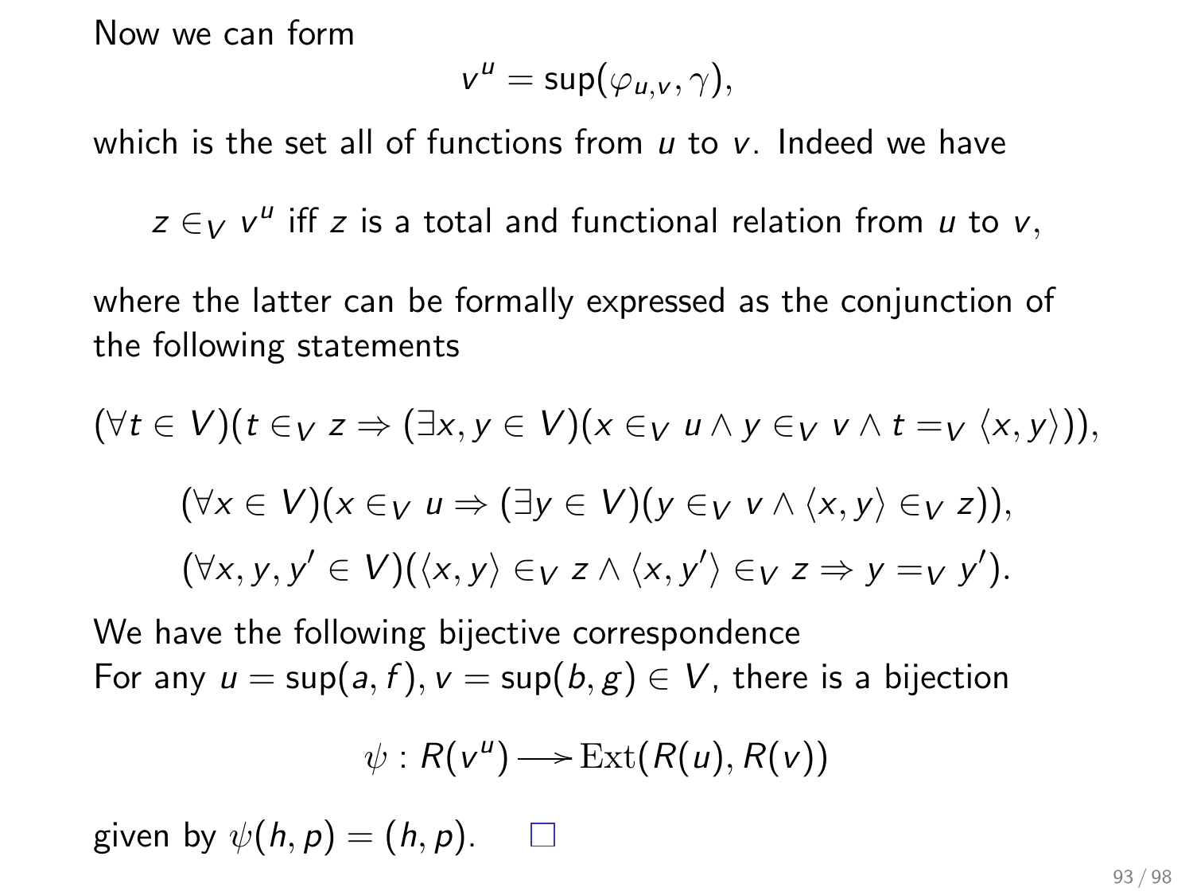Now we can form

$$v^u = \sup(\varphi_{u,v}, \gamma),$$

which is the set all of functions from $u$ to $v$. Indeed we have

$z \in_V v^u$ iff $z$ is a total and functional relation from $u$ to $v$,

where the latter can be formally expressed as the conjunction of the following statements

$$(\forall t \in V)(t \in_V z \Rightarrow (\exists x, y \in V)(x \in_V u \wedge y \in_V v \wedge t =_V \langle x, y \rangle)),$$

$$(\forall x \in V)(x \in_V u \Rightarrow (\exists y \in V)(y \in_V v \wedge \langle x, y \rangle \in_V z)),$$

$$(\forall x, y, y' \in V)(\langle x, y \rangle \in_V z \wedge \langle x, y' \rangle \in_V z \Rightarrow y =_V y').$$

We have the following bijective correspondence
For any $u = \sup(a, f), v = \sup(b, g) \in V$, there is a bijection

$$\psi : R(v^u) \longrightarrow \mathrm{Ext}(R(u), R(v))$$

given by $\psi(h, p) = (h, p)$. $\square$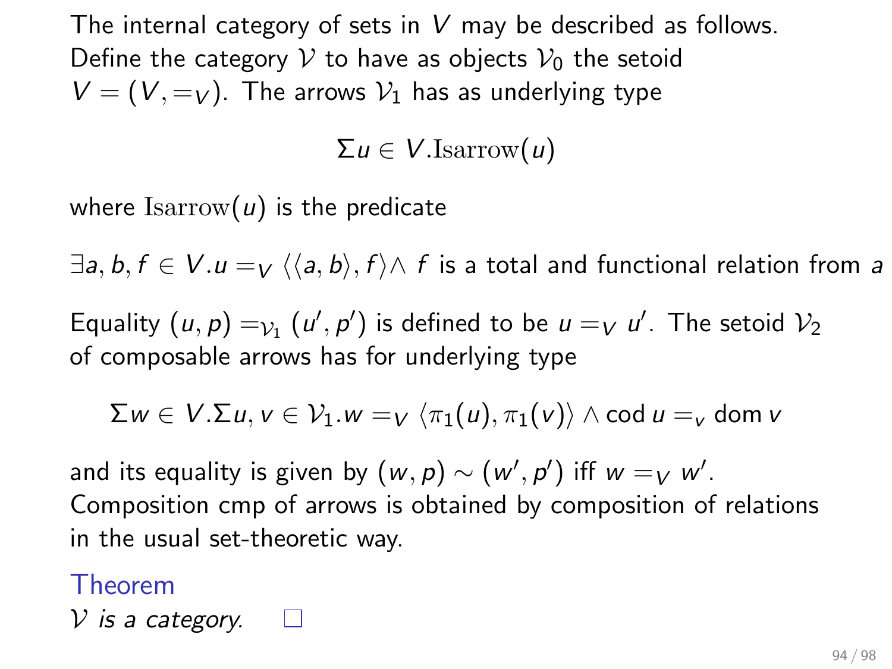The internal category of sets in $V$ may be described as follows. Define the category $\mathcal{V}$ to have as objects $\mathcal{V}_0$ the setoid $V = (V, =_V)$. The arrows $\mathcal{V}_1$ has as underlying type

$$\Sigma u \in V.\mathrm{Isarrow}(u)$$

where $\mathrm{Isarrow}(u)$ is the predicate

$\exists a, b, f \in V. u =_V \langle\langle a, b\rangle, f\rangle \wedge$ $f$ is a total and functional relation from $a$

Equality $(u, p) =_{\mathcal{V}_1} (u', p')$ is defined to be $u =_V u'$. The setoid $\mathcal{V}_2$ of composable arrows has for underlying type

$$\Sigma w \in V.\Sigma u, v \in \mathcal{V}_1.w =_V \langle \pi_1(u), \pi_1(v)\rangle \wedge \mathsf{cod}\, u =_v \mathsf{dom}\, v$$

and its equality is given by $(w, p) \sim (w', p')$ iff $w =_V w'$. Composition cmp of arrows is obtained by composition of relations in the usual set-theoretic way.

**Theorem**

*$\mathcal{V}$ is a category.* □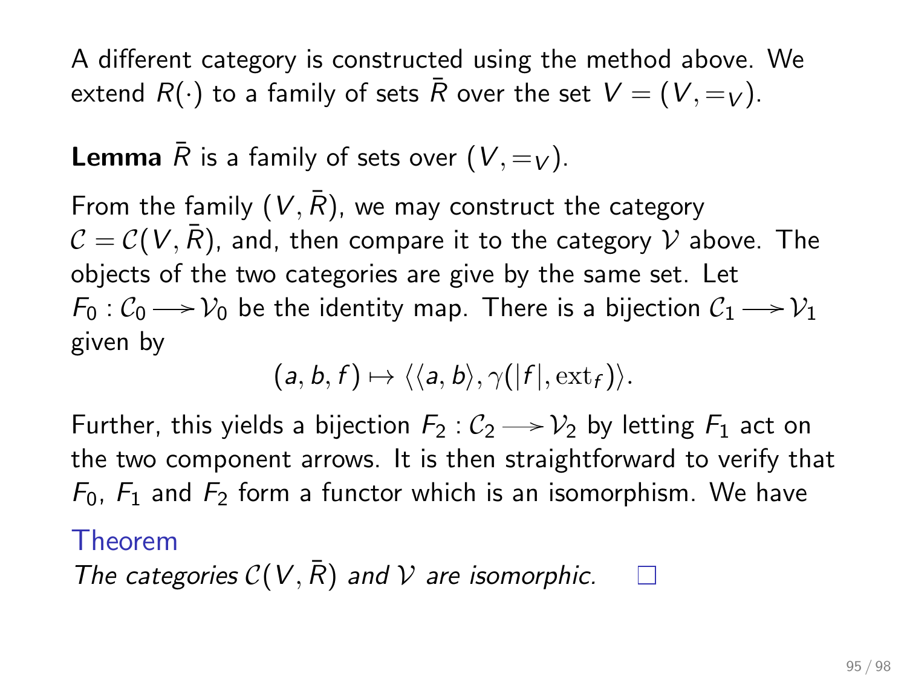A different category is constructed using the method above. We extend $R(\cdot)$ to a family of sets $\bar{R}$ over the set $V = (V, =_V)$.

**Lemma** $\bar{R}$ is a family of sets over $(V, =_V)$.

From the family $(V, \bar{R})$, we may construct the category $\mathcal{C} = \mathcal{C}(V, \bar{R})$, and, then compare it to the category $\mathcal{V}$ above. The objects of the two categories are give by the same set. Let $F_0 : \mathcal{C}_0 \longrightarrow \mathcal{V}_0$ be the identity map. There is a bijection $\mathcal{C}_1 \longrightarrow \mathcal{V}_1$ given by

$$(a, b, f) \mapsto \langle \langle a, b \rangle, \gamma(|f|, \mathrm{ext}_f) \rangle.$$

Further, this yields a bijection $F_2 : \mathcal{C}_2 \longrightarrow \mathcal{V}_2$ by letting $F_1$ act on the two component arrows. It is then straightforward to verify that $F_0$, $F_1$ and $F_2$ form a functor which is an isomorphism. We have

**Theorem**

*The categories $\mathcal{C}(V, \bar{R})$ and $\mathcal{V}$ are isomorphic.* □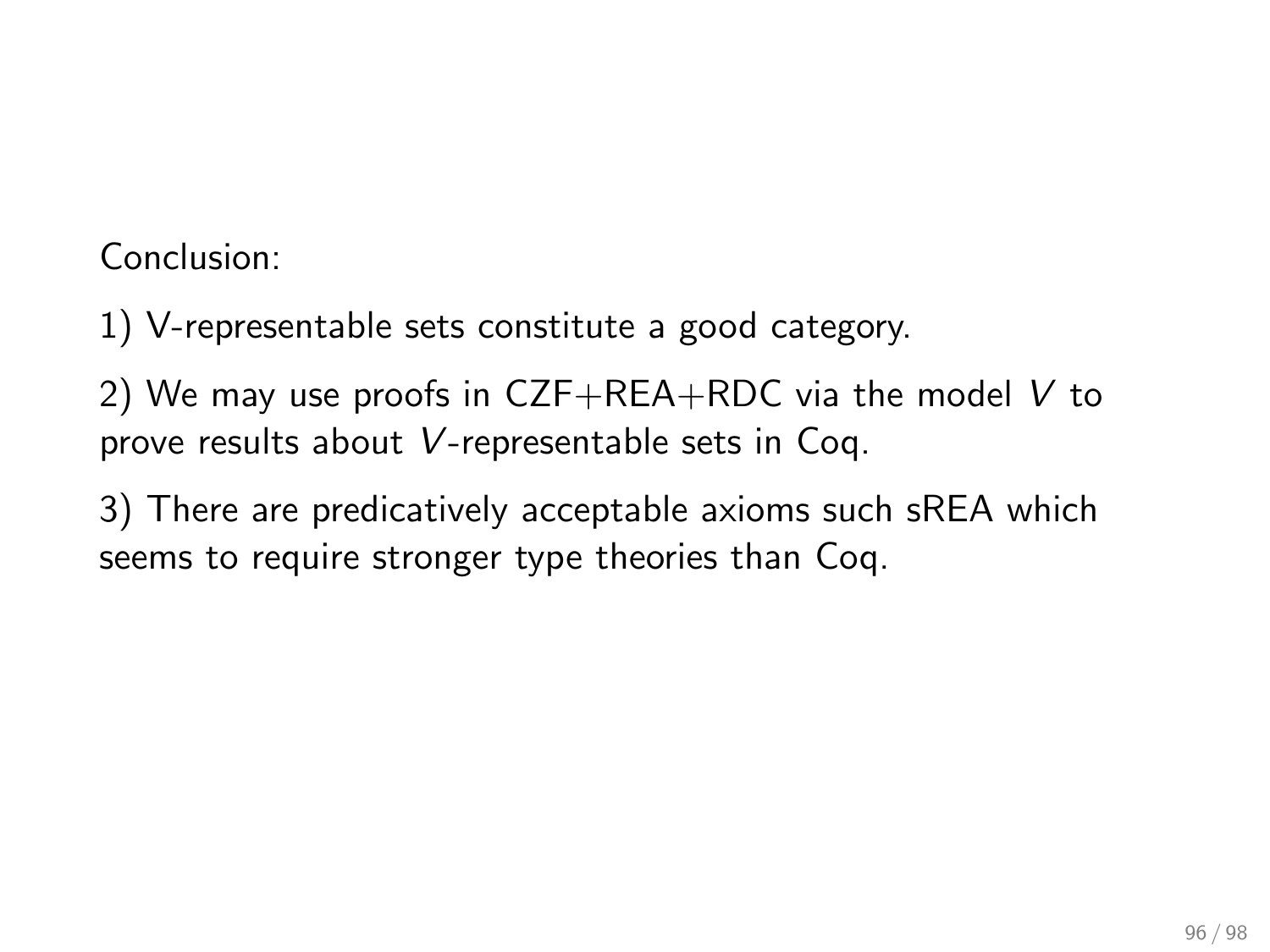Conclusion:

1) V-representable sets constitute a good category.

2) We may use proofs in CZF+REA+RDC via the model $V$ to prove results about $V$-representable sets in Coq.

3) There are predicatively acceptable axioms such sREA which seems to require stronger type theories than Coq.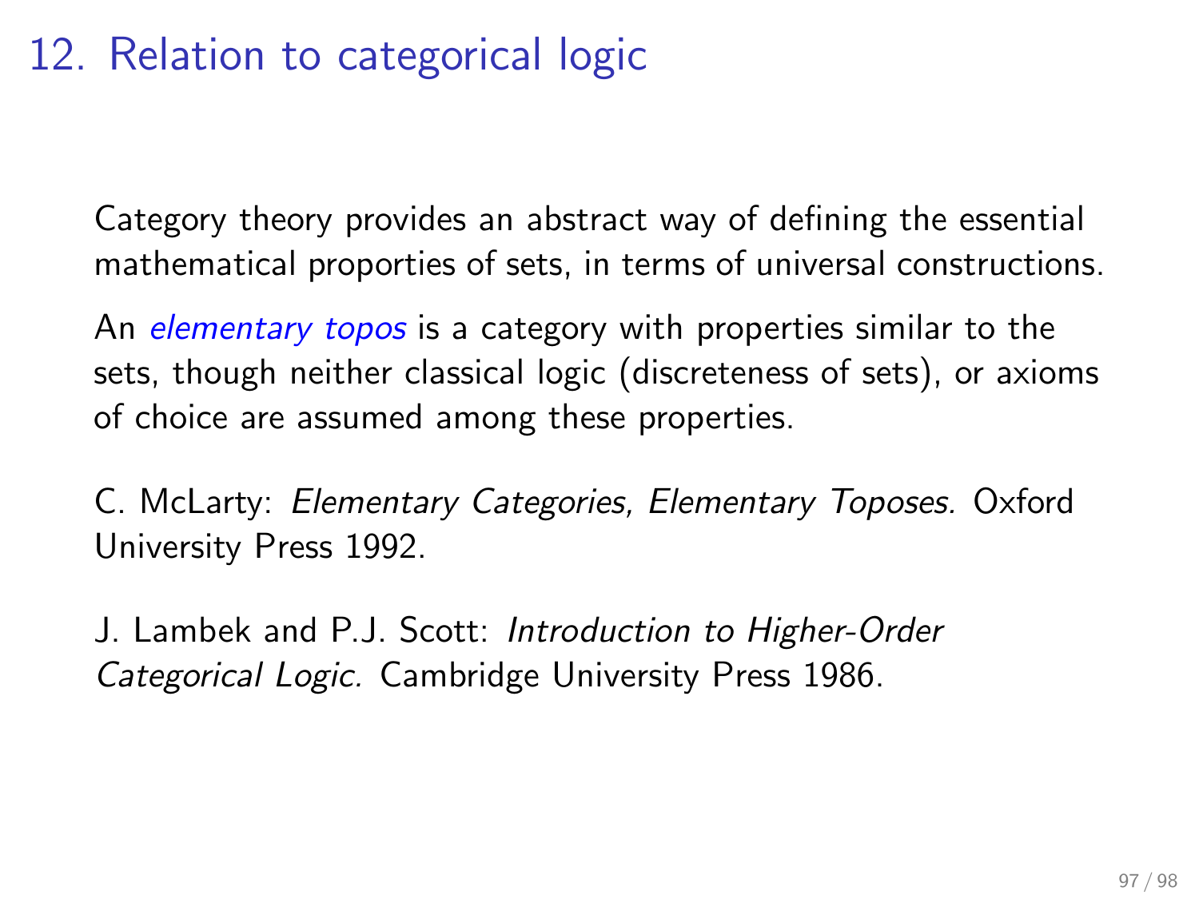# 12. Relation to categorical logic

Category theory provides an abstract way of defining the essential mathematical proporties of sets, in terms of universal constructions.

An *elementary topos* is a category with properties similar to the sets, though neither classical logic (discreteness of sets), or axioms of choice are assumed among these properties.

C. McLarty: *Elementary Categories, Elementary Toposes.* Oxford University Press 1992.

J. Lambek and P.J. Scott: *Introduction to Higher-Order Categorical Logic.* Cambridge University Press 1986.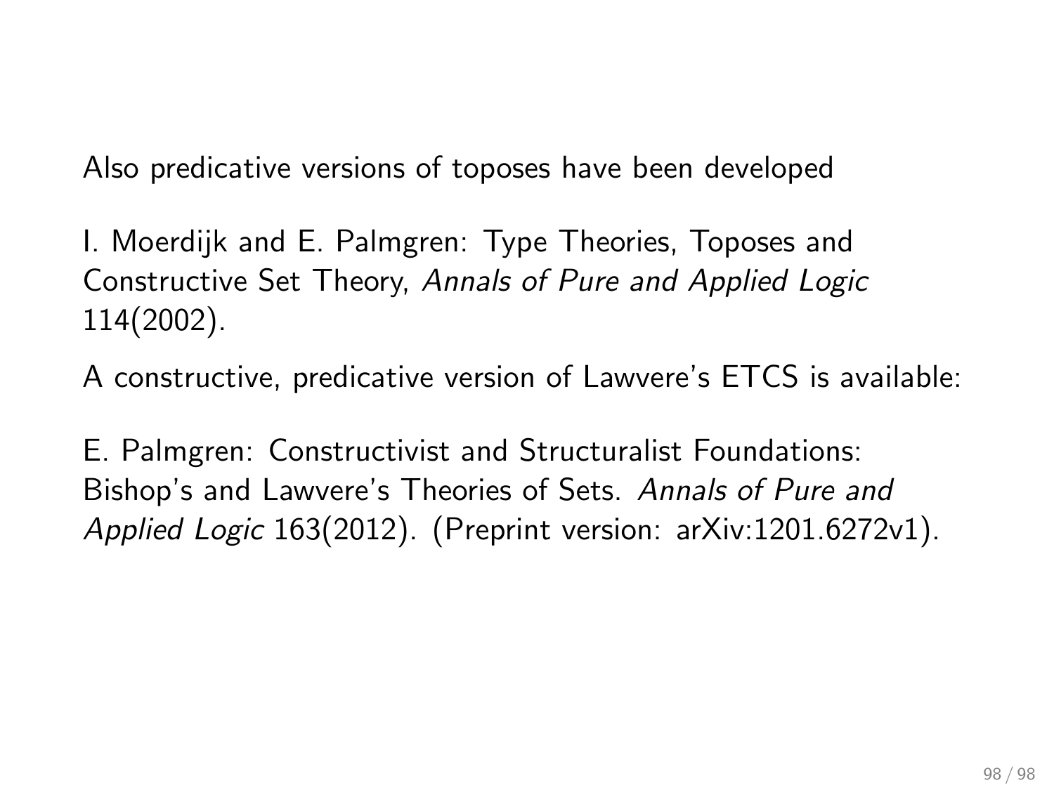Also predicative versions of toposes have been developed

I. Moerdijk and E. Palmgren: Type Theories, Toposes and Constructive Set Theory, *Annals of Pure and Applied Logic* 114(2002).

A constructive, predicative version of Lawvere's ETCS is available:

E. Palmgren: Constructivist and Structuralist Foundations: Bishop's and Lawvere's Theories of Sets. *Annals of Pure and Applied Logic* 163(2012). (Preprint version: arXiv:1201.6272v1).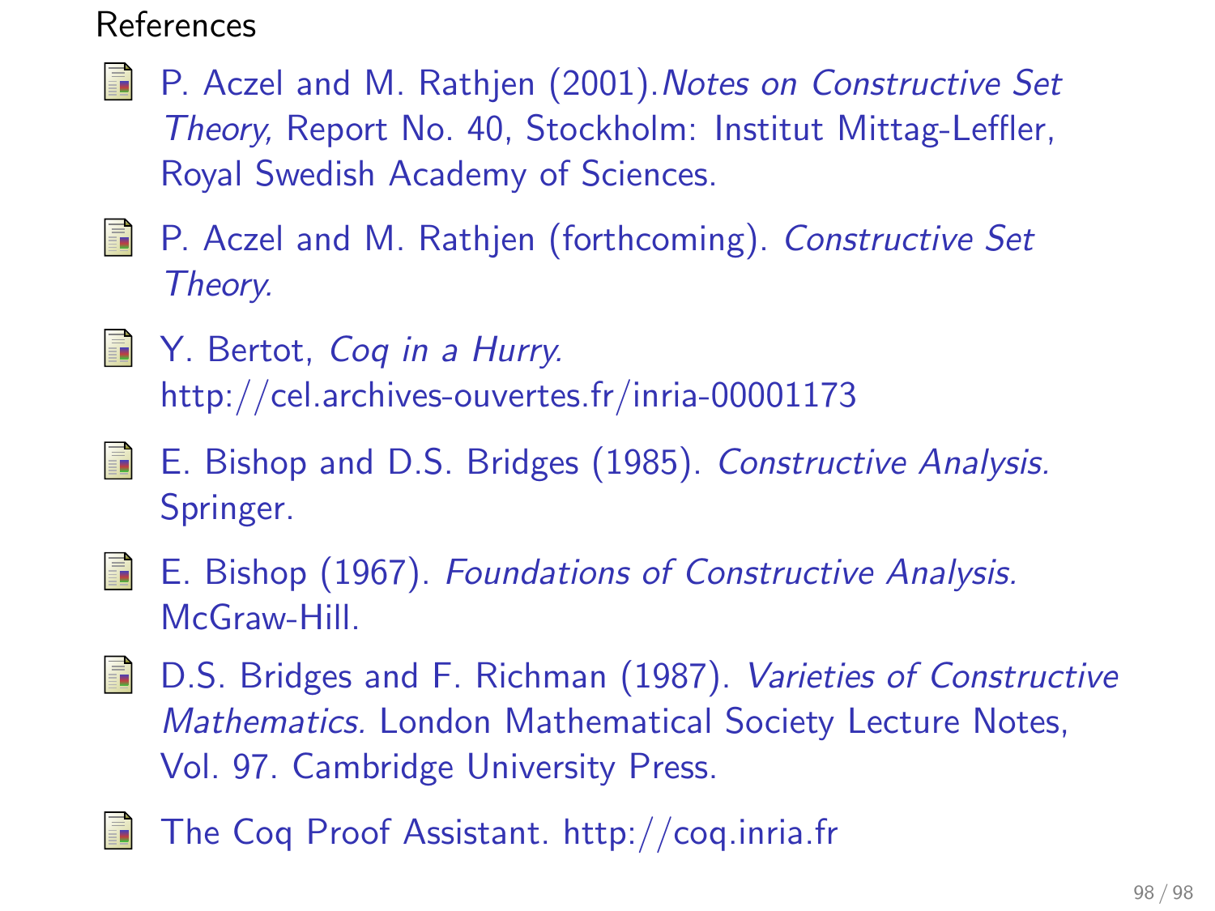## References

- P. Aczel and M. Rathjen (2001).*Notes on Constructive Set Theory,* Report No. 40, Stockholm: Institut Mittag-Leffler, Royal Swedish Academy of Sciences.
- P. Aczel and M. Rathjen (forthcoming). *Constructive Set Theory.*
- Y. Bertot, *Coq in a Hurry.* http://cel.archives-ouvertes.fr/inria-00001173
- E. Bishop and D.S. Bridges (1985). *Constructive Analysis.* Springer.
- E. Bishop (1967). *Foundations of Constructive Analysis.* McGraw-Hill.
- D.S. Bridges and F. Richman (1987). *Varieties of Constructive Mathematics.* London Mathematical Society Lecture Notes, Vol. 97. Cambridge University Press.
- The Coq Proof Assistant. http://coq.inria.fr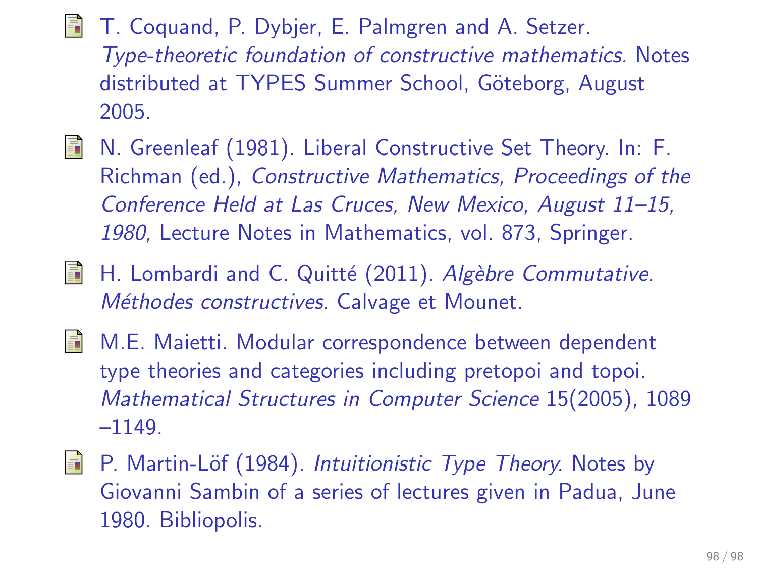- T. Coquand, P. Dybjer, E. Palmgren and A. Setzer. *Type-theoretic foundation of constructive mathematics.* Notes distributed at TYPES Summer School, Göteborg, August 2005.

- N. Greenleaf (1981). Liberal Constructive Set Theory. In: F. Richman (ed.), *Constructive Mathematics, Proceedings of the Conference Held at Las Cruces, New Mexico, August 11–15, 1980,* Lecture Notes in Mathematics, vol. 873, Springer.

- H. Lombardi and C. Quitté (2011). *Algèbre Commutative. Méthodes constructives.* Calvage et Mounet.

- M.E. Maietti. Modular correspondence between dependent type theories and categories including pretopoi and topoi. *Mathematical Structures in Computer Science* 15(2005), 1089 –1149.

- P. Martin-Löf (1984). *Intuitionistic Type Theory.* Notes by Giovanni Sambin of a series of lectures given in Padua, June 1980. Bibliopolis.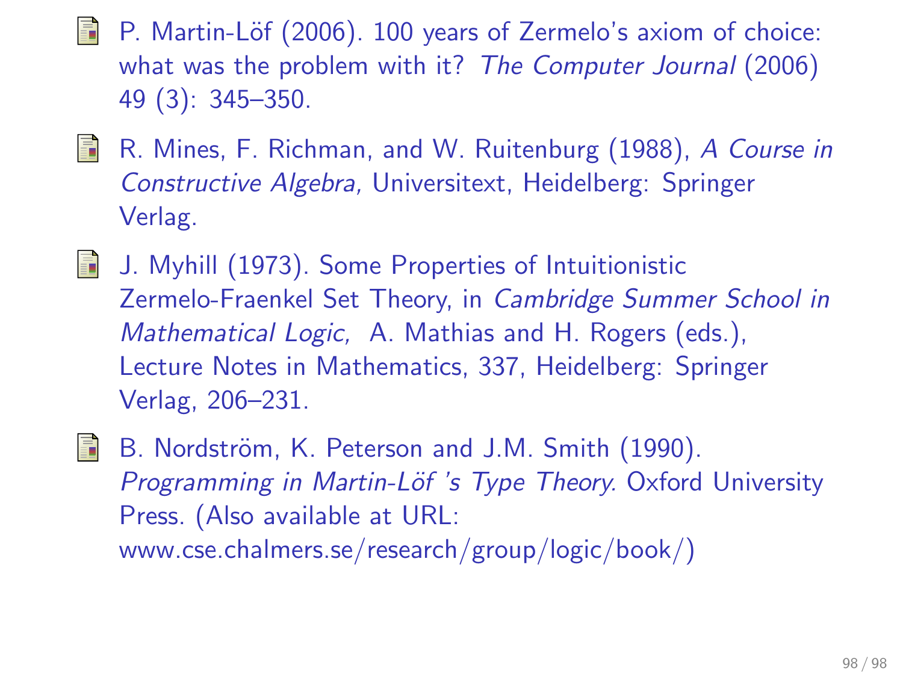- P. Martin-Löf (2006). 100 years of Zermelo's axiom of choice: what was the problem with it? *The Computer Journal* (2006) 49 (3): 345–350.

- R. Mines, F. Richman, and W. Ruitenburg (1988), *A Course in Constructive Algebra,* Universitext, Heidelberg: Springer Verlag.

- J. Myhill (1973). Some Properties of Intuitionistic Zermelo-Fraenkel Set Theory, in *Cambridge Summer School in Mathematical Logic,* A. Mathias and H. Rogers (eds.), Lecture Notes in Mathematics, 337, Heidelberg: Springer Verlag, 206–231.

- B. Nordström, K. Peterson and J.M. Smith (1990). *Programming in Martin-Löf 's Type Theory.* Oxford University Press. (Also available at URL: www.cse.chalmers.se/research/group/logic/book/)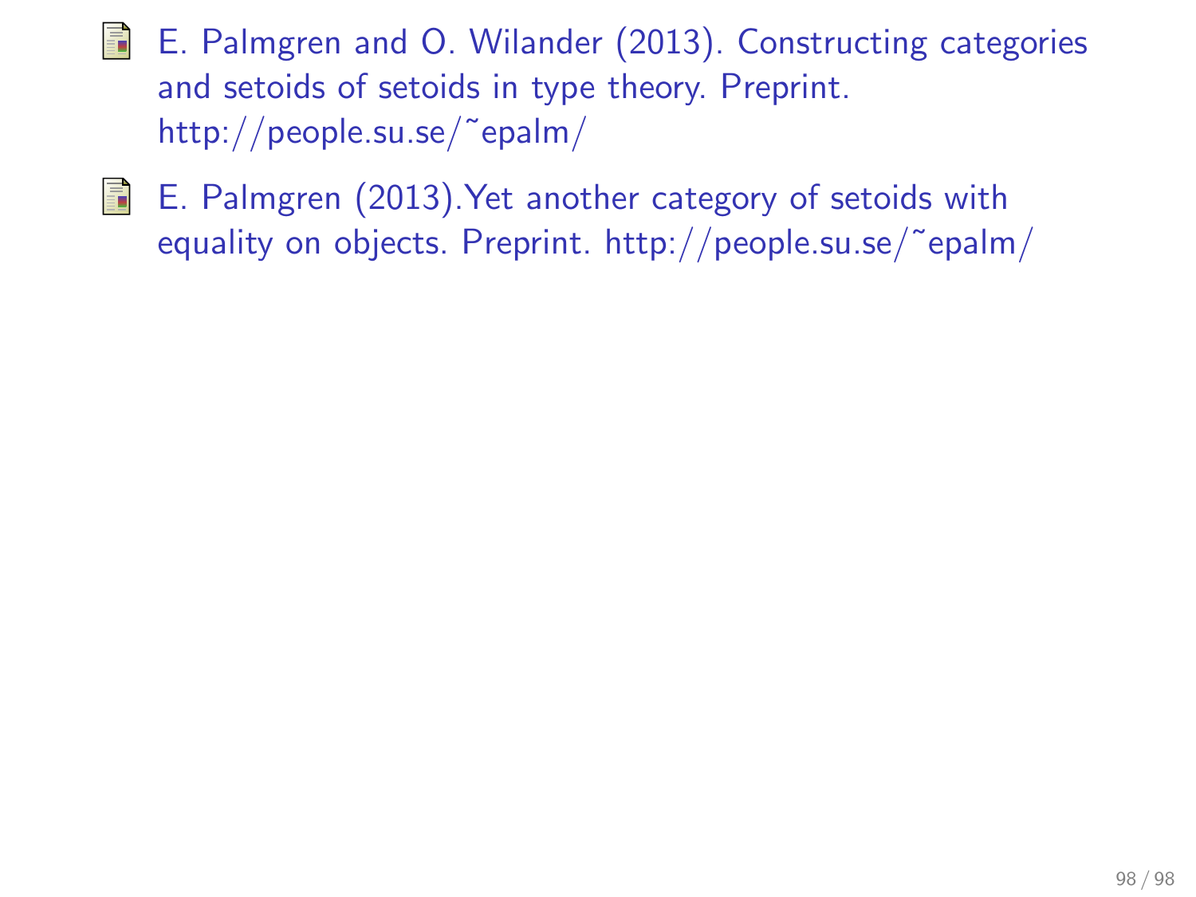- E. Palmgren and O. Wilander (2013). Constructing categories and setoids of setoids in type theory. Preprint. http://people.su.se/~epalm/

- E. Palmgren (2013).Yet another category of setoids with equality on objects. Preprint. http://people.su.se/~epalm/